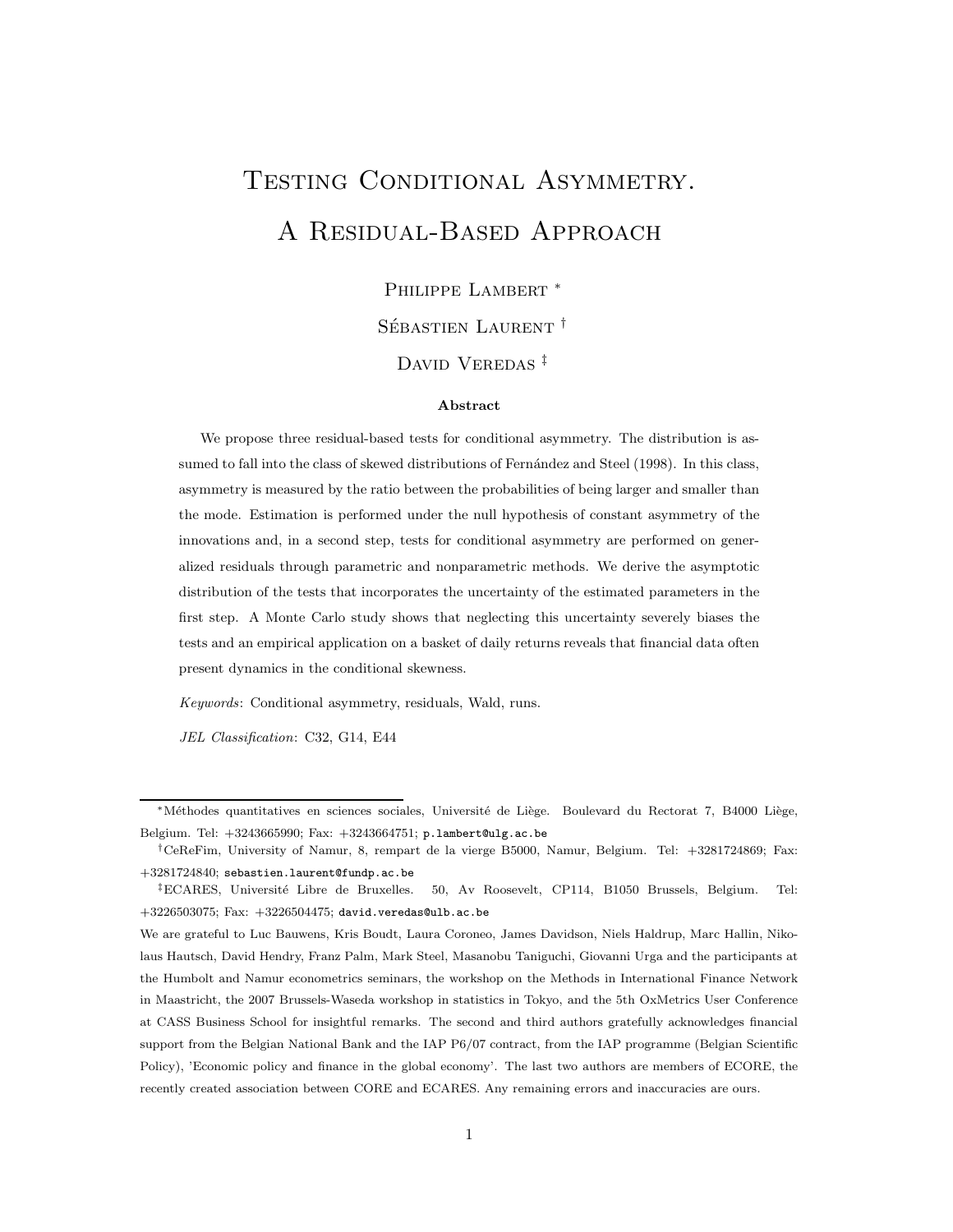# Testing Conditional Asymmetry. A Residual-Based Approach

Philippe Lambert [*]

Sébastien Laurent [†]

David Veredas [‡]

### Abstract

We propose three residual-based tests for conditional asymmetry. The distribution is assumed to fall into the class of skewed distributions of Fernández and Steel (1998). In this class, asymmetry is measured by the ratio between the probabilities of being larger and smaller than the mode. Estimation is performed under the null hypothesis of constant asymmetry of the innovations and, in a second step, tests for conditional asymmetry are performed on generalized residuals through parametric and nonparametric methods. We derive the asymptotic distribution of the tests that incorporates the uncertainty of the estimated parameters in the first step. A Monte Carlo study shows that neglecting this uncertainty severely biases the tests and an empirical application on a basket of daily returns reveals that financial data often present dynamics in the conditional skewness.

*Keywords*: Conditional asymmetry, residuals, Wald, runs.

*JEL Classification*: C32, G14, E44

---

[*] Méthodes quantitatives en sciences sociales, Université de Liège. Boulevard du Rectorat 7, B4000 Liège, Belgium. Tel: +3243665990; Fax: +3243664751; p.lambert@ulg.ac.be

[†] CeReFim, University of Namur, 8, rempart de la vierge B5000, Namur, Belgium. Tel: +3281724869; Fax: +3281724840; sebastien.laurent@fundp.ac.be

[‡] ECARES, Université Libre de Bruxelles. 50, Av Roosevelt, CP114, B1050 Brussels, Belgium. Tel: +3226503075; Fax: +3226504475; david.veredas@ulb.ac.be

We are grateful to Luc Bauwens, Kris Boudt, Laura Coroneo, James Davidson, Niels Haldrup, Marc Hallin, Nikolaus Hautsch, David Hendry, Franz Palm, Mark Steel, Masanobu Taniguchi, Giovanni Urga and the participants at the Humbolt and Namur econometrics seminars, the workshop on the Methods in International Finance Network in Maastricht, the 2007 Brussels-Waseda workshop in statistics in Tokyo, and the 5th OxMetrics User Conference at CASS Business School for insightful remarks. The second and third authors gratefully acknowledges financial support from the Belgian National Bank and the IAP P6/07 contract, from the IAP programme (Belgian Scientific Policy), 'Economic policy and finance in the global economy'. The last two authors are members of ECORE, the recently created association between CORE and ECARES. Any remaining errors and inaccuracies are ours.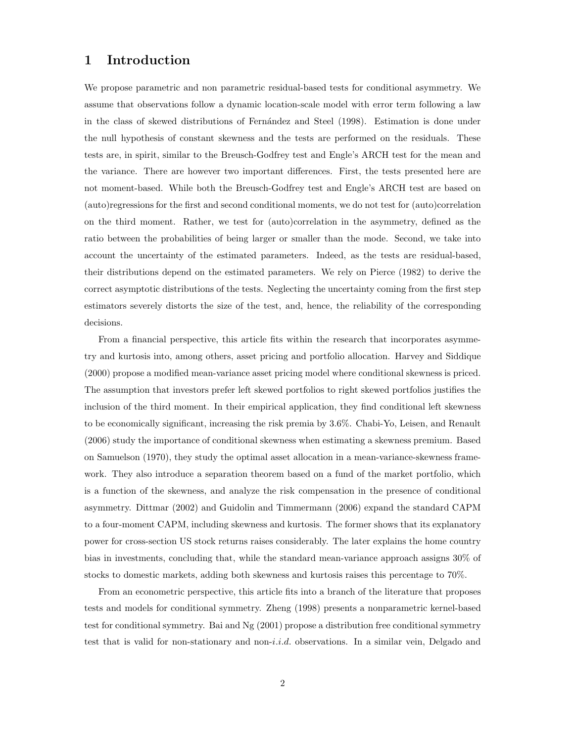# 1 Introduction

We propose parametric and non parametric residual-based tests for conditional asymmetry. We assume that observations follow a dynamic location-scale model with error term following a law in the class of skewed distributions of Fernández and Steel (1998). Estimation is done under the null hypothesis of constant skewness and the tests are performed on the residuals. These tests are, in spirit, similar to the Breusch-Godfrey test and Engle's ARCH test for the mean and the variance. There are however two important differences. First, the tests presented here are not moment-based. While both the Breusch-Godfrey test and Engle's ARCH test are based on (auto)regressions for the first and second conditional moments, we do not test for (auto)correlation on the third moment. Rather, we test for (auto)correlation in the asymmetry, defined as the ratio between the probabilities of being larger or smaller than the mode. Second, we take into account the uncertainty of the estimated parameters. Indeed, as the tests are residual-based, their distributions depend on the estimated parameters. We rely on Pierce (1982) to derive the correct asymptotic distributions of the tests. Neglecting the uncertainty coming from the first step estimators severely distorts the size of the test, and, hence, the reliability of the corresponding decisions.

From a financial perspective, this article fits within the research that incorporates asymmetry and kurtosis into, among others, asset pricing and portfolio allocation. Harvey and Siddique (2000) propose a modified mean-variance asset pricing model where conditional skewness is priced. The assumption that investors prefer left skewed portfolios to right skewed portfolios justifies the inclusion of the third moment. In their empirical application, they find conditional left skewness to be economically significant, increasing the risk premia by 3.6%. Chabi-Yo, Leisen, and Renault (2006) study the importance of conditional skewness when estimating a skewness premium. Based on Samuelson (1970), they study the optimal asset allocation in a mean-variance-skewness framework. They also introduce a separation theorem based on a fund of the market portfolio, which is a function of the skewness, and analyze the risk compensation in the presence of conditional asymmetry. Dittmar (2002) and Guidolin and Timmermann (2006) expand the standard CAPM to a four-moment CAPM, including skewness and kurtosis. The former shows that its explanatory power for cross-section US stock returns raises considerably. The later explains the home country bias in investments, concluding that, while the standard mean-variance approach assigns 30% of stocks to domestic markets, adding both skewness and kurtosis raises this percentage to 70%.

From an econometric perspective, this article fits into a branch of the literature that proposes tests and models for conditional symmetry. Zheng (1998) presents a nonparametric kernel-based test for conditional symmetry. Bai and Ng (2001) propose a distribution free conditional symmetry test that is valid for non-stationary and non-*i.i.d.* observations. In a similar vein, Delgado and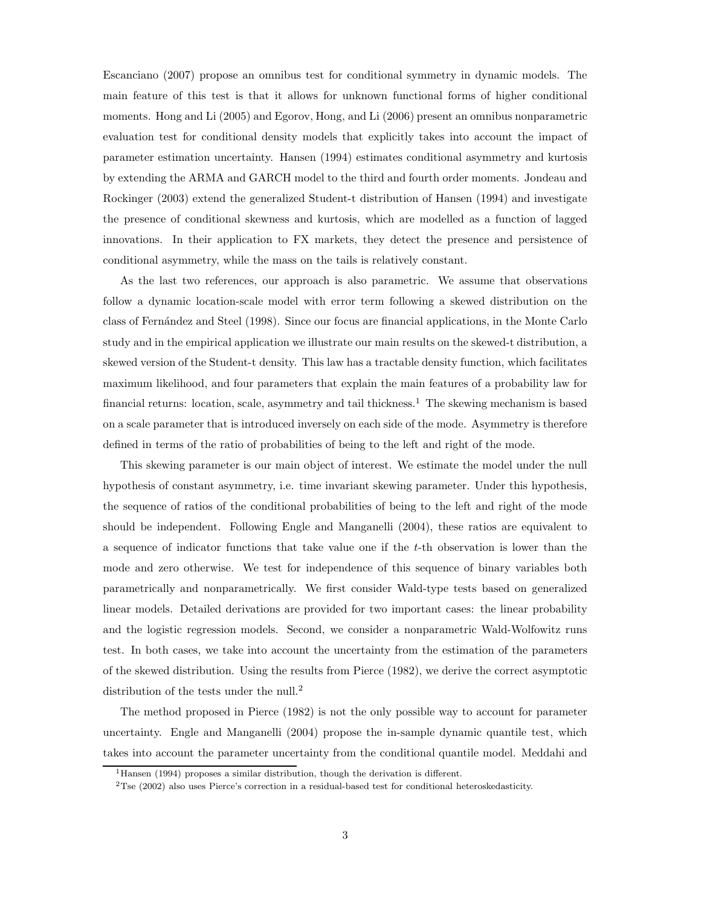Escanciano (2007) propose an omnibus test for conditional symmetry in dynamic models. The main feature of this test is that it allows for unknown functional forms of higher conditional moments. Hong and Li (2005) and Egorov, Hong, and Li (2006) present an omnibus nonparametric evaluation test for conditional density models that explicitly takes into account the impact of parameter estimation uncertainty. Hansen (1994) estimates conditional asymmetry and kurtosis by extending the ARMA and GARCH model to the third and fourth order moments. Jondeau and Rockinger (2003) extend the generalized Student-t distribution of Hansen (1994) and investigate the presence of conditional skewness and kurtosis, which are modelled as a function of lagged innovations. In their application to FX markets, they detect the presence and persistence of conditional asymmetry, while the mass on the tails is relatively constant.

As the last two references, our approach is also parametric. We assume that observations follow a dynamic location-scale model with error term following a skewed distribution on the class of Fernández and Steel (1998). Since our focus are financial applications, in the Monte Carlo study and in the empirical application we illustrate our main results on the skewed-t distribution, a skewed version of the Student-t density. This law has a tractable density function, which facilitates maximum likelihood, and four parameters that explain the main features of a probability law for financial returns: location, scale, asymmetry and tail thickness.[1] The skewing mechanism is based on a scale parameter that is introduced inversely on each side of the mode. Asymmetry is therefore defined in terms of the ratio of probabilities of being to the left and right of the mode.

This skewing parameter is our main object of interest. We estimate the model under the null hypothesis of constant asymmetry, i.e. time invariant skewing parameter. Under this hypothesis, the sequence of ratios of the conditional probabilities of being to the left and right of the mode should be independent. Following Engle and Manganelli (2004), these ratios are equivalent to a sequence of indicator functions that take value one if the $t$-th observation is lower than the mode and zero otherwise. We test for independence of this sequence of binary variables both parametrically and nonparametrically. We first consider Wald-type tests based on generalized linear models. Detailed derivations are provided for two important cases: the linear probability and the logistic regression models. Second, we consider a nonparametric Wald-Wolfowitz runs test. In both cases, we take into account the uncertainty from the estimation of the parameters of the skewed distribution. Using the results from Pierce (1982), we derive the correct asymptotic distribution of the tests under the null.[2]

The method proposed in Pierce (1982) is not the only possible way to account for parameter uncertainty. Engle and Manganelli (2004) propose the in-sample dynamic quantile test, which takes into account the parameter uncertainty from the conditional quantile model. Meddahi and

[1] Hansen (1994) proposes a similar distribution, though the derivation is different.

[2] Tse (2002) also uses Pierce's correction in a residual-based test for conditional heteroskedasticity.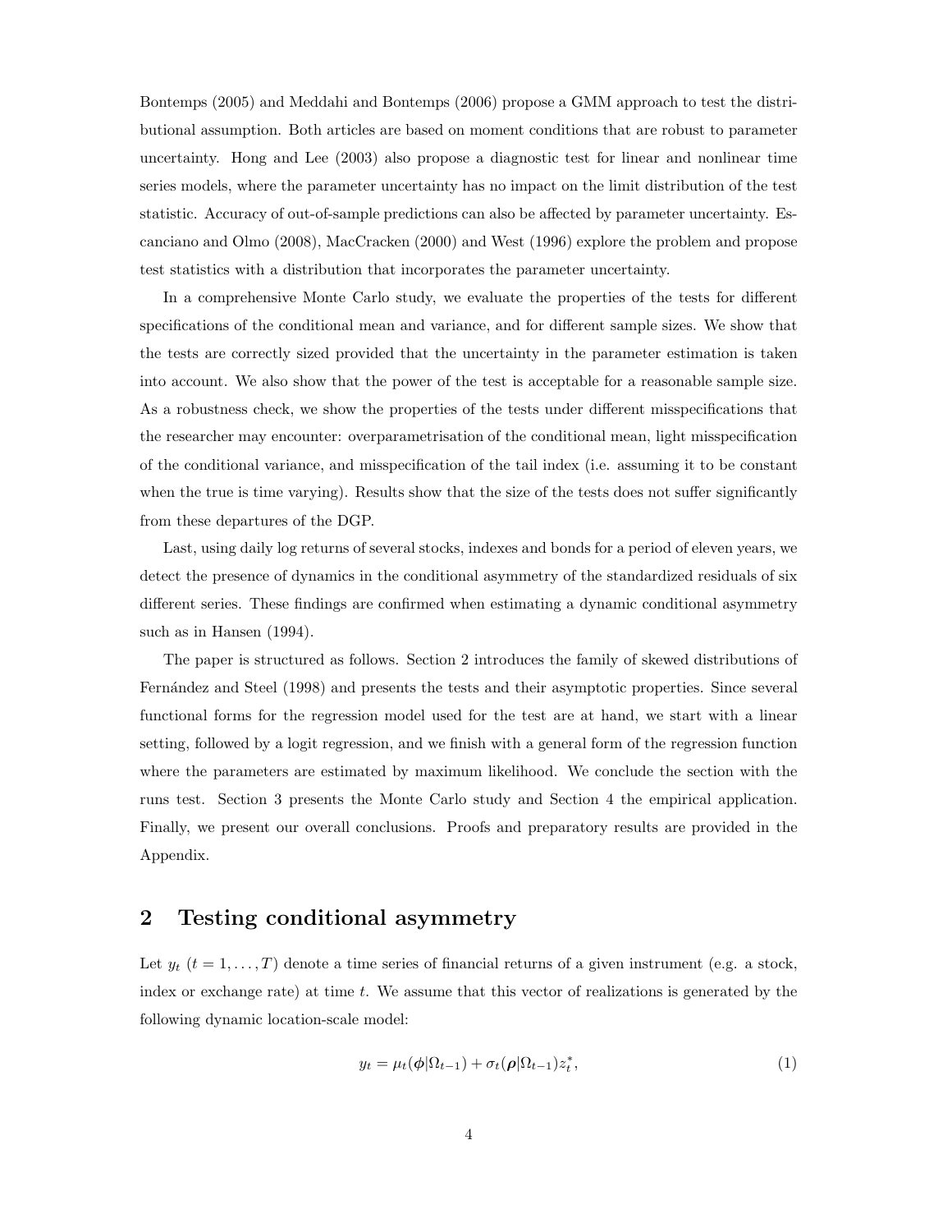Bontemps (2005) and Meddahi and Bontemps (2006) propose a GMM approach to test the distributional assumption. Both articles are based on moment conditions that are robust to parameter uncertainty. Hong and Lee (2003) also propose a diagnostic test for linear and nonlinear time series models, where the parameter uncertainty has no impact on the limit distribution of the test statistic. Accuracy of out-of-sample predictions can also be affected by parameter uncertainty. Escanciano and Olmo (2008), MacCracken (2000) and West (1996) explore the problem and propose test statistics with a distribution that incorporates the parameter uncertainty.

In a comprehensive Monte Carlo study, we evaluate the properties of the tests for different specifications of the conditional mean and variance, and for different sample sizes. We show that the tests are correctly sized provided that the uncertainty in the parameter estimation is taken into account. We also show that the power of the test is acceptable for a reasonable sample size. As a robustness check, we show the properties of the tests under different misspecifications that the researcher may encounter: overparametrisation of the conditional mean, light misspecification of the conditional variance, and misspecification of the tail index (i.e. assuming it to be constant when the true is time varying). Results show that the size of the tests does not suffer significantly from these departures of the DGP.

Last, using daily log returns of several stocks, indexes and bonds for a period of eleven years, we detect the presence of dynamics in the conditional asymmetry of the standardized residuals of six different series. These findings are confirmed when estimating a dynamic conditional asymmetry such as in Hansen (1994).

The paper is structured as follows. Section 2 introduces the family of skewed distributions of Fernández and Steel (1998) and presents the tests and their asymptotic properties. Since several functional forms for the regression model used for the test are at hand, we start with a linear setting, followed by a logit regression, and we finish with a general form of the regression function where the parameters are estimated by maximum likelihood. We conclude the section with the runs test. Section 3 presents the Monte Carlo study and Section 4 the empirical application. Finally, we present our overall conclusions. Proofs and preparatory results are provided in the Appendix.

## 2 Testing conditional asymmetry

Let $y_t$ ($t = 1, \ldots, T$) denote a time series of financial returns of a given instrument (e.g. a stock, index or exchange rate) at time $t$. We assume that this vector of realizations is generated by the following dynamic location-scale model:

$$y_t = \mu_t(\boldsymbol{\phi}|\Omega_{t-1}) + \sigma_t(\boldsymbol{\rho}|\Omega_{t-1})z_t^*, \tag{1}$$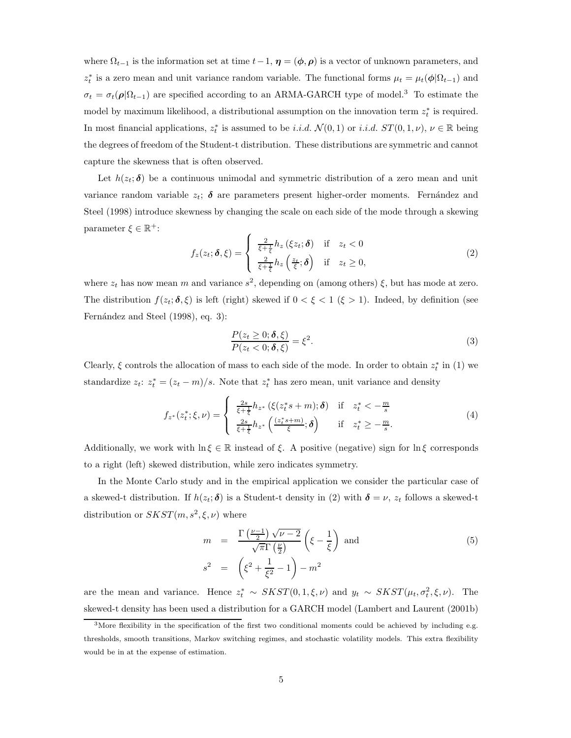where $\Omega_{t-1}$ is the information set at time $t-1$, $\boldsymbol{\eta} = (\boldsymbol{\phi}, \boldsymbol{\rho})$ is a vector of unknown parameters, and $z_t^*$ is a zero mean and unit variance random variable. The functional forms $\mu_t = \mu_t(\boldsymbol{\phi}|\Omega_{t-1})$ and $\sigma_t = \sigma_t(\boldsymbol{\rho}|\Omega_{t-1})$ are specified according to an ARMA-GARCH type of model.[3] To estimate the model by maximum likelihood, a distributional assumption on the innovation term $z_t^*$ is required. In most financial applications, $z_t^*$ is assumed to be *i.i.d.* $\mathcal{N}(0,1)$ or *i.i.d.* $ST(0,1,\nu)$, $\nu \in \mathbb{R}$ being the degrees of freedom of the Student-t distribution. These distributions are symmetric and cannot capture the skewness that is often observed.

Let $h(z_t; \boldsymbol{\delta})$ be a continuous unimodal and symmetric distribution of a zero mean and unit variance random variable $z_t$; $\boldsymbol{\delta}$ are parameters present higher-order moments. Fernández and Steel (1998) introduce skewness by changing the scale on each side of the mode through a skewing parameter $\xi \in \mathbb{R}^+$:

$$f_z(z_t; \boldsymbol{\delta}, \xi) = \begin{cases} \frac{2}{\xi + \frac{1}{\xi}} h_z(\xi z_t; \boldsymbol{\delta}) & \text{if} \quad z_t < 0 \\ \frac{2}{\xi + \frac{1}{\xi}} h_z\left(\frac{z_t}{\xi}; \boldsymbol{\delta}\right) & \text{if} \quad z_t \geq 0, \end{cases} \tag{2}$$

where $z_t$ has now mean $m$ and variance $s^2$, depending on (among others) $\xi$, but has mode at zero. The distribution $f(z_t; \boldsymbol{\delta}, \xi)$ is left (right) skewed if $0 < \xi < 1$ ($\xi > 1$). Indeed, by definition (see Fernández and Steel (1998), eq. 3):

$$\frac{P(z_t \geq 0; \boldsymbol{\delta}, \xi)}{P(z_t < 0; \boldsymbol{\delta}, \xi)} = \xi^2. \tag{3}$$

Clearly, $\xi$ controls the allocation of mass to each side of the mode. In order to obtain $z_t^*$ in (1) we standardize $z_t$: $z_t^* = (z_t - m)/s$. Note that $z_t^*$ has zero mean, unit variance and density

$$f_{z^*}(z_t^*; \xi, \nu) = \begin{cases} \frac{2s}{\xi + \frac{1}{\xi}} h_{z^*}(\xi(z_t^* s + m); \boldsymbol{\delta}) & \text{if} \quad z_t^* < -\frac{m}{s} \\ \frac{2s}{\xi + \frac{1}{\xi}} h_{z^*}\left(\frac{(z_t^* s + m)}{\xi}; \boldsymbol{\delta}\right) & \text{if} \quad z_t^* \geq -\frac{m}{s}. \end{cases} \tag{4}$$

Additionally, we work with $\ln \xi \in \mathbb{R}$ instead of $\xi$. A positive (negative) sign for $\ln \xi$ corresponds to a right (left) skewed distribution, while zero indicates symmetry.

In the Monte Carlo study and in the empirical application we consider the particular case of a skewed-t distribution. If $h(z_t; \boldsymbol{\delta})$ is a Student-t density in (2) with $\boldsymbol{\delta} = \nu$, $z_t$ follows a skewed-t distribution or $SKST(m, s^2, \xi, \nu)$ where

$$\begin{aligned} m &= \frac{\Gamma\left(\frac{\nu-1}{2}\right)\sqrt{\nu-2}}{\sqrt{\pi}\,\Gamma\left(\frac{\nu}{2}\right)}\left(\xi - \frac{1}{\xi}\right) \text{ and} \\ s^2 &= \left(\xi^2 + \frac{1}{\xi^2} - 1\right) - m^2 \end{aligned} \tag{5}$$

are the mean and variance. Hence $z_t^* \sim SKST(0, 1, \xi, \nu)$ and $y_t \sim SKST(\mu_t, \sigma_t^2, \xi, \nu)$. The skewed-t density has been used a distribution for a GARCH model (Lambert and Laurent (2001b)

[3] More flexibility in the specification of the first two conditional moments could be achieved by including e.g. thresholds, smooth transitions, Markov switching regimes, and stochastic volatility models. This extra flexibility would be in at the expense of estimation.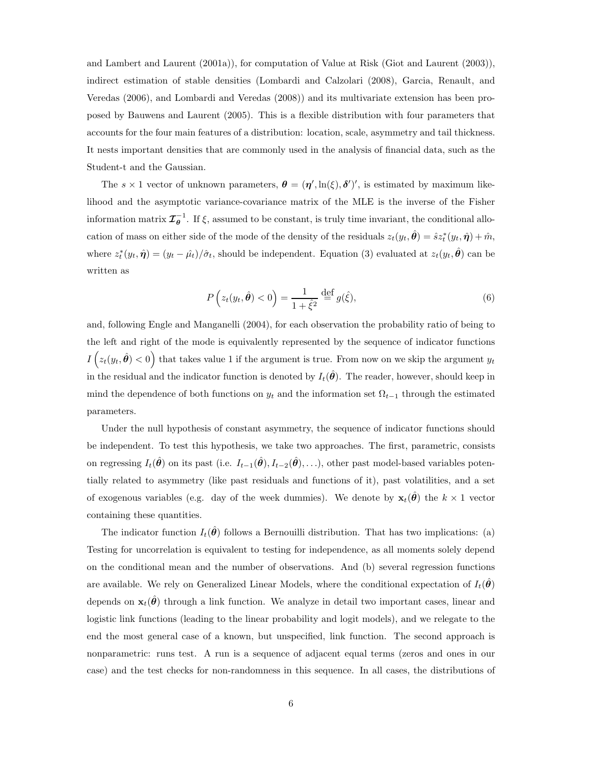and Lambert and Laurent (2001a)), for computation of Value at Risk (Giot and Laurent (2003)), indirect estimation of stable densities (Lombardi and Calzolari (2008), Garcia, Renault, and Veredas (2006), and Lombardi and Veredas (2008)) and its multivariate extension has been proposed by Bauwens and Laurent (2005). This is a flexible distribution with four parameters that accounts for the four main features of a distribution: location, scale, asymmetry and tail thickness. It nests important densities that are commonly used in the analysis of financial data, such as the Student-t and the Gaussian.

The $s \times 1$ vector of unknown parameters, $\boldsymbol{\theta} = (\boldsymbol{\eta}', \ln(\xi), \boldsymbol{\delta}')'$, is estimated by maximum likelihood and the asymptotic variance-covariance matrix of the MLE is the inverse of the Fisher information matrix $\boldsymbol{\mathcal{I}}_{\boldsymbol{\theta}}^{-1}$. If $\xi$, assumed to be constant, is truly time invariant, the conditional allocation of mass on either side of the mode of the density of the residuals $z_t(y_t, \hat{\boldsymbol{\theta}}) = \hat{s} z_t^*(y_t, \hat{\boldsymbol{\eta}}) + \hat{m}$, where $z_t^*(y_t, \hat{\boldsymbol{\eta}}) = (y_t - \hat{\mu_t})/\hat{\sigma}_t$, should be independent. Equation (3) evaluated at $z_t(y_t, \hat{\boldsymbol{\theta}})$ can be written as

$$P\left(z_t(y_t, \hat{\boldsymbol{\theta}}) < 0\right) = \frac{1}{1 + \hat{\xi}^2} \stackrel{\text{def}}{=} g(\hat{\xi}), \tag{6}$$

and, following Engle and Manganelli (2004), for each observation the probability ratio of being to the left and right of the mode is equivalently represented by the sequence of indicator functions $I\left(z_t(y_t, \hat{\boldsymbol{\theta}}) < 0\right)$ that takes value 1 if the argument is true. From now on we skip the argument $y_t$ in the residual and the indicator function is denoted by $I_t(\hat{\boldsymbol{\theta}})$. The reader, however, should keep in mind the dependence of both functions on $y_t$ and the information set $\Omega_{t-1}$ through the estimated parameters.

Under the null hypothesis of constant asymmetry, the sequence of indicator functions should be independent. To test this hypothesis, we take two approaches. The first, parametric, consists on regressing $I_t(\hat{\boldsymbol{\theta}})$ on its past (i.e. $I_{t-1}(\hat{\boldsymbol{\theta}}), I_{t-2}(\hat{\boldsymbol{\theta}}), \ldots$), other past model-based variables potentially related to asymmetry (like past residuals and functions of it), past volatilities, and a set of exogenous variables (e.g. day of the week dummies). We denote by $\mathbf{x}_t(\hat{\boldsymbol{\theta}})$ the $k \times 1$ vector containing these quantities.

The indicator function $I_t(\hat{\boldsymbol{\theta}})$ follows a Bernouilli distribution. That has two implications: (a) Testing for uncorrelation is equivalent to testing for independence, as all moments solely depend on the conditional mean and the number of observations. And (b) several regression functions are available. We rely on Generalized Linear Models, where the conditional expectation of $I_t(\hat{\boldsymbol{\theta}})$ depends on $\mathbf{x}_t(\hat{\boldsymbol{\theta}})$ through a link function. We analyze in detail two important cases, linear and logistic link functions (leading to the linear probability and logit models), and we relegate to the end the most general case of a known, but unspecified, link function. The second approach is nonparametric: runs test. A run is a sequence of adjacent equal terms (zeros and ones in our case) and the test checks for non-randomness in this sequence. In all cases, the distributions of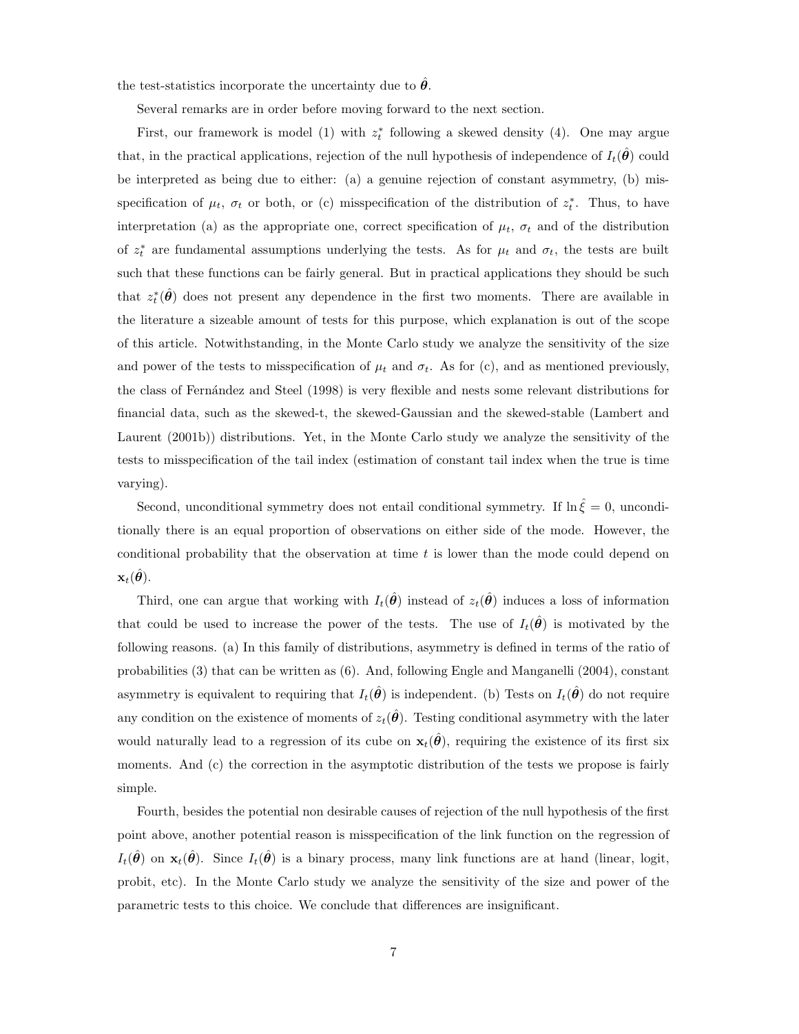the test-statistics incorporate the uncertainty due to $\hat{\boldsymbol{\theta}}$.

Several remarks are in order before moving forward to the next section.

First, our framework is model (1) with $z_t^*$ following a skewed density (4). One may argue that, in the practical applications, rejection of the null hypothesis of independence of $I_t(\hat{\boldsymbol{\theta}})$ could be interpreted as being due to either: (a) a genuine rejection of constant asymmetry, (b) misspecification of $\mu_t$, $\sigma_t$ or both, or (c) misspecification of the distribution of $z_t^*$. Thus, to have interpretation (a) as the appropriate one, correct specification of $\mu_t$, $\sigma_t$ and of the distribution of $z_t^*$ are fundamental assumptions underlying the tests. As for $\mu_t$ and $\sigma_t$, the tests are built such that these functions can be fairly general. But in practical applications they should be such that $z_t^*(\hat{\boldsymbol{\theta}})$ does not present any dependence in the first two moments. There are available in the literature a sizeable amount of tests for this purpose, which explanation is out of the scope of this article. Notwithstanding, in the Monte Carlo study we analyze the sensitivity of the size and power of the tests to misspecification of $\mu_t$ and $\sigma_t$. As for (c), and as mentioned previously, the class of Fernández and Steel (1998) is very flexible and nests some relevant distributions for financial data, such as the skewed-t, the skewed-Gaussian and the skewed-stable (Lambert and Laurent (2001b)) distributions. Yet, in the Monte Carlo study we analyze the sensitivity of the tests to misspecification of the tail index (estimation of constant tail index when the true is time varying).

Second, unconditional symmetry does not entail conditional symmetry. If $\ln \hat{\xi} = 0$, unconditionally there is an equal proportion of observations on either side of the mode. However, the conditional probability that the observation at time $t$ is lower than the mode could depend on $\mathbf{x}_t(\hat{\boldsymbol{\theta}})$.

Third, one can argue that working with $I_t(\hat{\boldsymbol{\theta}})$ instead of $z_t(\hat{\boldsymbol{\theta}})$ induces a loss of information that could be used to increase the power of the tests. The use of $I_t(\hat{\boldsymbol{\theta}})$ is motivated by the following reasons. (a) In this family of distributions, asymmetry is defined in terms of the ratio of probabilities (3) that can be written as (6). And, following Engle and Manganelli (2004), constant asymmetry is equivalent to requiring that $I_t(\hat{\boldsymbol{\theta}})$ is independent. (b) Tests on $I_t(\hat{\boldsymbol{\theta}})$ do not require any condition on the existence of moments of $z_t(\hat{\boldsymbol{\theta}})$. Testing conditional asymmetry with the later would naturally lead to a regression of its cube on $\mathbf{x}_t(\hat{\boldsymbol{\theta}})$, requiring the existence of its first six moments. And (c) the correction in the asymptotic distribution of the tests we propose is fairly simple.

Fourth, besides the potential non desirable causes of rejection of the null hypothesis of the first point above, another potential reason is misspecification of the link function on the regression of $I_t(\hat{\boldsymbol{\theta}})$ on $\mathbf{x}_t(\hat{\boldsymbol{\theta}})$. Since $I_t(\hat{\boldsymbol{\theta}})$ is a binary process, many link functions are at hand (linear, logit, probit, etc). In the Monte Carlo study we analyze the sensitivity of the size and power of the parametric tests to this choice. We conclude that differences are insignificant.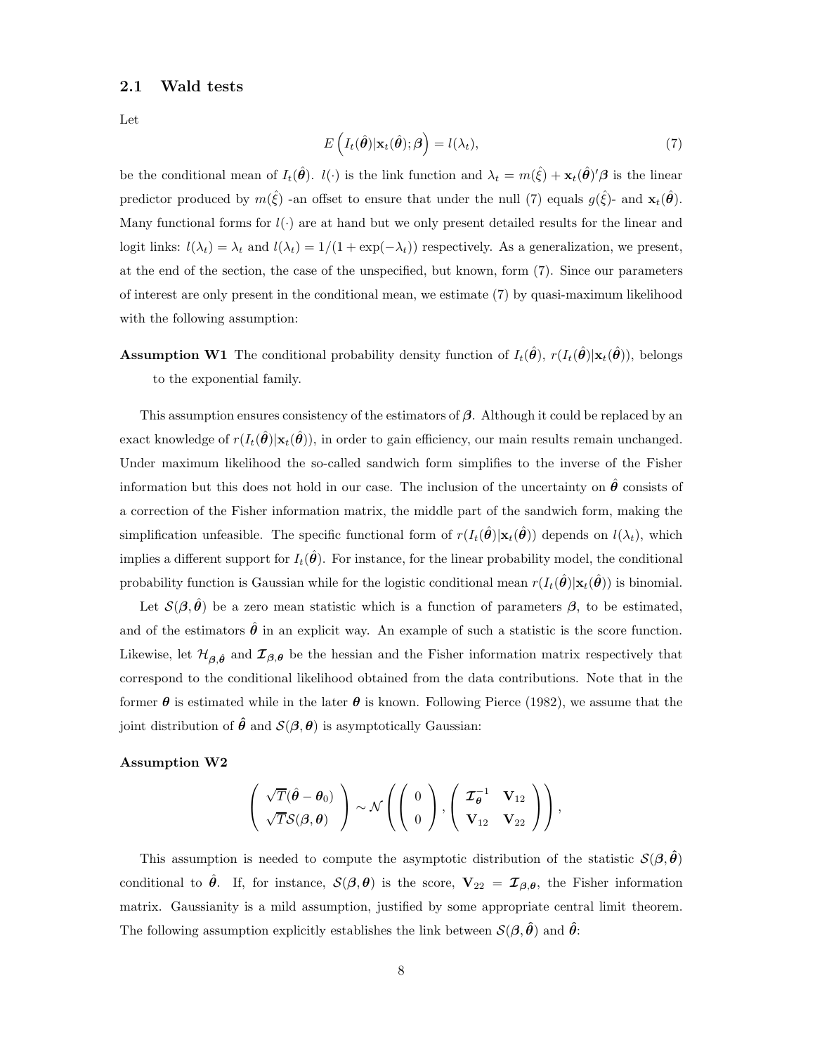### 2.1 Wald tests

Let

$$E\left(I_t(\hat{\boldsymbol{\theta}})|\mathbf{x}_t(\hat{\boldsymbol{\theta}});\boldsymbol{\beta}\right) = l(\lambda_t), \tag{7}$$

be the conditional mean of $I_t(\hat{\boldsymbol{\theta}})$. $l(\cdot)$ is the link function and $\lambda_t = m(\hat{\xi}) + \mathbf{x}_t(\hat{\boldsymbol{\theta}})'\boldsymbol{\beta}$ is the linear predictor produced by $m(\hat{\xi})$ -an offset to ensure that under the null (7) equals $g(\hat{\xi})$- and $\mathbf{x}_t(\hat{\boldsymbol{\theta}})$. Many functional forms for $l(\cdot)$ are at hand but we only present detailed results for the linear and logit links: $l(\lambda_t) = \lambda_t$ and $l(\lambda_t) = 1/(1+\exp(-\lambda_t))$ respectively. As a generalization, we present, at the end of the section, the case of the unspecified, but known, form (7). Since our parameters of interest are only present in the conditional mean, we estimate (7) by quasi-maximum likelihood with the following assumption:

**Assumption W1** The conditional probability density function of $I_t(\hat{\boldsymbol{\theta}})$, $r(I_t(\hat{\boldsymbol{\theta}})|\mathbf{x}_t(\hat{\boldsymbol{\theta}}))$, belongs to the exponential family.

This assumption ensures consistency of the estimators of $\boldsymbol{\beta}$. Although it could be replaced by an exact knowledge of $r(I_t(\hat{\boldsymbol{\theta}})|\mathbf{x}_t(\hat{\boldsymbol{\theta}}))$, in order to gain efficiency, our main results remain unchanged. Under maximum likelihood the so-called sandwich form simplifies to the inverse of the Fisher information but this does not hold in our case. The inclusion of the uncertainty on $\hat{\boldsymbol{\theta}}$ consists of a correction of the Fisher information matrix, the middle part of the sandwich form, making the simplification unfeasible. The specific functional form of $r(I_t(\hat{\boldsymbol{\theta}})|\mathbf{x}_t(\hat{\boldsymbol{\theta}}))$ depends on $l(\lambda_t)$, which implies a different support for $I_t(\hat{\boldsymbol{\theta}})$. For instance, for the linear probability model, the conditional probability function is Gaussian while for the logistic conditional mean $r(I_t(\hat{\boldsymbol{\theta}})|\mathbf{x}_t(\hat{\boldsymbol{\theta}}))$ is binomial.

Let $\mathcal{S}(\boldsymbol{\beta}, \hat{\boldsymbol{\theta}})$ be a zero mean statistic which is a function of parameters $\boldsymbol{\beta}$, to be estimated, and of the estimators $\hat{\boldsymbol{\theta}}$ in an explicit way. An example of such a statistic is the score function. Likewise, let $\mathcal{H}_{\boldsymbol{\beta},\hat{\boldsymbol{\theta}}}$ and $\boldsymbol{\mathcal{I}}_{\boldsymbol{\beta},\boldsymbol{\theta}}$ be the hessian and the Fisher information matrix respectively that correspond to the conditional likelihood obtained from the data contributions. Note that in the former $\boldsymbol{\theta}$ is estimated while in the later $\boldsymbol{\theta}$ is known. Following Pierce (1982), we assume that the joint distribution of $\hat{\boldsymbol{\theta}}$ and $\mathcal{S}(\boldsymbol{\beta}, \boldsymbol{\theta})$ is asymptotically Gaussian:

**Assumption W2**

$$\begin{pmatrix} \sqrt{T}(\hat{\boldsymbol{\theta}} - \boldsymbol{\theta}_0) \\ \sqrt{T}\mathcal{S}(\boldsymbol{\beta}, \boldsymbol{\theta}) \end{pmatrix} \sim \mathcal{N}\left( \begin{pmatrix} 0 \\ 0 \end{pmatrix}, \begin{pmatrix} \boldsymbol{\mathcal{I}}_{\boldsymbol{\theta}}^{-1} & \mathbf{V}_{12} \\ \mathbf{V}_{12} & \mathbf{V}_{22} \end{pmatrix} \right),$$

This assumption is needed to compute the asymptotic distribution of the statistic $\mathcal{S}(\boldsymbol{\beta}, \hat{\boldsymbol{\theta}})$ conditional to $\hat{\boldsymbol{\theta}}$. If, for instance, $\mathcal{S}(\boldsymbol{\beta}, \boldsymbol{\theta})$ is the score, $\mathbf{V}_{22} = \boldsymbol{\mathcal{I}}_{\boldsymbol{\beta},\boldsymbol{\theta}}$, the Fisher information matrix. Gaussianity is a mild assumption, justified by some appropriate central limit theorem. The following assumption explicitly establishes the link between $\mathcal{S}(\boldsymbol{\beta}, \hat{\boldsymbol{\theta}})$ and $\hat{\boldsymbol{\theta}}$: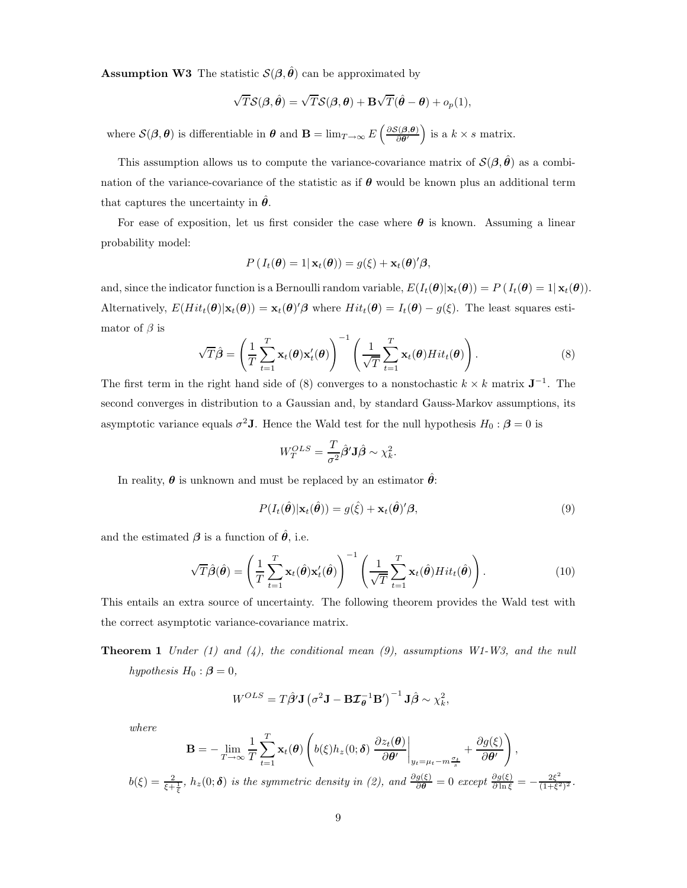**Assumption W3** The statistic $\mathcal{S}(\boldsymbol{\beta}, \hat{\boldsymbol{\theta}})$ can be approximated by

$$\sqrt{T}\mathcal{S}(\boldsymbol{\beta}, \hat{\boldsymbol{\theta}}) = \sqrt{T}\mathcal{S}(\boldsymbol{\beta}, \boldsymbol{\theta}) + \mathbf{B}\sqrt{T}(\hat{\boldsymbol{\theta}} - \boldsymbol{\theta}) + o_p(1),$$

where $\mathcal{S}(\boldsymbol{\beta}, \boldsymbol{\theta})$ is differentiable in $\boldsymbol{\theta}$ and $\mathbf{B} = \lim_{T\to\infty} E\left(\frac{\partial \mathcal{S}(\boldsymbol{\beta},\boldsymbol{\theta})}{\partial \boldsymbol{\theta}'}\right)$ is a $k \times s$ matrix.

This assumption allows us to compute the variance-covariance matrix of $\mathcal{S}(\boldsymbol{\beta}, \hat{\boldsymbol{\theta}})$ as a combination of the variance-covariance of the statistic as if $\boldsymbol{\theta}$ would be known plus an additional term that captures the uncertainty in $\hat{\boldsymbol{\theta}}$.

For ease of exposition, let us first consider the case where $\boldsymbol{\theta}$ is known. Assuming a linear probability model:

$$P\left(I_t(\boldsymbol{\theta}) = 1 | \, \mathbf{x}_t(\boldsymbol{\theta})\right) = g(\xi) + \mathbf{x}_t(\boldsymbol{\theta})'\boldsymbol{\beta},$$

and, since the indicator function is a Bernoulli random variable, $E(I_t(\boldsymbol{\theta})|\mathbf{x}_t(\boldsymbol{\theta})) = P\left(I_t(\boldsymbol{\theta}) = 1 | \, \mathbf{x}_t(\boldsymbol{\theta})\right)$. Alternatively, $E(Hit_t(\boldsymbol{\theta})|\mathbf{x}_t(\boldsymbol{\theta})) = \mathbf{x}_t(\boldsymbol{\theta})'\boldsymbol{\beta}$ where $Hit_t(\boldsymbol{\theta}) = I_t(\boldsymbol{\theta}) - g(\xi)$. The least squares estimator of $\beta$ is

$$\sqrt{T}\hat{\boldsymbol{\beta}} = \left(\frac{1}{T}\sum_{t=1}^{T} \mathbf{x}_t(\boldsymbol{\theta})\mathbf{x}_t'(\boldsymbol{\theta})\right)^{-1}\left(\frac{1}{\sqrt{T}}\sum_{t=1}^{T} \mathbf{x}_t(\boldsymbol{\theta})Hit_t(\boldsymbol{\theta})\right). \tag{8}$$

The first term in the right hand side of (8) converges to a nonstochastic $k \times k$ matrix $\mathbf{J}^{-1}$. The second converges in distribution to a Gaussian and, by standard Gauss-Markov assumptions, its asymptotic variance equals $\sigma^2\mathbf{J}$. Hence the Wald test for the null hypothesis $H_0 : \boldsymbol{\beta} = 0$ is

$$W_T^{OLS} = \frac{T}{\sigma^2}\hat{\boldsymbol{\beta}}'\mathbf{J}\hat{\boldsymbol{\beta}} \sim \chi_k^2.$$

In reality, $\boldsymbol{\theta}$ is unknown and must be replaced by an estimator $\hat{\boldsymbol{\theta}}$:

$$P(I_t(\hat{\boldsymbol{\theta}})|\mathbf{x}_t(\hat{\boldsymbol{\theta}})) = g(\hat{\xi}) + \mathbf{x}_t(\hat{\boldsymbol{\theta}})'\boldsymbol{\beta}, \tag{9}$$

and the estimated $\boldsymbol{\beta}$ is a function of $\hat{\boldsymbol{\theta}}$, i.e.

$$\sqrt{T}\hat{\boldsymbol{\beta}}(\hat{\boldsymbol{\theta}}) = \left(\frac{1}{T}\sum_{t=1}^{T} \mathbf{x}_t(\hat{\boldsymbol{\theta}})\mathbf{x}_t'(\hat{\boldsymbol{\theta}})\right)^{-1}\left(\frac{1}{\sqrt{T}}\sum_{t=1}^{T} \mathbf{x}_t(\hat{\boldsymbol{\theta}})Hit_t(\hat{\boldsymbol{\theta}})\right). \tag{10}$$

This entails an extra source of uncertainty. The following theorem provides the Wald test with the correct asymptotic variance-covariance matrix.

**Theorem 1** *Under (1) and (4), the conditional mean (9), assumptions W1-W3, and the null hypothesis $H_0 : \boldsymbol{\beta} = 0$,*

$$W^{OLS} = T\hat{\boldsymbol{\beta}}'\mathbf{J}\left(\sigma^2\mathbf{J} - \mathbf{B}\boldsymbol{\mathcal{I}}_{\boldsymbol{\theta}}^{-1}\mathbf{B}'\right)^{-1}\mathbf{J}\hat{\boldsymbol{\beta}} \sim \chi_k^2,$$

*where*

$$\mathbf{B} = -\lim_{T\to\infty}\frac{1}{T}\sum_{t=1}^{T}\mathbf{x}_t(\boldsymbol{\theta})\left(b(\xi)h_z(0;\boldsymbol{\delta})\left.\frac{\partial z_t(\boldsymbol{\theta})}{\partial \boldsymbol{\theta}'}\right|_{y_t=\mu_t - m\frac{\sigma_t}{s}} + \frac{\partial g(\xi)}{\partial \boldsymbol{\theta}'}\right),$$

$b(\xi) = \frac{2}{\xi + \frac{1}{\xi}}$*,* $h_z(0;\boldsymbol{\delta})$ *is the symmetric density in (2), and* $\frac{\partial g(\xi)}{\partial \boldsymbol{\theta}} = 0$ *except* $\frac{\partial g(\xi)}{\partial \ln \xi} = -\frac{2\xi^2}{(1+\xi^2)^2}$*.*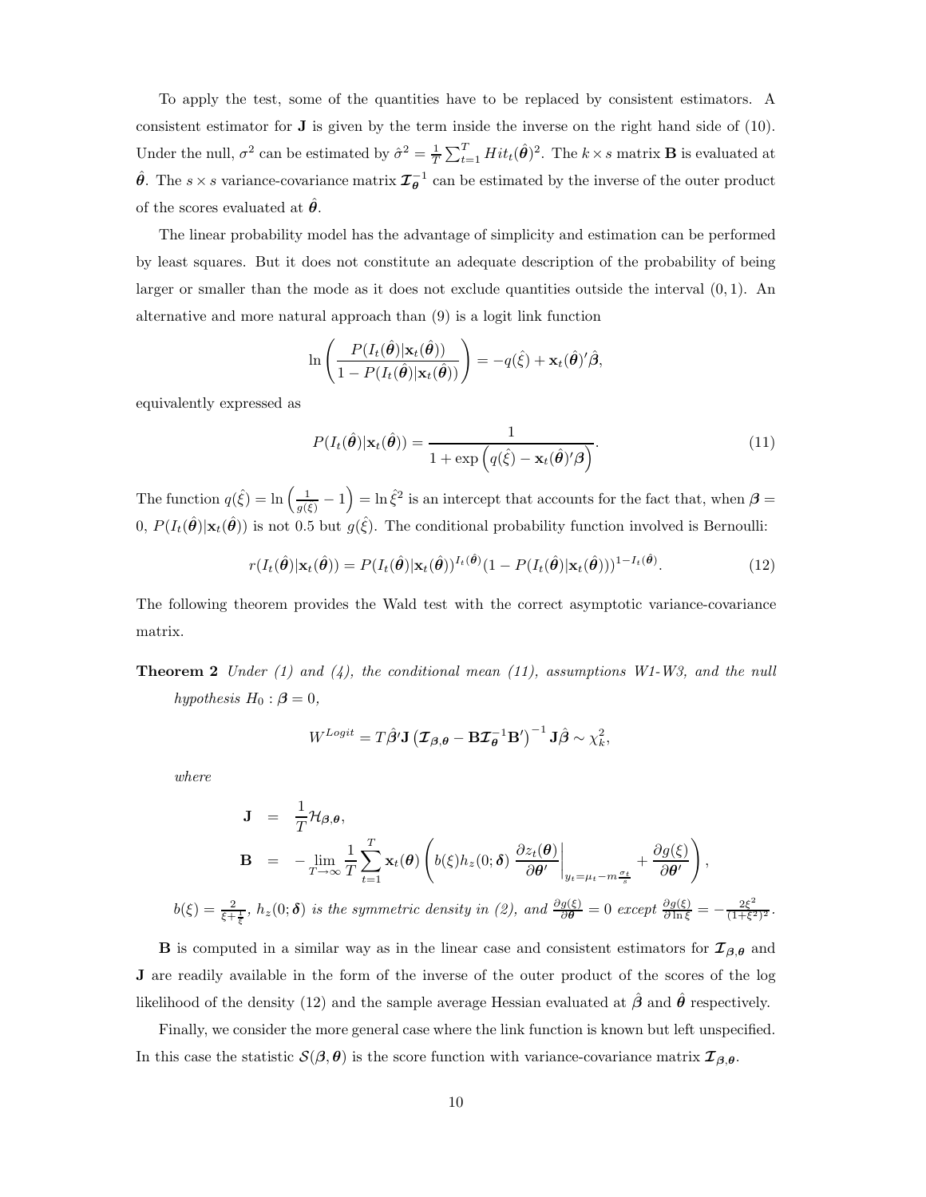To apply the test, some of the quantities have to be replaced by consistent estimators. A consistent estimator for $\mathbf{J}$ is given by the term inside the inverse on the right hand side of (10). Under the null, $\sigma^2$ can be estimated by $\hat{\sigma}^2 = \frac{1}{T}\sum_{t=1}^{T} Hit_t(\hat{\boldsymbol{\theta}})^2$. The $k \times s$ matrix $\mathbf{B}$ is evaluated at $\hat{\boldsymbol{\theta}}$. The $s \times s$ variance-covariance matrix $\boldsymbol{\mathcal{I}}_{\boldsymbol{\theta}}^{-1}$ can be estimated by the inverse of the outer product of the scores evaluated at $\hat{\boldsymbol{\theta}}$.

The linear probability model has the advantage of simplicity and estimation can be performed by least squares. But it does not constitute an adequate description of the probability of being larger or smaller than the mode as it does not exclude quantities outside the interval $(0, 1)$. An alternative and more natural approach than (9) is a logit link function

$$\ln\left(\frac{P(I_t(\hat{\boldsymbol{\theta}})|\mathbf{x}_t(\hat{\boldsymbol{\theta}}))}{1 - P(I_t(\hat{\boldsymbol{\theta}})|\mathbf{x}_t(\hat{\boldsymbol{\theta}}))}\right) = -q(\hat{\xi}) + \mathbf{x}_t(\hat{\boldsymbol{\theta}})'\hat{\boldsymbol{\beta}},$$

equivalently expressed as

$$P(I_t(\hat{\boldsymbol{\theta}})|\mathbf{x}_t(\hat{\boldsymbol{\theta}})) = \frac{1}{1 + \exp\left(q(\hat{\xi}) - \mathbf{x}_t(\hat{\boldsymbol{\theta}})'\boldsymbol{\beta}\right)}. \tag{11}$$

The function $q(\hat{\xi}) = \ln\left(\frac{1}{g(\xi)} - 1\right) = \ln \hat{\xi}^2$ is an intercept that accounts for the fact that, when $\boldsymbol{\beta} = 0$, $P(I_t(\hat{\boldsymbol{\theta}})|\mathbf{x}_t(\hat{\boldsymbol{\theta}}))$ is not 0.5 but $g(\hat{\xi})$. The conditional probability function involved is Bernoulli:

$$r(I_t(\hat{\boldsymbol{\theta}})|\mathbf{x}_t(\hat{\boldsymbol{\theta}})) = P(I_t(\hat{\boldsymbol{\theta}})|\mathbf{x}_t(\hat{\boldsymbol{\theta}}))^{I_t(\hat{\boldsymbol{\theta}})}(1 - P(I_t(\hat{\boldsymbol{\theta}})|\mathbf{x}_t(\hat{\boldsymbol{\theta}})))^{1-I_t(\hat{\boldsymbol{\theta}})}. \tag{12}$$

The following theorem provides the Wald test with the correct asymptotic variance-covariance matrix.

**Theorem 2** *Under (1) and (4), the conditional mean (11), assumptions W1-W3, and the null hypothesis $H_0 : \boldsymbol{\beta} = 0$,*

$$W^{Logit} = T\hat{\boldsymbol{\beta}}'\mathbf{J}\left(\boldsymbol{\mathcal{I}}_{\boldsymbol{\beta},\boldsymbol{\theta}} - \mathbf{B}\boldsymbol{\mathcal{I}}_{\boldsymbol{\theta}}^{-1}\mathbf{B}'\right)^{-1}\mathbf{J}\hat{\boldsymbol{\beta}} \sim \chi^2_k,$$

*where*

$$\begin{aligned}
\mathbf{J} &= \frac{1}{T}\mathcal{H}_{\boldsymbol{\beta},\boldsymbol{\theta}}, \\
\mathbf{B} &= -\lim_{T\to\infty}\frac{1}{T}\sum_{t=1}^{T}\mathbf{x}_t(\boldsymbol{\theta})\left(b(\xi)h_z(0;\boldsymbol{\delta})\left.\frac{\partial z_t(\boldsymbol{\theta})}{\partial\boldsymbol{\theta}'}\right|_{y_t=\mu_t-m\frac{\sigma_t}{s}} + \frac{\partial g(\xi)}{\partial\boldsymbol{\theta}'}\right),
\end{aligned}$$

*$b(\xi) = \frac{2}{\xi+\frac{1}{\xi}}$, $h_z(0;\boldsymbol{\delta})$ is the symmetric density in (2), and $\frac{\partial g(\xi)}{\partial\boldsymbol{\theta}} = 0$ except $\frac{\partial g(\xi)}{\partial \ln \xi} = -\frac{2\xi^2}{(1+\xi^2)^2}$.*

$\mathbf{B}$ is computed in a similar way as in the linear case and consistent estimators for $\boldsymbol{\mathcal{I}}_{\boldsymbol{\beta},\boldsymbol{\theta}}$ and $\mathbf{J}$ are readily available in the form of the inverse of the outer product of the scores of the log likelihood of the density (12) and the sample average Hessian evaluated at $\hat{\boldsymbol{\beta}}$ and $\hat{\boldsymbol{\theta}}$ respectively.

Finally, we consider the more general case where the link function is known but left unspecified. In this case the statistic $\mathcal{S}(\boldsymbol{\beta}, \boldsymbol{\theta})$ is the score function with variance-covariance matrix $\boldsymbol{\mathcal{I}}_{\boldsymbol{\beta},\boldsymbol{\theta}}$.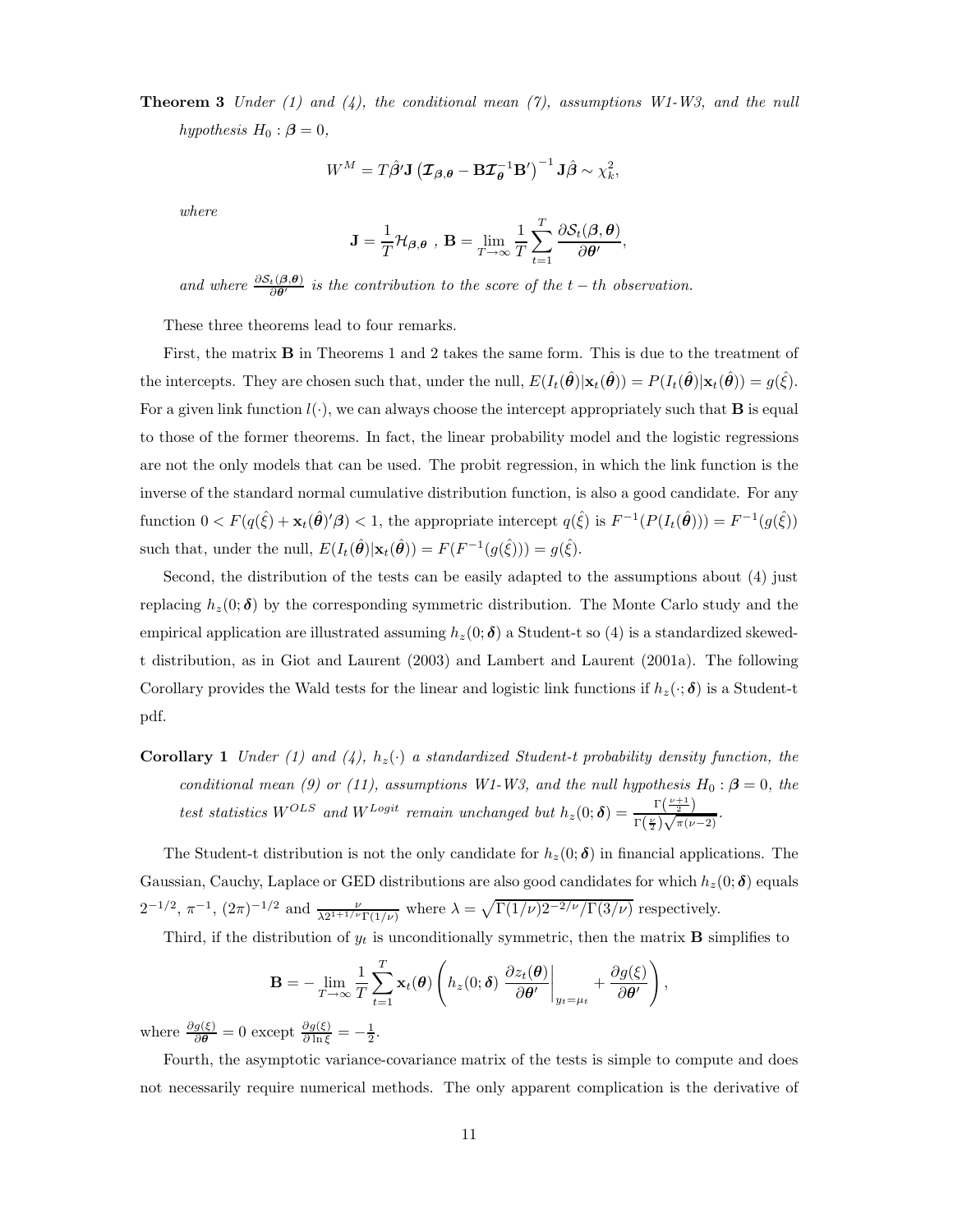**Theorem 3** *Under (1) and (4), the conditional mean (7), assumptions W1-W3, and the null hypothesis* $H_0 : \boldsymbol{\beta} = 0$,

$$W^M = T\hat{\boldsymbol{\beta}}'\mathbf{J}\left(\boldsymbol{\mathcal{I}}_{\boldsymbol{\beta},\boldsymbol{\theta}} - \mathbf{B}\boldsymbol{\mathcal{I}}_{\boldsymbol{\theta}}^{-1}\mathbf{B}'\right)^{-1}\mathbf{J}\hat{\boldsymbol{\beta}} \sim \chi^2_k,$$

*where*

$$\mathbf{J} = \frac{1}{T}\mathcal{H}_{\boldsymbol{\beta},\boldsymbol{\theta}}\ ,\ \mathbf{B} = \lim_{T\to\infty}\frac{1}{T}\sum_{t=1}^{T}\frac{\partial \mathcal{S}_t(\boldsymbol{\beta},\boldsymbol{\theta})}{\partial \boldsymbol{\theta}'},$$

*and where* $\frac{\partial \mathcal{S}_t(\boldsymbol{\beta},\boldsymbol{\theta})}{\partial \boldsymbol{\theta}'}$ *is the contribution to the score of the* $t-th$ *observation.*

These three theorems lead to four remarks.

First, the matrix $\mathbf{B}$ in Theorems 1 and 2 takes the same form. This is due to the treatment of the intercepts. They are chosen such that, under the null, $E(I_t(\hat{\boldsymbol{\theta}})|\mathbf{x}_t(\hat{\boldsymbol{\theta}})) = P(I_t(\hat{\boldsymbol{\theta}})|\mathbf{x}_t(\hat{\boldsymbol{\theta}})) = g(\hat{\xi})$. For a given link function $l(\cdot)$, we can always choose the intercept appropriately such that $\mathbf{B}$ is equal to those of the former theorems. In fact, the linear probability model and the logistic regressions are not the only models that can be used. The probit regression, in which the link function is the inverse of the standard normal cumulative distribution function, is also a good candidate. For any function $0 < F(q(\hat{\xi}) + \mathbf{x}_t(\hat{\boldsymbol{\theta}})'\boldsymbol{\beta}) < 1$, the appropriate intercept $q(\hat{\xi})$ is $F^{-1}(P(I_t(\hat{\boldsymbol{\theta}}))) = F^{-1}(g(\hat{\xi}))$ such that, under the null, $E(I_t(\hat{\boldsymbol{\theta}})|\mathbf{x}_t(\hat{\boldsymbol{\theta}})) = F(F^{-1}(g(\hat{\xi}))) = g(\hat{\xi})$.

Second, the distribution of the tests can be easily adapted to the assumptions about (4) just replacing $h_z(0;\boldsymbol{\delta})$ by the corresponding symmetric distribution. The Monte Carlo study and the empirical application are illustrated assuming $h_z(0;\boldsymbol{\delta})$ a Student-t so (4) is a standardized skewed-t distribution, as in Giot and Laurent (2003) and Lambert and Laurent (2001a). The following Corollary provides the Wald tests for the linear and logistic link functions if $h_z(\cdot;\boldsymbol{\delta})$ is a Student-t pdf.

**Corollary 1** *Under (1) and (4),* $h_z(\cdot)$ *a standardized Student-t probability density function, the conditional mean (9) or (11), assumptions W1-W3, and the null hypothesis* $H_0 : \boldsymbol{\beta} = 0$, *the test statistics* $W^{OLS}$ *and* $W^{Logit}$ *remain unchanged but* $h_z(0;\boldsymbol{\delta}) = \frac{\Gamma\left(\frac{\nu+1}{2}\right)}{\Gamma\left(\frac{\nu}{2}\right)\sqrt{\pi(\nu-2)}}$.

The Student-t distribution is not the only candidate for $h_z(0;\boldsymbol{\delta})$ in financial applications. The Gaussian, Cauchy, Laplace or GED distributions are also good candidates for which $h_z(0;\boldsymbol{\delta})$ equals $2^{-1/2}$, $\pi^{-1}$, $(2\pi)^{-1/2}$ and $\frac{\nu}{\lambda 2^{1+1/\nu}\Gamma(1/\nu)}$ where $\lambda = \sqrt{\Gamma(1/\nu)2^{-2/\nu}/\Gamma(3/\nu)}$ respectively.

Third, if the distribution of $y_t$ is unconditionally symmetric, then the matrix $\mathbf{B}$ simplifies to

$$\mathbf{B} = -\lim_{T\to\infty}\frac{1}{T}\sum_{t=1}^{T}\mathbf{x}_t(\boldsymbol{\theta})\left(h_z(0;\boldsymbol{\delta})\left.\frac{\partial z_t(\boldsymbol{\theta})}{\partial \boldsymbol{\theta}'}\right|_{y_t=\mu_t} + \frac{\partial g(\xi)}{\partial \boldsymbol{\theta}'}\right),$$

where $\frac{\partial g(\xi)}{\partial \boldsymbol{\theta}} = 0$ except $\frac{\partial g(\xi)}{\partial \ln \xi} = -\frac{1}{2}$.

Fourth, the asymptotic variance-covariance matrix of the tests is simple to compute and does not necessarily require numerical methods. The only apparent complication is the derivative of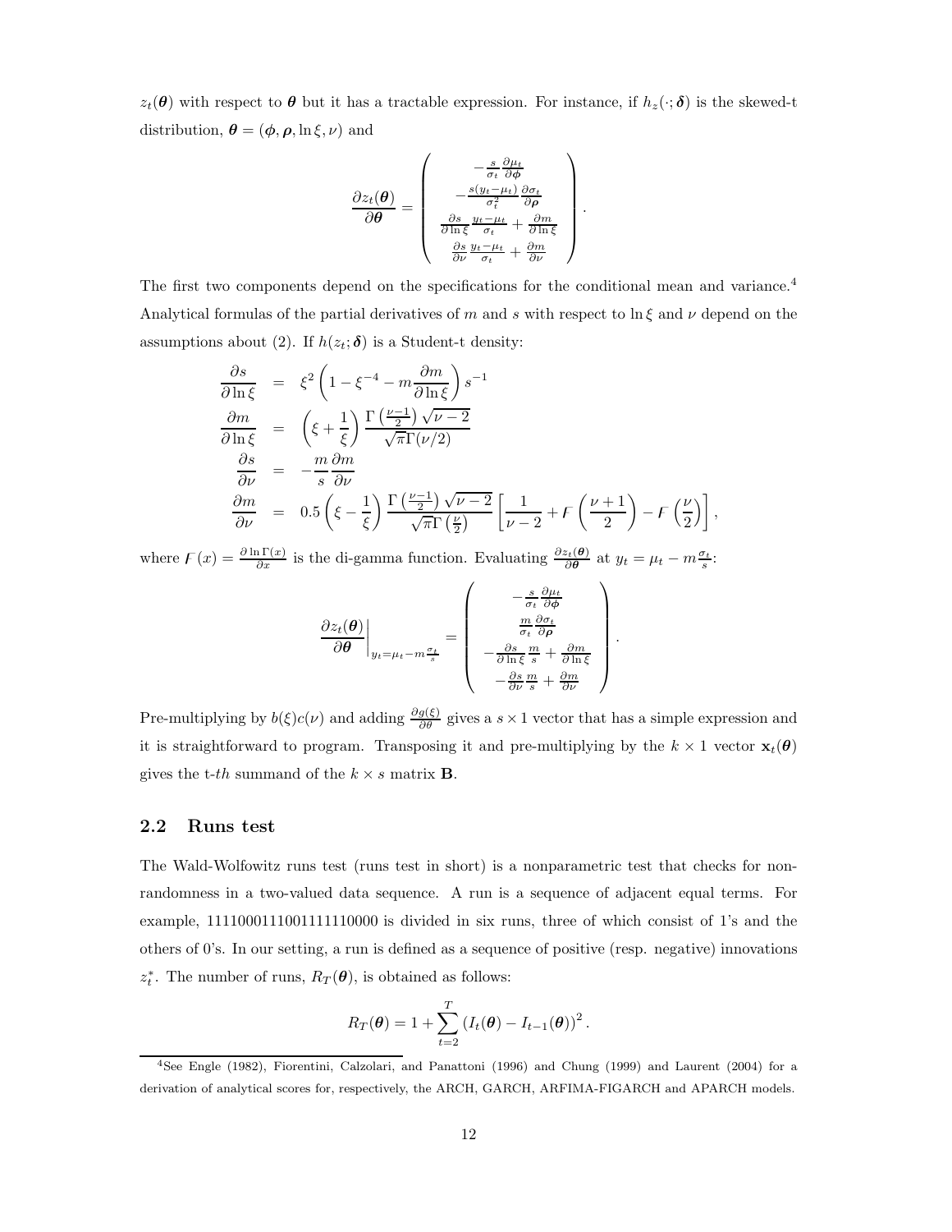$z_t(\boldsymbol{\theta})$ with respect to $\boldsymbol{\theta}$ but it has a tractable expression. For instance, if $h_z(\cdot;\boldsymbol{\delta})$ is the skewed-t distribution, $\boldsymbol{\theta} = (\boldsymbol{\phi}, \boldsymbol{\rho}, \ln\xi, \nu)$ and

$$
\frac{\partial z_t(\boldsymbol{\theta})}{\partial \boldsymbol{\theta}} = \begin{pmatrix} -\frac{s}{\sigma_t}\frac{\partial \mu_t}{\partial \boldsymbol{\phi}} \\ -\frac{s(y_t-\mu_t)}{\sigma_t^2}\frac{\partial \sigma_t}{\partial \boldsymbol{\rho}} \\ \frac{\partial s}{\partial \ln\xi}\frac{y_t-\mu_t}{\sigma_t} + \frac{\partial m}{\partial \ln \xi} \\ \frac{\partial s}{\partial \nu}\frac{y_t-\mu_t}{\sigma_t} + \frac{\partial m}{\partial \nu} \end{pmatrix}.
$$

The first two components depend on the specifications for the conditional mean and variance.[4] Analytical formulas of the partial derivatives of $m$ and $s$ with respect to $\ln\xi$ and $\nu$ depend on the assumptions about (2). If $h(z_t;\boldsymbol{\delta})$ is a Student-t density:

$$
\begin{aligned}
\frac{\partial s}{\partial \ln \xi} &= \xi^2\left(1-\xi^{-4} - m\frac{\partial m}{\partial \ln\xi}\right)s^{-1} \\
\frac{\partial m}{\partial \ln \xi} &= \left(\xi + \frac{1}{\xi}\right)\frac{\Gamma\left(\frac{\nu-1}{2}\right)\sqrt{\nu-2}}{\sqrt{\pi}\Gamma(\nu/2)} \\
\frac{\partial s}{\partial \nu} &= -\frac{m}{s}\frac{\partial m}{\partial \nu} \\
\frac{\partial m}{\partial \nu} &= 0.5\left(\xi - \frac{1}{\xi}\right)\frac{\Gamma\left(\frac{\nu-1}{2}\right)\sqrt{\nu-2}}{\sqrt{\pi}\Gamma\left(\frac{\nu}{2}\right)}\left[\frac{1}{\nu-2} + F\left(\frac{\nu+1}{2}\right) - F\left(\frac{\nu}{2}\right)\right],
\end{aligned}
$$

where $F(x) = \frac{\partial \ln \Gamma(x)}{\partial x}$ is the di-gamma function. Evaluating $\frac{\partial z_t(\boldsymbol{\theta})}{\partial \boldsymbol{\theta}}$ at $y_t = \mu_t - m\frac{\sigma_t}{s}$:

$$
\left.\frac{\partial z_t(\boldsymbol{\theta})}{\partial \boldsymbol{\theta}}\right|_{y_t=\mu_t - m\frac{\sigma_t}{s}} = \begin{pmatrix} -\frac{s}{\sigma_t}\frac{\partial \mu_t}{\partial \boldsymbol{\phi}} \\ \frac{m}{\sigma_t}\frac{\partial \sigma_t}{\partial \boldsymbol{\rho}} \\ -\frac{\partial s}{\partial \ln\xi}\frac{m}{s} + \frac{\partial m}{\partial \ln \xi} \\ -\frac{\partial s}{\partial \nu}\frac{m}{s} + \frac{\partial m}{\partial \nu} \end{pmatrix}.
$$

Pre-multiplying by $b(\xi)c(\nu)$ and adding $\frac{\partial g(\xi)}{\partial \theta}$ gives a $s \times 1$ vector that has a simple expression and it is straightforward to program. Transposing it and pre-multiplying by the $k \times 1$ vector $\mathbf{x}_t(\boldsymbol{\theta})$ gives the t-*th* summand of the $k \times s$ matrix $\mathbf{B}$.

## 2.2 Runs test

The Wald-Wolfowitz runs test (runs test in short) is a nonparametric test that checks for non-randomness in a two-valued data sequence. A run is a sequence of adjacent equal terms. For example, 1111000111001111110000 is divided in six runs, three of which consist of 1's and the others of 0's. In our setting, a run is defined as a sequence of positive (resp. negative) innovations $z_t^*$. The number of runs, $R_T(\boldsymbol{\theta})$, is obtained as follows:

$$
R_T(\boldsymbol{\theta}) = 1 + \sum_{t=2}^{T}\left(I_t(\boldsymbol{\theta}) - I_{t-1}(\boldsymbol{\theta})\right)^2.
$$

[4]See Engle (1982), Fiorentini, Calzolari, and Panattoni (1996) and Chung (1999) and Laurent (2004) for a derivation of analytical scores for, respectively, the ARCH, GARCH, ARFIMA-FIGARCH and APARCH models.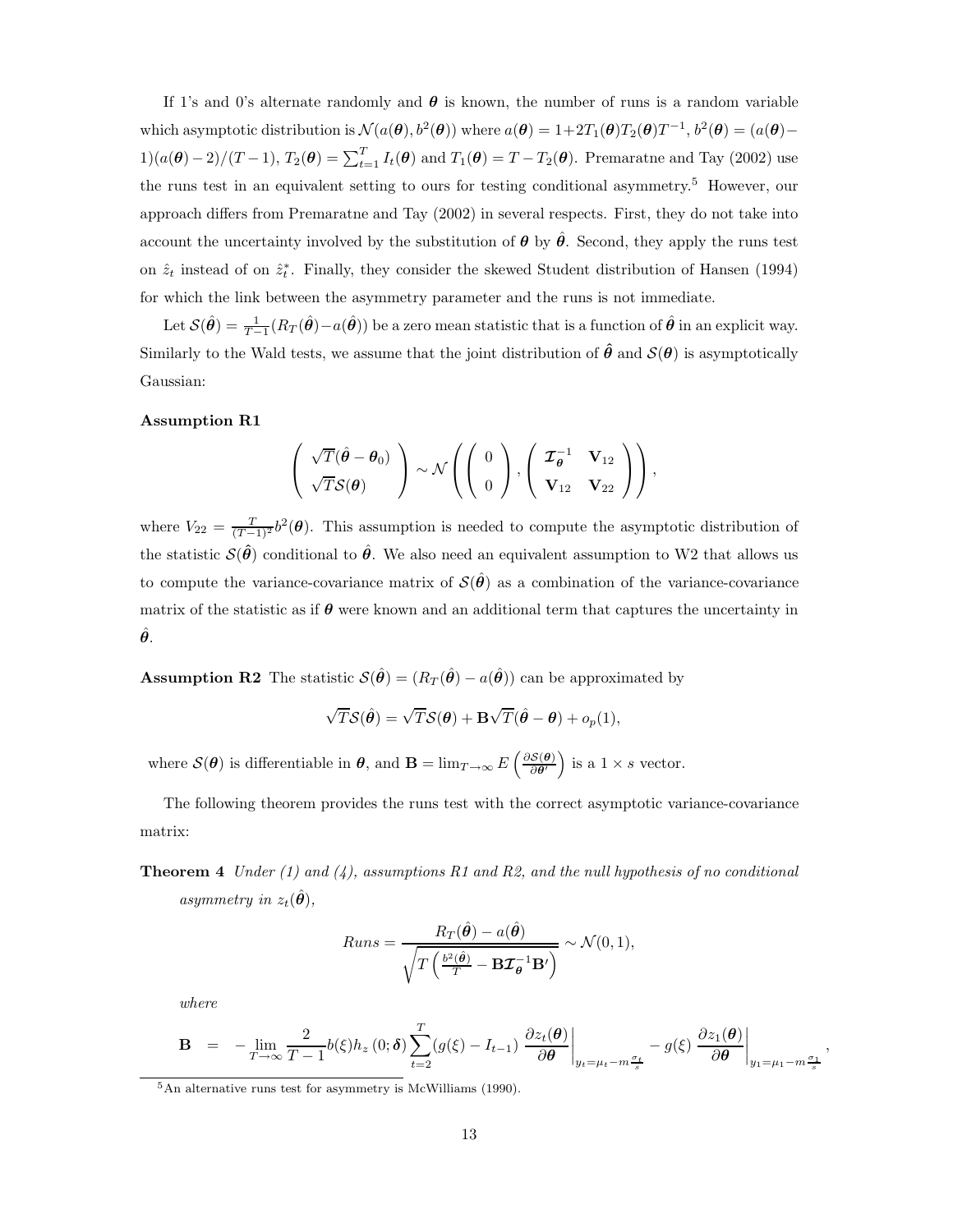If 1's and 0's alternate randomly and $\boldsymbol{\theta}$ is known, the number of runs is a random variable which asymptotic distribution is $\mathcal{N}(a(\boldsymbol{\theta}), b^2(\boldsymbol{\theta}))$ where $a(\boldsymbol{\theta}) = 1+2T_1(\boldsymbol{\theta})T_2(\boldsymbol{\theta})T^{-1}$, $b^2(\boldsymbol{\theta}) = (a(\boldsymbol{\theta})-1)(a(\boldsymbol{\theta})-2)/(T-1)$, $T_2(\boldsymbol{\theta}) = \sum_{t=1}^{T} I_t(\boldsymbol{\theta})$ and $T_1(\boldsymbol{\theta}) = T - T_2(\boldsymbol{\theta})$. Premaratne and Tay (2002) use the runs test in an equivalent setting to ours for testing conditional asymmetry.[5] However, our approach differs from Premaratne and Tay (2002) in several respects. First, they do not take into account the uncertainty involved by the substitution of $\boldsymbol{\theta}$ by $\hat{\boldsymbol{\theta}}$. Second, they apply the runs test on $\hat{z}_t$ instead of on $\hat{z}_t^*$. Finally, they consider the skewed Student distribution of Hansen (1994) for which the link between the asymmetry parameter and the runs is not immediate.

Let $\mathcal{S}(\hat{\boldsymbol{\theta}}) = \frac{1}{T-1}(R_T(\hat{\boldsymbol{\theta}}) - a(\hat{\boldsymbol{\theta}}))$ be a zero mean statistic that is a function of $\hat{\boldsymbol{\theta}}$ in an explicit way. Similarly to the Wald tests, we assume that the joint distribution of $\hat{\boldsymbol{\theta}}$ and $\mathcal{S}(\boldsymbol{\theta})$ is asymptotically Gaussian:

**Assumption R1**

$$\begin{pmatrix} \sqrt{T}(\hat{\boldsymbol{\theta}} - \boldsymbol{\theta}_0) \\ \sqrt{T}\mathcal{S}(\boldsymbol{\theta}) \end{pmatrix} \sim \mathcal{N}\left( \begin{pmatrix} 0 \\ 0 \end{pmatrix}, \begin{pmatrix} \boldsymbol{\mathcal{I}}_{\boldsymbol{\theta}}^{-1} & \mathbf{V}_{12} \\ \mathbf{V}_{12} & \mathbf{V}_{22} \end{pmatrix} \right),$$

where $V_{22} = \frac{T}{(T-1)^2} b^2(\boldsymbol{\theta})$. This assumption is needed to compute the asymptotic distribution of the statistic $\mathcal{S}(\hat{\boldsymbol{\theta}})$ conditional to $\hat{\boldsymbol{\theta}}$. We also need an equivalent assumption to W2 that allows us to compute the variance-covariance matrix of $\mathcal{S}(\hat{\boldsymbol{\theta}})$ as a combination of the variance-covariance matrix of the statistic as if $\boldsymbol{\theta}$ were known and an additional term that captures the uncertainty in $\hat{\boldsymbol{\theta}}$.

**Assumption R2** The statistic $\mathcal{S}(\hat{\boldsymbol{\theta}}) = (R_T(\hat{\boldsymbol{\theta}}) - a(\hat{\boldsymbol{\theta}}))$ can be approximated by

$$\sqrt{T}\mathcal{S}(\hat{\boldsymbol{\theta}}) = \sqrt{T}\mathcal{S}(\boldsymbol{\theta}) + \mathbf{B}\sqrt{T}(\hat{\boldsymbol{\theta}} - \boldsymbol{\theta}) + o_p(1),$$

where $\mathcal{S}(\boldsymbol{\theta})$ is differentiable in $\boldsymbol{\theta}$, and $\mathbf{B} = \lim_{T\to\infty} E\left(\frac{\partial \mathcal{S}(\boldsymbol{\theta})}{\partial \boldsymbol{\theta}'}\right)$ is a $1 \times s$ vector.

The following theorem provides the runs test with the correct asymptotic variance-covariance matrix:

**Theorem 4** *Under (1) and (4), assumptions R1 and R2, and the null hypothesis of no conditional asymmetry in $z_t(\hat{\boldsymbol{\theta}})$,*

$$Runs = \frac{R_T(\hat{\boldsymbol{\theta}}) - a(\hat{\boldsymbol{\theta}})}{\sqrt{T\left(\frac{b^2(\hat{\boldsymbol{\theta}})}{T} - \mathbf{B}\boldsymbol{\mathcal{I}}_{\boldsymbol{\theta}}^{-1}\mathbf{B}'\right)}} \sim \mathcal{N}(0,1),$$

*where*

$$\mathbf{B} = -\lim_{T\to\infty} \frac{2}{T-1} b(\xi) h_z(0;\boldsymbol{\delta}) \sum_{t=2}^{T} (g(\xi) - I_{t-1}) \left.\frac{\partial z_t(\boldsymbol{\theta})}{\partial \boldsymbol{\theta}}\right|_{y_t = \mu_t - m\frac{\sigma_t}{s}} - g(\xi) \left.\frac{\partial z_1(\boldsymbol{\theta})}{\partial \boldsymbol{\theta}}\right|_{y_1 = \mu_1 - m\frac{\sigma_1}{s}},$$

[5] An alternative runs test for asymmetry is McWilliams (1990).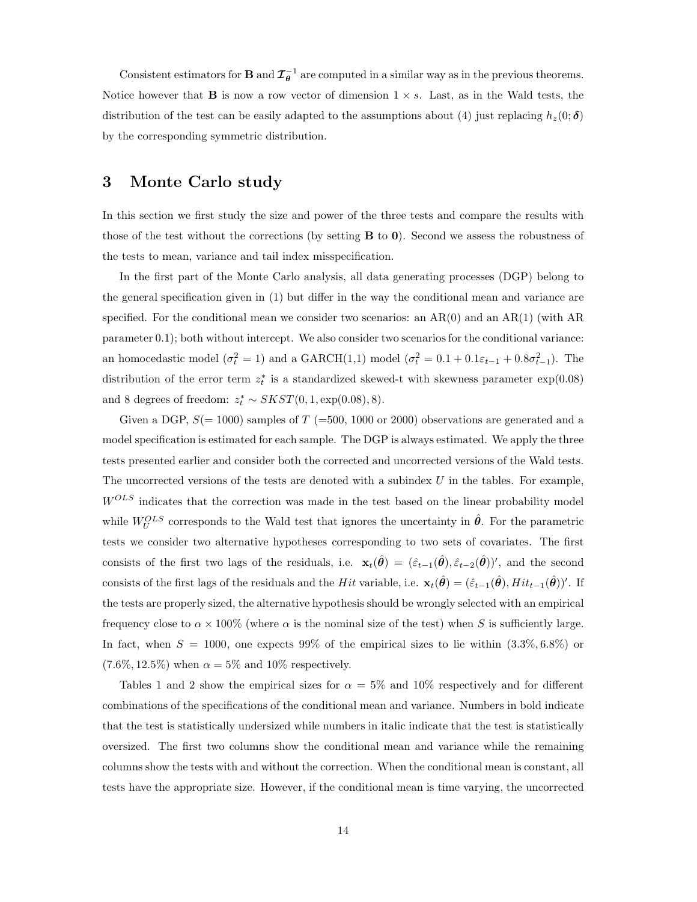Consistent estimators for $\mathbf{B}$ and $\mathcal{I}_{\boldsymbol{\theta}}^{-1}$ are computed in a similar way as in the previous theorems. Notice however that $\mathbf{B}$ is now a row vector of dimension $1 \times s$. Last, as in the Wald tests, the distribution of the test can be easily adapted to the assumptions about (4) just replacing $h_z(0; \boldsymbol{\delta})$ by the corresponding symmetric distribution.

# 3 Monte Carlo study

In this section we first study the size and power of the three tests and compare the results with those of the test without the corrections (by setting $\mathbf{B}$ to $\mathbf{0}$). Second we assess the robustness of the tests to mean, variance and tail index misspecification.

In the first part of the Monte Carlo analysis, all data generating processes (DGP) belong to the general specification given in (1) but differ in the way the conditional mean and variance are specified. For the conditional mean we consider two scenarios: an AR(0) and an AR(1) (with AR parameter 0.1); both without intercept. We also consider two scenarios for the conditional variance: an homocedastic model ($\sigma_t^2 = 1$) and a GARCH(1,1) model ($\sigma_t^2 = 0.1 + 0.1\varepsilon_{t-1} + 0.8\sigma_{t-1}^2$). The distribution of the error term $z_t^*$ is a standardized skewed-t with skewness parameter exp(0.08) and 8 degrees of freedom: $z_t^* \sim SKST(0, 1, \exp(0.08), 8)$.

Given a DGP, $S(= 1000)$ samples of $T$ (=500, 1000 or 2000) observations are generated and a model specification is estimated for each sample. The DGP is always estimated. We apply the three tests presented earlier and consider both the corrected and uncorrected versions of the Wald tests. The uncorrected versions of the tests are denoted with a subindex $U$ in the tables. For example, $W^{OLS}$ indicates that the correction was made in the test based on the linear probability model while $W_U^{OLS}$ corresponds to the Wald test that ignores the uncertainty in $\hat{\boldsymbol{\theta}}$. For the parametric tests we consider two alternative hypotheses corresponding to two sets of covariates. The first consists of the first two lags of the residuals, i.e. $\mathbf{x}_t(\hat{\boldsymbol{\theta}}) = (\hat{\varepsilon}_{t-1}(\hat{\boldsymbol{\theta}}), \hat{\varepsilon}_{t-2}(\hat{\boldsymbol{\theta}}))'$, and the second consists of the first lags of the residuals and the $Hit$ variable, i.e. $\mathbf{x}_t(\hat{\boldsymbol{\theta}}) = (\hat{\varepsilon}_{t-1}(\hat{\boldsymbol{\theta}}), Hit_{t-1}(\hat{\boldsymbol{\theta}}))'$. If the tests are properly sized, the alternative hypothesis should be wrongly selected with an empirical frequency close to $\alpha \times 100\%$ (where $\alpha$ is the nominal size of the test) when $S$ is sufficiently large. In fact, when $S = 1000$, one expects 99% of the empirical sizes to lie within (3.3%, 6.8%) or (7.6%, 12.5%) when $\alpha = 5\%$ and 10% respectively.

Tables 1 and 2 show the empirical sizes for $\alpha = 5\%$ and 10% respectively and for different combinations of the specifications of the conditional mean and variance. Numbers in bold indicate that the test is statistically undersized while numbers in italic indicate that the test is statistically oversized. The first two columns show the conditional mean and variance while the remaining columns show the tests with and without the correction. When the conditional mean is constant, all tests have the appropriate size. However, if the conditional mean is time varying, the uncorrected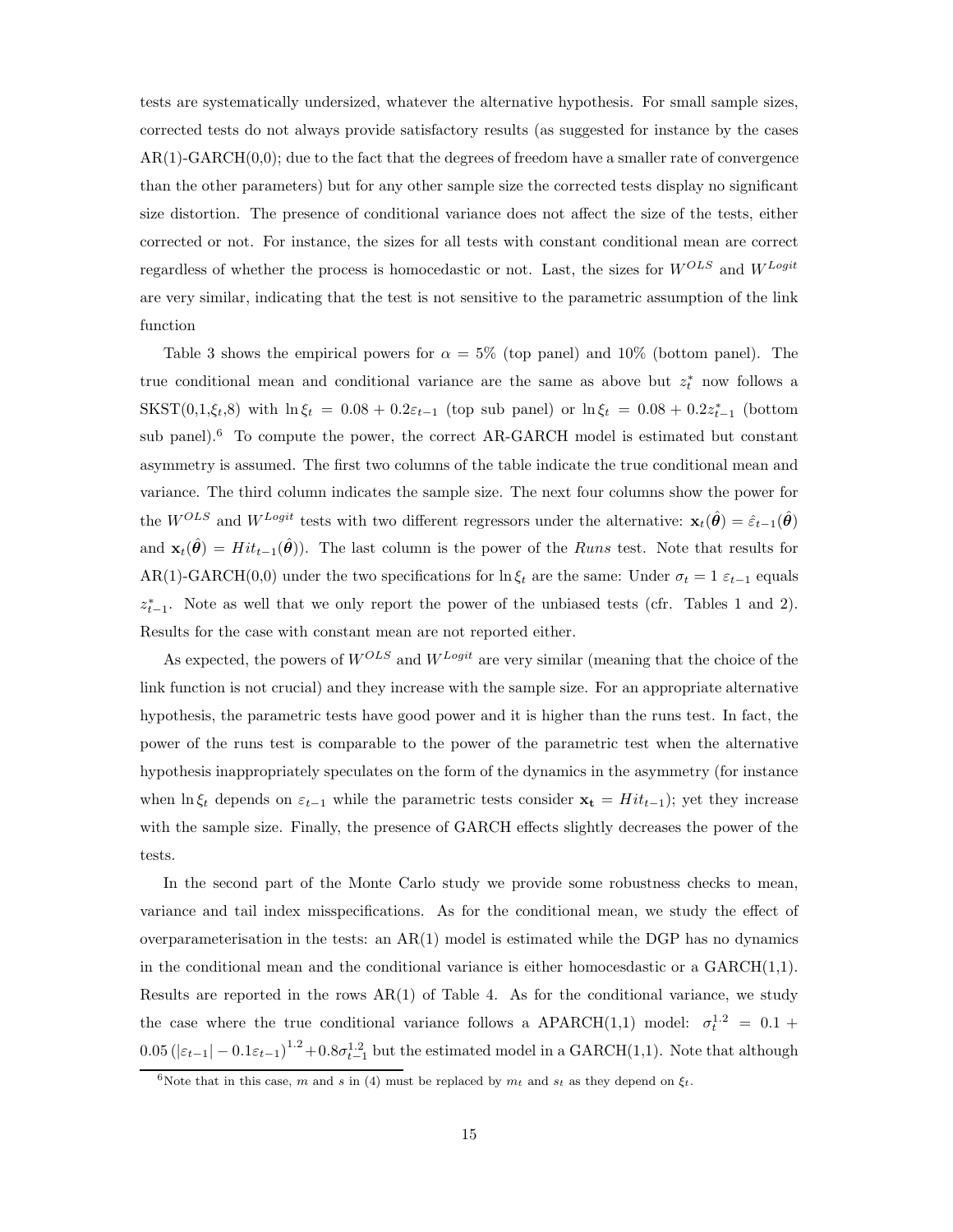tests are systematically undersized, whatever the alternative hypothesis. For small sample sizes, corrected tests do not always provide satisfactory results (as suggested for instance by the cases AR(1)-GARCH(0,0); due to the fact that the degrees of freedom have a smaller rate of convergence than the other parameters) but for any other sample size the corrected tests display no significant size distortion. The presence of conditional variance does not affect the size of the tests, either corrected or not. For instance, the sizes for all tests with constant conditional mean are correct regardless of whether the process is homocedastic or not. Last, the sizes for $W^{OLS}$ and $W^{Logit}$ are very similar, indicating that the test is not sensitive to the parametric assumption of the link function

Table 3 shows the empirical powers for $\alpha = 5\%$ (top panel) and 10% (bottom panel). The true conditional mean and conditional variance are the same as above but $z_t^*$ now follows a SKST(0,1,$\xi_t$,8) with $\ln \xi_t = 0.08 + 0.2\varepsilon_{t-1}$ (top sub panel) or $\ln \xi_t = 0.08 + 0.2 z_{t-1}^*$ (bottom sub panel).[6] To compute the power, the correct AR-GARCH model is estimated but constant asymmetry is assumed. The first two columns of the table indicate the true conditional mean and variance. The third column indicates the sample size. The next four columns show the power for the $W^{OLS}$ and $W^{Logit}$ tests with two different regressors under the alternative: $\mathbf{x}_t(\hat{\boldsymbol{\theta}}) = \hat{\varepsilon}_{t-1}(\hat{\boldsymbol{\theta}})$ and $\mathbf{x}_t(\hat{\boldsymbol{\theta}}) = Hit_{t-1}(\hat{\boldsymbol{\theta}})$). The last column is the power of the *Runs* test. Note that results for AR(1)-GARCH(0,0) under the two specifications for $\ln \xi_t$ are the same: Under $\sigma_t = 1$ $\varepsilon_{t-1}$ equals $z_{t-1}^*$. Note as well that we only report the power of the unbiased tests (cfr. Tables 1 and 2). Results for the case with constant mean are not reported either.

As expected, the powers of $W^{OLS}$ and $W^{Logit}$ are very similar (meaning that the choice of the link function is not crucial) and they increase with the sample size. For an appropriate alternative hypothesis, the parametric tests have good power and it is higher than the runs test. In fact, the power of the runs test is comparable to the power of the parametric test when the alternative hypothesis inappropriately speculates on the form of the dynamics in the asymmetry (for instance when $\ln \xi_t$ depends on $\varepsilon_{t-1}$ while the parametric tests consider $\mathbf{x_t} = Hit_{t-1}$); yet they increase with the sample size. Finally, the presence of GARCH effects slightly decreases the power of the tests.

In the second part of the Monte Carlo study we provide some robustness checks to mean, variance and tail index misspecifications. As for the conditional mean, we study the effect of overparameterisation in the tests: an AR(1) model is estimated while the DGP has no dynamics in the conditional mean and the conditional variance is either homocesdastic or a GARCH(1,1). Results are reported in the rows AR(1) of Table 4. As for the conditional variance, we study the case where the true conditional variance follows a APARCH(1,1) model: $\sigma_t^{1.2} = 0.1 + 0.05\left(|\varepsilon_{t-1}| - 0.1\varepsilon_{t-1}\right)^{1.2} + 0.8\sigma_{t-1}^{1.2}$ but the estimated model in a GARCH(1,1). Note that although

[6] Note that in this case, $m$ and $s$ in (4) must be replaced by $m_t$ and $s_t$ as they depend on $\xi_t$.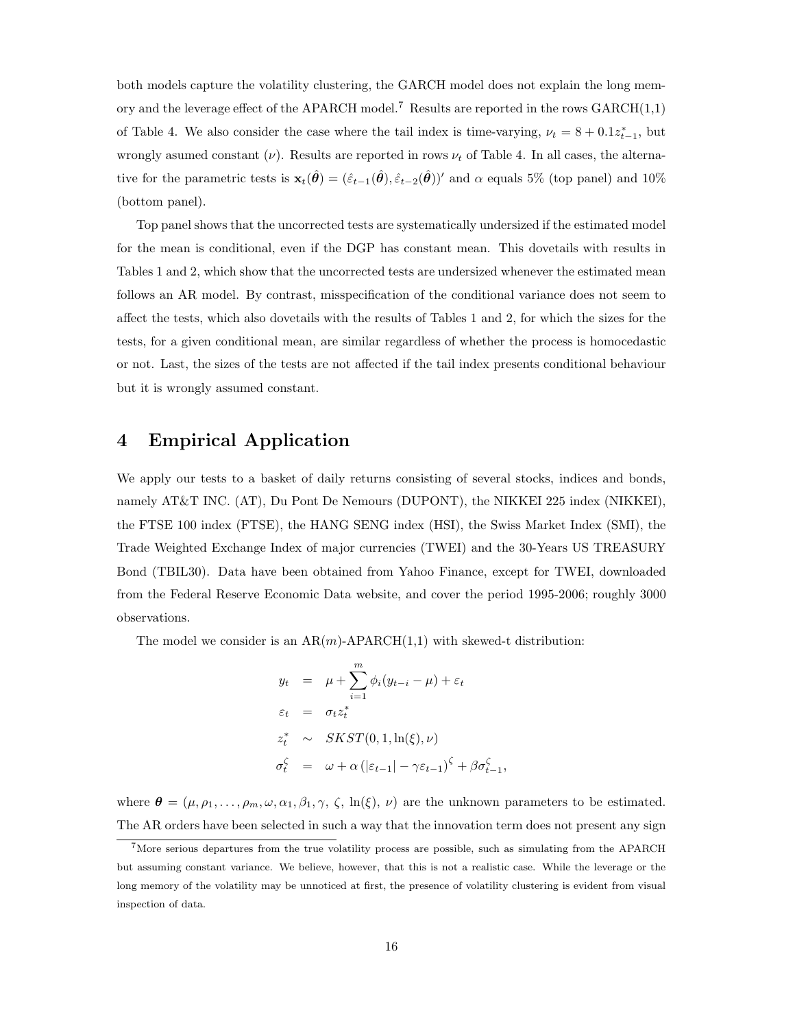both models capture the volatility clustering, the GARCH model does not explain the long memory and the leverage effect of the APARCH model.[7] Results are reported in the rows GARCH(1,1) of Table 4. We also consider the case where the tail index is time-varying, $\nu_t = 8 + 0.1 z^*_{t-1}$, but wrongly asumed constant ($\nu$). Results are reported in rows $\nu_t$ of Table 4. In all cases, the alternative for the parametric tests is $\mathbf{x}_t(\hat{\boldsymbol{\theta}}) = (\hat{\varepsilon}_{t-1}(\hat{\boldsymbol{\theta}}), \hat{\varepsilon}_{t-2}(\hat{\boldsymbol{\theta}}))'$ and $\alpha$ equals 5% (top panel) and 10% (bottom panel).

Top panel shows that the uncorrected tests are systematically undersized if the estimated model for the mean is conditional, even if the DGP has constant mean. This dovetails with results in Tables 1 and 2, which show that the uncorrected tests are undersized whenever the estimated mean follows an AR model. By contrast, misspecification of the conditional variance does not seem to affect the tests, which also dovetails with the results of Tables 1 and 2, for which the sizes for the tests, for a given conditional mean, are similar regardless of whether the process is homocedastic or not. Last, the sizes of the tests are not affected if the tail index presents conditional behaviour but it is wrongly assumed constant.

# 4 Empirical Application

We apply our tests to a basket of daily returns consisting of several stocks, indices and bonds, namely AT&T INC. (AT), Du Pont De Nemours (DUPONT), the NIKKEI 225 index (NIKKEI), the FTSE 100 index (FTSE), the HANG SENG index (HSI), the Swiss Market Index (SMI), the Trade Weighted Exchange Index of major currencies (TWEI) and the 30-Years US TREASURY Bond (TBIL30). Data have been obtained from Yahoo Finance, except for TWEI, downloaded from the Federal Reserve Economic Data website, and cover the period 1995-2006; roughly 3000 observations.

The model we consider is an AR($m$)-APARCH(1,1) with skewed-t distribution:

$$
\begin{aligned}
y_t &= \mu + \sum_{i=1}^{m} \phi_i (y_{t-i} - \mu) + \varepsilon_t \\
\varepsilon_t &= \sigma_t z^*_t \\
z^*_t &\sim SKST(0, 1, \ln(\xi), \nu) \\
\sigma_t^{\zeta} &= \omega + \alpha \left( |\varepsilon_{t-1}| - \gamma \varepsilon_{t-1} \right)^{\zeta} + \beta \sigma_{t-1}^{\zeta},
\end{aligned}
$$

where $\boldsymbol{\theta} = (\mu, \rho_1, \ldots, \rho_m, \omega, \alpha_1, \beta_1, \gamma,\ \zeta,\ \ln(\xi),\ \nu)$ are the unknown parameters to be estimated. The AR orders have been selected in such a way that the innovation term does not present any sign

[7] More serious departures from the true volatility process are possible, such as simulating from the APARCH but assuming constant variance. We believe, however, that this is not a realistic case. While the leverage or the long memory of the volatility may be unnoticed at first, the presence of volatility clustering is evident from visual inspection of data.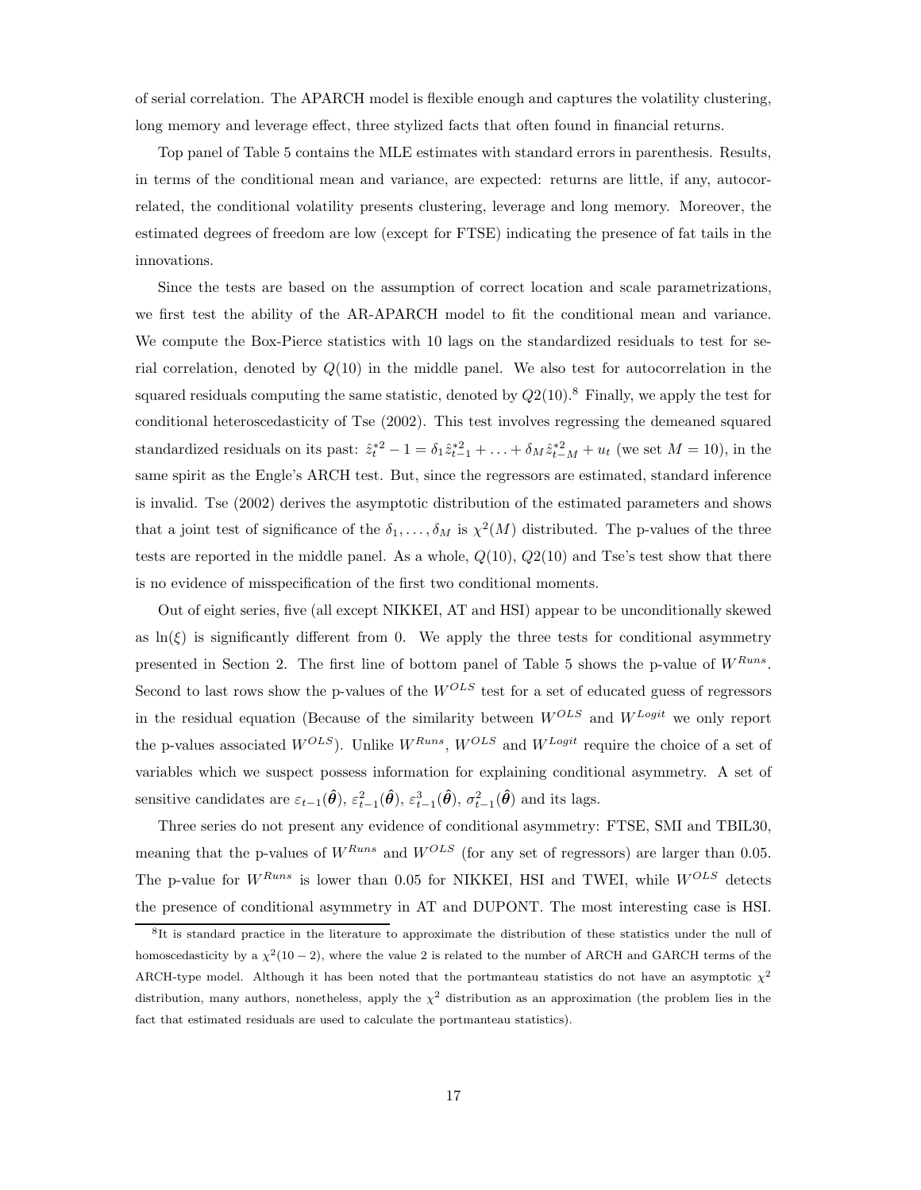of serial correlation. The APARCH model is flexible enough and captures the volatility clustering, long memory and leverage effect, three stylized facts that often found in financial returns.

Top panel of Table 5 contains the MLE estimates with standard errors in parenthesis. Results, in terms of the conditional mean and variance, are expected: returns are little, if any, autocorrelated, the conditional volatility presents clustering, leverage and long memory. Moreover, the estimated degrees of freedom are low (except for FTSE) indicating the presence of fat tails in the innovations.

Since the tests are based on the assumption of correct location and scale parametrizations, we first test the ability of the AR-APARCH model to fit the conditional mean and variance. We compute the Box-Pierce statistics with 10 lags on the standardized residuals to test for serial correlation, denoted by $Q(10)$ in the middle panel. We also test for autocorrelation in the squared residuals computing the same statistic, denoted by $Q2(10)$.[8] Finally, we apply the test for conditional heteroscedasticity of Tse (2002). This test involves regressing the demeaned squared standardized residuals on its past: $\hat{z}_t^{*2} - 1 = \delta_1 \hat{z}_{t-1}^{*2} + \ldots + \delta_M \hat{z}_{t-M}^{*2} + u_t$ (we set $M = 10$), in the same spirit as the Engle's ARCH test. But, since the regressors are estimated, standard inference is invalid. Tse (2002) derives the asymptotic distribution of the estimated parameters and shows that a joint test of significance of the $\delta_1, \ldots, \delta_M$ is $\chi^2(M)$ distributed. The p-values of the three tests are reported in the middle panel. As a whole, $Q(10)$, $Q2(10)$ and Tse's test show that there is no evidence of misspecification of the first two conditional moments.

Out of eight series, five (all except NIKKEI, AT and HSI) appear to be unconditionally skewed as $\ln(\xi)$ is significantly different from 0. We apply the three tests for conditional asymmetry presented in Section 2. The first line of bottom panel of Table 5 shows the p-value of $W^{Runs}$. Second to last rows show the p-values of the $W^{OLS}$ test for a set of educated guess of regressors in the residual equation (Because of the similarity between $W^{OLS}$ and $W^{Logit}$ we only report the p-values associated $W^{OLS}$). Unlike $W^{Runs}$, $W^{OLS}$ and $W^{Logit}$ require the choice of a set of variables which we suspect possess information for explaining conditional asymmetry. A set of sensitive candidates are $\varepsilon_{t-1}(\hat{\boldsymbol{\theta}})$, $\varepsilon_{t-1}^2(\hat{\boldsymbol{\theta}})$, $\varepsilon_{t-1}^3(\hat{\boldsymbol{\theta}})$, $\sigma_{t-1}^2(\hat{\boldsymbol{\theta}})$ and its lags.

Three series do not present any evidence of conditional asymmetry: FTSE, SMI and TBIL30, meaning that the p-values of $W^{Runs}$ and $W^{OLS}$ (for any set of regressors) are larger than 0.05. The p-value for $W^{Runs}$ is lower than 0.05 for NIKKEI, HSI and TWEI, while $W^{OLS}$ detects the presence of conditional asymmetry in AT and DUPONT. The most interesting case is HSI.

[8] It is standard practice in the literature to approximate the distribution of these statistics under the null of homoscedasticity by a $\chi^2(10-2)$, where the value 2 is related to the number of ARCH and GARCH terms of the ARCH-type model. Although it has been noted that the portmanteau statistics do not have an asymptotic $\chi^2$ distribution, many authors, nonetheless, apply the $\chi^2$ distribution as an approximation (the problem lies in the fact that estimated residuals are used to calculate the portmanteau statistics).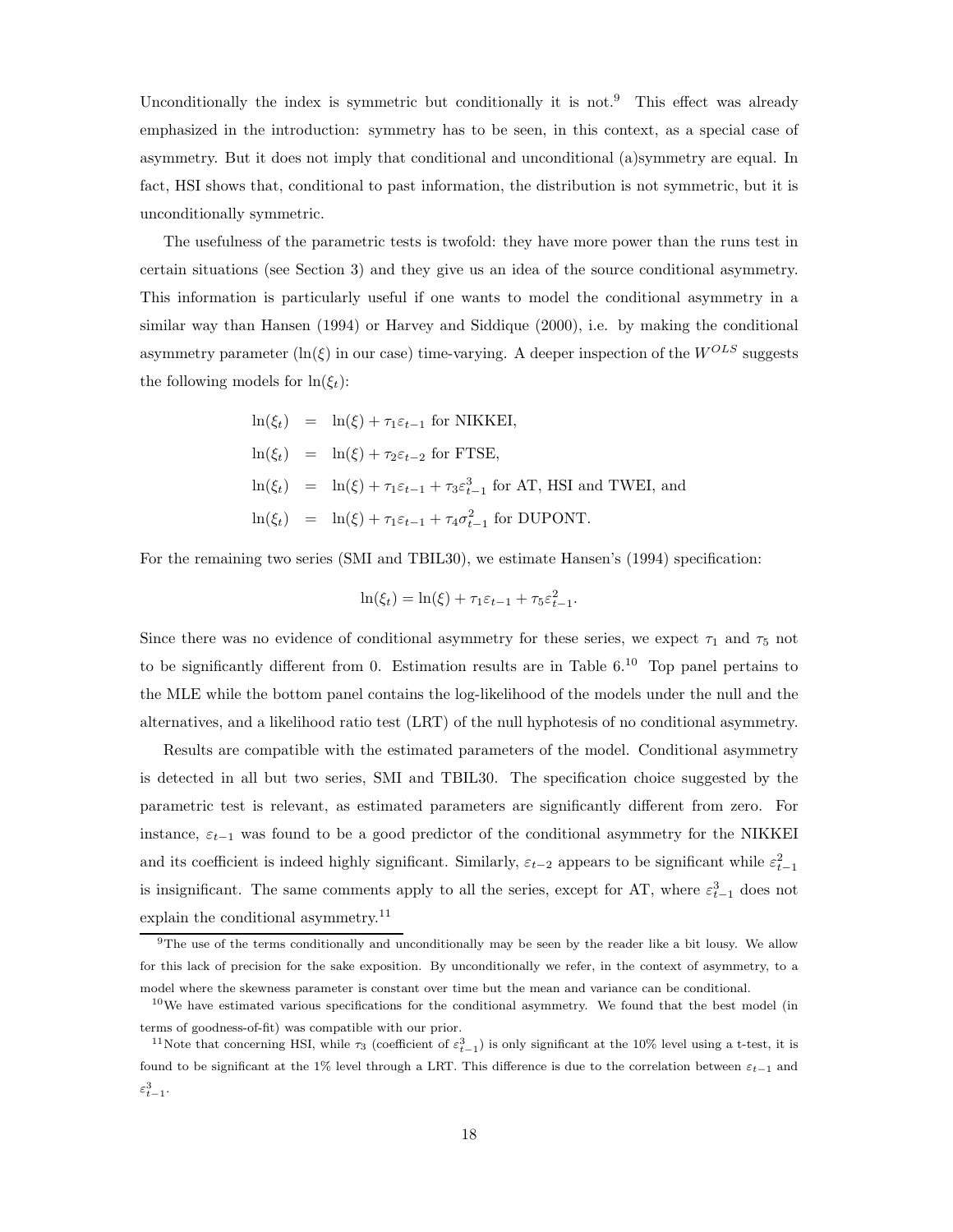Unconditionally the index is symmetric but conditionally it is not.[9] This effect was already emphasized in the introduction: symmetry has to be seen, in this context, as a special case of asymmetry. But it does not imply that conditional and unconditional (a)symmetry are equal. In fact, HSI shows that, conditional to past information, the distribution is not symmetric, but it is unconditionally symmetric.

The usefulness of the parametric tests is twofold: they have more power than the runs test in certain situations (see Section 3) and they give us an idea of the source conditional asymmetry. This information is particularly useful if one wants to model the conditional asymmetry in a similar way than Hansen (1994) or Harvey and Siddique (2000), i.e. by making the conditional asymmetry parameter ($\ln(\xi)$ in our case) time-varying. A deeper inspection of the $W^{OLS}$ suggests the following models for $\ln(\xi_t)$:

$$
\begin{aligned}
\ln(\xi_t) &= \ln(\xi) + \tau_1 \varepsilon_{t-1} \text{ for NIKKEI,} \\
\ln(\xi_t) &= \ln(\xi) + \tau_2 \varepsilon_{t-2} \text{ for FTSE,} \\
\ln(\xi_t) &= \ln(\xi) + \tau_1 \varepsilon_{t-1} + \tau_3 \varepsilon_{t-1}^3 \text{ for AT, HSI and TWEI, and} \\
\ln(\xi_t) &= \ln(\xi) + \tau_1 \varepsilon_{t-1} + \tau_4 \sigma_{t-1}^2 \text{ for DUPONT.}
\end{aligned}
$$

For the remaining two series (SMI and TBIL30), we estimate Hansen's (1994) specification:

$$
\ln(\xi_t) = \ln(\xi) + \tau_1 \varepsilon_{t-1} + \tau_5 \varepsilon_{t-1}^2.
$$

Since there was no evidence of conditional asymmetry for these series, we expect $\tau_1$ and $\tau_5$ not to be significantly different from 0. Estimation results are in Table 6.[10] Top panel pertains to the MLE while the bottom panel contains the log-likelihood of the models under the null and the alternatives, and a likelihood ratio test (LRT) of the null hyphotesis of no conditional asymmetry.

Results are compatible with the estimated parameters of the model. Conditional asymmetry is detected in all but two series, SMI and TBIL30. The specification choice suggested by the parametric test is relevant, as estimated parameters are significantly different from zero. For instance, $\varepsilon_{t-1}$ was found to be a good predictor of the conditional asymmetry for the NIKKEI and its coefficient is indeed highly significant. Similarly, $\varepsilon_{t-2}$ appears to be significant while $\varepsilon_{t-1}^2$ is insignificant. The same comments apply to all the series, except for AT, where $\varepsilon_{t-1}^3$ does not explain the conditional asymmetry.[11]

[9] The use of the terms conditionally and unconditionally may be seen by the reader like a bit lousy. We allow for this lack of precision for the sake exposition. By unconditionally we refer, in the context of asymmetry, to a model where the skewness parameter is constant over time but the mean and variance can be conditional.

[10] We have estimated various specifications for the conditional asymmetry. We found that the best model (in terms of goodness-of-fit) was compatible with our prior.

[11] Note that concerning HSI, while $\tau_3$ (coefficient of $\varepsilon_{t-1}^3$) is only significant at the 10% level using a t-test, it is found to be significant at the 1% level through a LRT. This difference is due to the correlation between $\varepsilon_{t-1}$ and $\varepsilon_{t-1}^3$.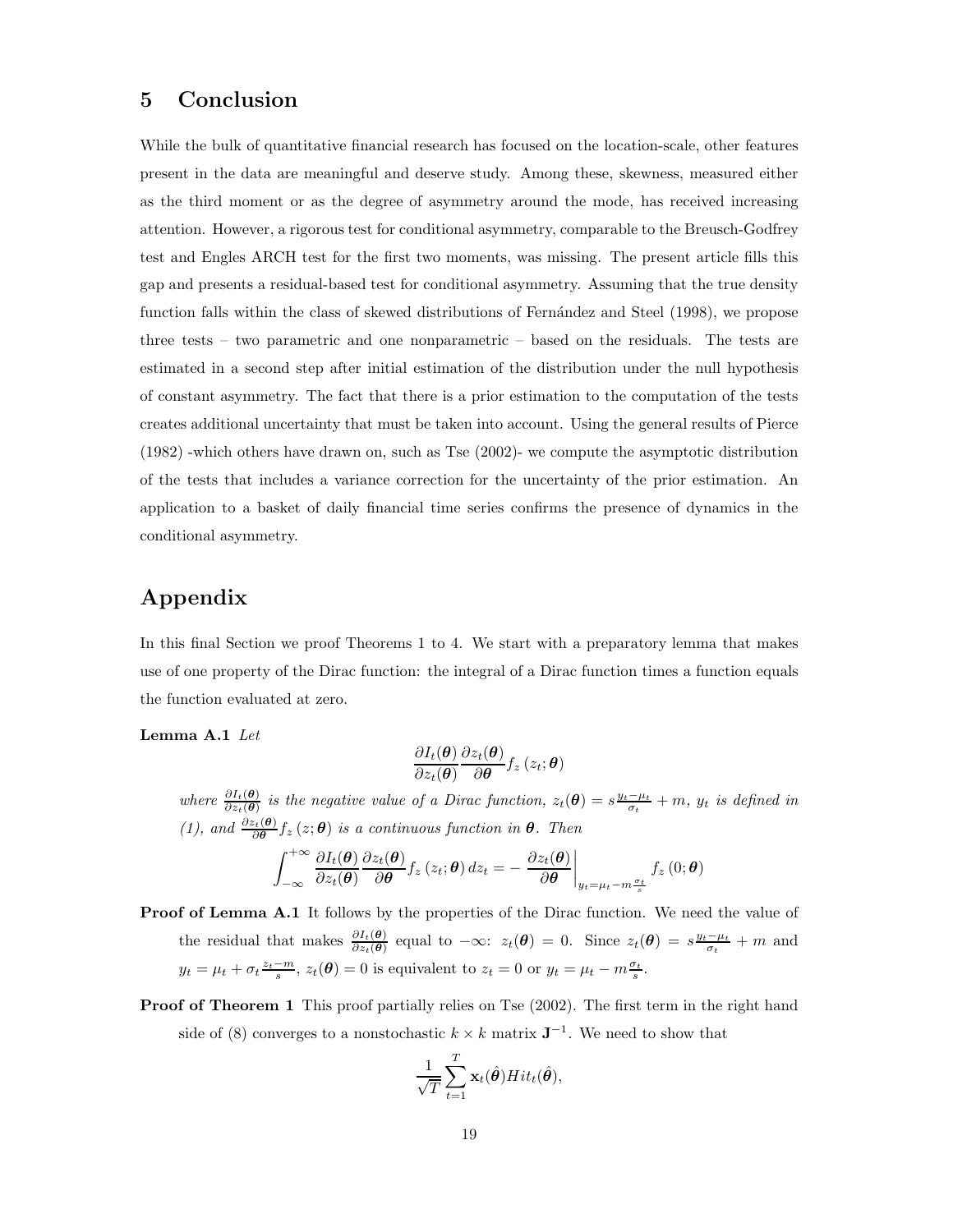## 5 Conclusion

While the bulk of quantitative financial research has focused on the location-scale, other features present in the data are meaningful and deserve study. Among these, skewness, measured either as the third moment or as the degree of asymmetry around the mode, has received increasing attention. However, a rigorous test for conditional asymmetry, comparable to the Breusch-Godfrey test and Engles ARCH test for the first two moments, was missing. The present article fills this gap and presents a residual-based test for conditional asymmetry. Assuming that the true density function falls within the class of skewed distributions of Fernández and Steel (1998), we propose three tests – two parametric and one nonparametric – based on the residuals. The tests are estimated in a second step after initial estimation of the distribution under the null hypothesis of constant asymmetry. The fact that there is a prior estimation to the computation of the tests creates additional uncertainty that must be taken into account. Using the general results of Pierce (1982) -which others have drawn on, such as Tse (2002)- we compute the asymptotic distribution of the tests that includes a variance correction for the uncertainty of the prior estimation. An application to a basket of daily financial time series confirms the presence of dynamics in the conditional asymmetry.

## Appendix

In this final Section we proof Theorems 1 to 4. We start with a preparatory lemma that makes use of one property of the Dirac function: the integral of a Dirac function times a function equals the function evaluated at zero.

**Lemma A.1** *Let*

$$\frac{\partial I_t(\boldsymbol{\theta})}{\partial z_t(\boldsymbol{\theta})} \frac{\partial z_t(\boldsymbol{\theta})}{\partial \boldsymbol{\theta}} f_z\left(z_t; \boldsymbol{\theta}\right)$$

*where* $\frac{\partial I_t(\boldsymbol{\theta})}{\partial z_t(\boldsymbol{\theta})}$ *is the negative value of a Dirac function,* $z_t(\boldsymbol{\theta}) = s\frac{y_t - \mu_t}{\sigma_t} + m$*,* $y_t$ *is defined in (1), and* $\frac{\partial z_t(\boldsymbol{\theta})}{\partial \boldsymbol{\theta}} f_z\left(z; \boldsymbol{\theta}\right)$ *is a continuous function in* $\boldsymbol{\theta}$*. Then*

$$\int_{-\infty}^{+\infty} \frac{\partial I_t(\boldsymbol{\theta})}{\partial z_t(\boldsymbol{\theta})} \frac{\partial z_t(\boldsymbol{\theta})}{\partial \boldsymbol{\theta}} f_z\left(z_t; \boldsymbol{\theta}\right) dz_t = - \left. \frac{\partial z_t(\boldsymbol{\theta})}{\partial \boldsymbol{\theta}} \right|_{y_t = \mu_t - m\frac{\sigma_t}{s}} f_z\left(0; \boldsymbol{\theta}\right)$$

**Proof of Lemma A.1** It follows by the properties of the Dirac function. We need the value of the residual that makes $\frac{\partial I_t(\boldsymbol{\theta})}{\partial z_t(\boldsymbol{\theta})}$ equal to $-\infty$: $z_t(\boldsymbol{\theta}) = 0$. Since $z_t(\boldsymbol{\theta}) = s\frac{y_t - \mu_t}{\sigma_t} + m$ and $y_t = \mu_t + \sigma_t \frac{z_t - m}{s}$, $z_t(\boldsymbol{\theta}) = 0$ is equivalent to $z_t = 0$ or $y_t = \mu_t - m\frac{\sigma_t}{s}$.

**Proof of Theorem 1** This proof partially relies on Tse (2002). The first term in the right hand side of (8) converges to a nonstochastic $k \times k$ matrix $\mathbf{J}^{-1}$. We need to show that

$$\frac{1}{\sqrt{T}} \sum_{t=1}^{T} \mathbf{x}_t(\hat{\boldsymbol{\theta}}) Hit_t(\hat{\boldsymbol{\theta}}),$$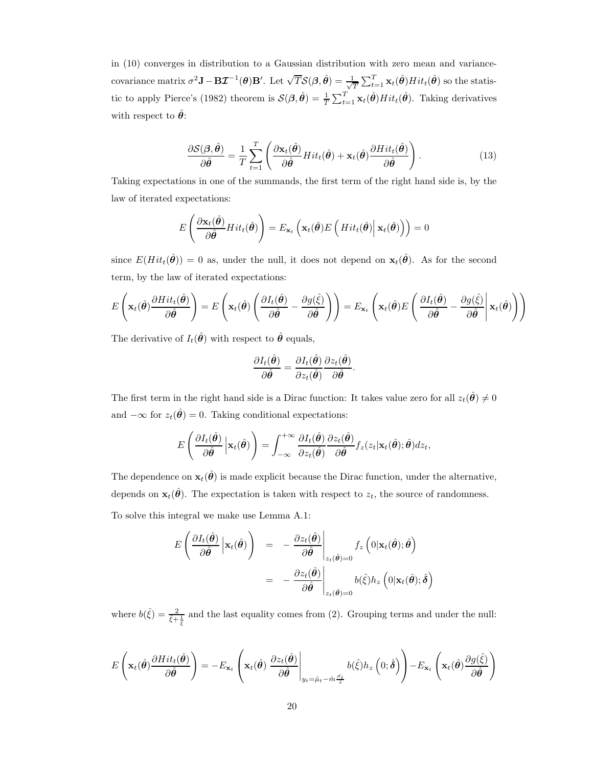in (10) converges in distribution to a Gaussian distribution with zero mean and variance-covariance matrix $\sigma^2 \mathbf{J} - \mathbf{B}\boldsymbol{\mathcal{I}}^{-1}(\boldsymbol{\theta})\mathbf{B}'$. Let $\sqrt{T}\mathcal{S}(\boldsymbol{\beta}, \hat{\boldsymbol{\theta}}) = \frac{1}{\sqrt{T}}\sum_{t=1}^{T}\mathbf{x}_t(\hat{\boldsymbol{\theta}})Hit_t(\hat{\boldsymbol{\theta}})$ so the statistic to apply Pierce's (1982) theorem is $\mathcal{S}(\boldsymbol{\beta}, \hat{\boldsymbol{\theta}}) = \frac{1}{T}\sum_{t=1}^{T}\mathbf{x}_t(\hat{\boldsymbol{\theta}})Hit_t(\hat{\boldsymbol{\theta}})$. Taking derivatives with respect to $\hat{\boldsymbol{\theta}}$:

$$\frac{\partial \mathcal{S}(\boldsymbol{\beta}, \hat{\boldsymbol{\theta}})}{\partial \hat{\boldsymbol{\theta}}} = \frac{1}{T}\sum_{t=1}^{T}\left(\frac{\partial \mathbf{x}_t(\hat{\boldsymbol{\theta}})}{\partial \hat{\boldsymbol{\theta}}}Hit_t(\hat{\boldsymbol{\theta}}) + \mathbf{x}_t(\hat{\boldsymbol{\theta}})\frac{\partial Hit_t(\hat{\boldsymbol{\theta}})}{\partial \hat{\boldsymbol{\theta}}}\right). \tag{13}$$

Taking expectations in one of the summands, the first term of the right hand side is, by the law of iterated expectations:

$$E\left(\frac{\partial \mathbf{x}_t(\hat{\boldsymbol{\theta}})}{\partial \hat{\boldsymbol{\theta}}}Hit_t(\hat{\boldsymbol{\theta}})\right) = E_{\mathbf{x}_t}\left(\mathbf{x}_t(\hat{\boldsymbol{\theta}})E\left(Hit_t(\hat{\boldsymbol{\theta}})\middle|\,\mathbf{x}_t(\hat{\boldsymbol{\theta}})\right)\right) = 0$$

since $E(Hit_t(\hat{\boldsymbol{\theta}})) = 0$ as, under the null, it does not depend on $\mathbf{x}_t(\hat{\boldsymbol{\theta}})$. As for the second term, by the law of iterated expectations:

$$E\left(\mathbf{x}_t(\hat{\boldsymbol{\theta}})\frac{\partial Hit_t(\hat{\boldsymbol{\theta}})}{\partial \hat{\boldsymbol{\theta}}}\right) = E\left(\mathbf{x}_t(\hat{\boldsymbol{\theta}})\left(\frac{\partial I_t(\hat{\boldsymbol{\theta}})}{\partial \hat{\boldsymbol{\theta}}} - \frac{\partial g(\hat{\xi})}{\partial \hat{\boldsymbol{\theta}}}\right)\right) = E_{\mathbf{x}_t}\left(\mathbf{x}_t(\hat{\boldsymbol{\theta}})E\left(\frac{\partial I_t(\hat{\boldsymbol{\theta}})}{\partial \hat{\boldsymbol{\theta}}} - \frac{\partial g(\hat{\xi})}{\partial \hat{\boldsymbol{\theta}}}\middle|\,\mathbf{x}_t(\hat{\boldsymbol{\theta}})\right)\right)$$

The derivative of $I_t(\hat{\boldsymbol{\theta}})$ with respect to $\hat{\boldsymbol{\theta}}$ equals,

$$\frac{\partial I_t(\hat{\boldsymbol{\theta}})}{\partial \hat{\boldsymbol{\theta}}} = \frac{\partial I_t(\hat{\boldsymbol{\theta}})}{\partial z_t(\hat{\boldsymbol{\theta}})}\frac{\partial z_t(\hat{\boldsymbol{\theta}})}{\partial \hat{\boldsymbol{\theta}}}.$$

The first term in the right hand side is a Dirac function: It takes value zero for all $z_t(\hat{\boldsymbol{\theta}}) \neq 0$ and $-\infty$ for $z_t(\hat{\boldsymbol{\theta}}) = 0$. Taking conditional expectations:

$$E\left(\frac{\partial I_t(\hat{\boldsymbol{\theta}})}{\partial \hat{\boldsymbol{\theta}}}\middle|\,\mathbf{x}_t(\hat{\boldsymbol{\theta}})\right) = \int_{-\infty}^{+\infty}\frac{\partial I_t(\hat{\boldsymbol{\theta}})}{\partial z_t(\hat{\boldsymbol{\theta}})}\frac{\partial z_t(\hat{\boldsymbol{\theta}})}{\partial \hat{\boldsymbol{\theta}}}f_z(z_t|\mathbf{x}_t(\hat{\boldsymbol{\theta}}); \hat{\boldsymbol{\theta}})dz_t,$$

The dependence on $\mathbf{x}_t(\hat{\boldsymbol{\theta}})$ is made explicit because the Dirac function, under the alternative, depends on $\mathbf{x}_t(\hat{\boldsymbol{\theta}})$. The expectation is taken with respect to $z_t$, the source of randomness.

To solve this integral we make use Lemma A.1:

$$\begin{aligned}
E\left(\frac{\partial I_t(\hat{\boldsymbol{\theta}})}{\partial \hat{\boldsymbol{\theta}}}\middle|\,\mathbf{x}_t(\hat{\boldsymbol{\theta}})\right) &= -\left.\frac{\partial z_t(\hat{\boldsymbol{\theta}})}{\partial \hat{\boldsymbol{\theta}}}\right|_{z_t(\hat{\boldsymbol{\theta}})=0} f_z\left(0|\mathbf{x}_t(\hat{\boldsymbol{\theta}}); \hat{\boldsymbol{\theta}}\right) \\
&= -\left.\frac{\partial z_t(\hat{\boldsymbol{\theta}})}{\partial \hat{\boldsymbol{\theta}}}\right|_{z_t(\hat{\boldsymbol{\theta}})=0} b(\hat{\xi})h_z\left(0|\mathbf{x}_t(\hat{\boldsymbol{\theta}}); \hat{\boldsymbol{\delta}}\right)
\end{aligned}$$

where $b(\hat{\xi}) = \frac{2}{\hat{\xi}+\frac{1}{\hat{\xi}}}$ and the last equality comes from (2). Grouping terms and under the null:

$$E\left(\mathbf{x}_t(\hat{\boldsymbol{\theta}})\frac{\partial Hit_t(\hat{\boldsymbol{\theta}})}{\partial \hat{\boldsymbol{\theta}}}\right) = -E_{\mathbf{x}_t}\left(\mathbf{x}_t(\hat{\boldsymbol{\theta}})\left.\frac{\partial z_t(\hat{\boldsymbol{\theta}})}{\partial \hat{\boldsymbol{\theta}}}\right|_{y_t=\hat{\mu}_t-\hat{m}\frac{\hat{\sigma}_t}{\hat{s}}} b(\hat{\xi})h_z\left(0; \hat{\boldsymbol{\delta}}\right)\right) - E_{\mathbf{x}_t}\left(\mathbf{x}_t(\hat{\boldsymbol{\theta}})\frac{\partial g(\hat{\xi})}{\partial \hat{\boldsymbol{\theta}}}\right)$$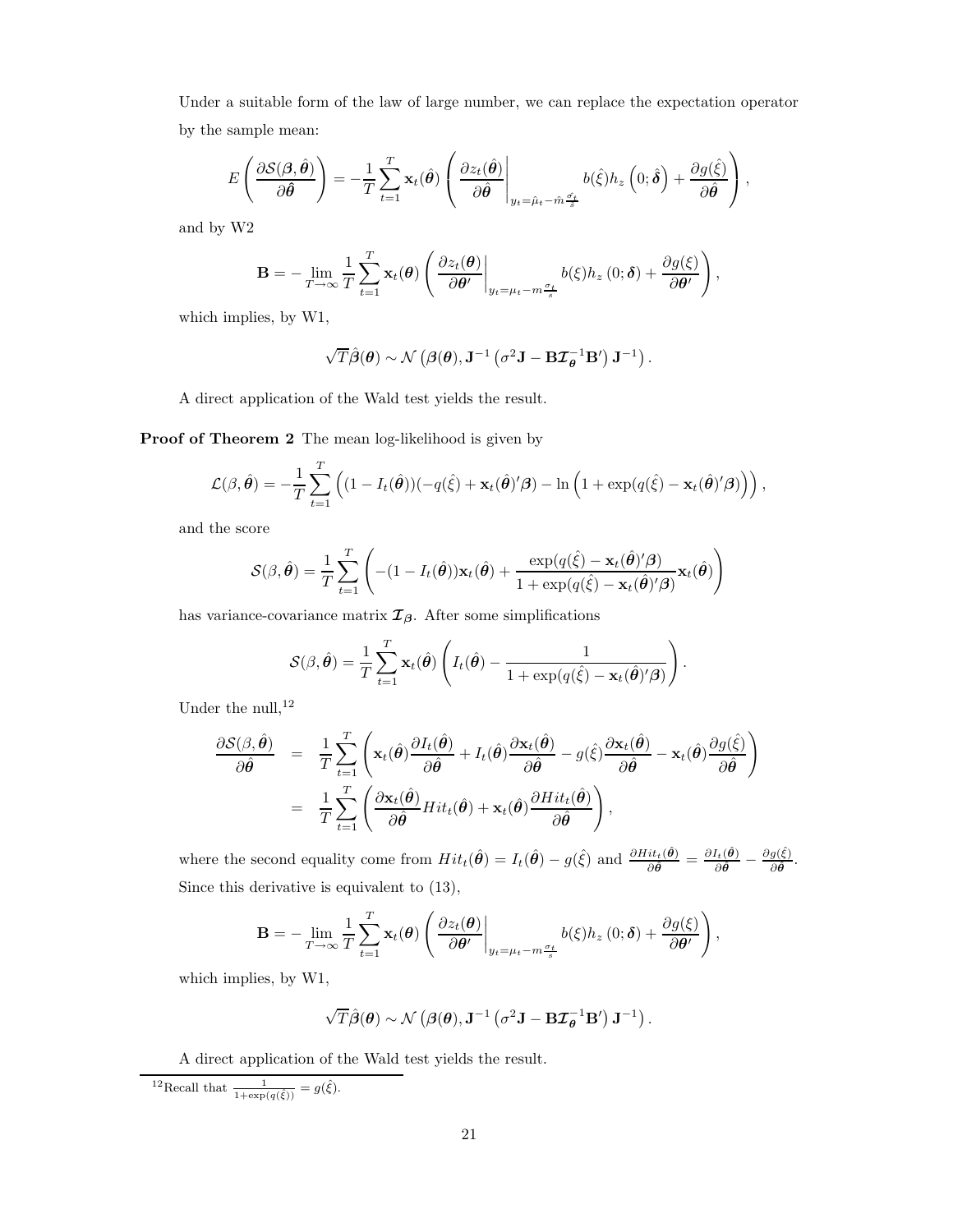Under a suitable form of the law of large number, we can replace the expectation operator by the sample mean:

$$E\left(\frac{\partial \mathcal{S}(\boldsymbol{\beta},\hat{\boldsymbol{\theta}})}{\partial \hat{\boldsymbol{\theta}}}\right) = -\frac{1}{T}\sum_{t=1}^{T}\mathbf{x}_t(\hat{\boldsymbol{\theta}})\left(\left.\frac{\partial z_t(\hat{\boldsymbol{\theta}})}{\partial \hat{\boldsymbol{\theta}}}\right|_{y_t=\hat{\mu}_t-\hat{m}\frac{\hat{\sigma}_t}{\hat{s}}} b(\hat{\xi})h_z\left(0;\hat{\boldsymbol{\delta}}\right)+\frac{\partial g(\hat{\xi})}{\partial \hat{\boldsymbol{\theta}}}\right),$$

and by W2

$$\mathbf{B} = -\lim_{T\to\infty}\frac{1}{T}\sum_{t=1}^{T}\mathbf{x}_t(\boldsymbol{\theta})\left(\left.\frac{\partial z_t(\boldsymbol{\theta})}{\partial \boldsymbol{\theta}'}\right|_{y_t=\mu_t-m\frac{\sigma_t}{s}} b(\xi)h_z\left(0;\boldsymbol{\delta}\right)+\frac{\partial g(\xi)}{\partial \boldsymbol{\theta}'}\right),$$

which implies, by W1,

$$\sqrt{T}\hat{\boldsymbol{\beta}}(\boldsymbol{\theta}) \sim \mathcal{N}\left(\boldsymbol{\beta}(\boldsymbol{\theta}),\mathbf{J}^{-1}\left(\sigma^2\mathbf{J}-\mathbf{B}\boldsymbol{\mathcal{I}}_{\boldsymbol{\theta}}^{-1}\mathbf{B}'\right)\mathbf{J}^{-1}\right).$$

A direct application of the Wald test yields the result.

**Proof of Theorem 2** The mean log-likelihood is given by

$$\mathcal{L}(\beta,\hat{\boldsymbol{\theta}}) = -\frac{1}{T}\sum_{t=1}^{T}\left((1-I_t(\hat{\boldsymbol{\theta}}))(-q(\hat{\xi})+\mathbf{x}_t(\hat{\boldsymbol{\theta}})'\boldsymbol{\beta})-\ln\left(1+\exp(q(\hat{\xi})-\mathbf{x}_t(\hat{\boldsymbol{\theta}})'\boldsymbol{\beta})\right)\right),$$

and the score

$$\mathcal{S}(\beta,\hat{\boldsymbol{\theta}}) = \frac{1}{T}\sum_{t=1}^{T}\left(-(1-I_t(\hat{\boldsymbol{\theta}}))\mathbf{x}_t(\hat{\boldsymbol{\theta}})+\frac{\exp(q(\hat{\xi})-\mathbf{x}_t(\hat{\boldsymbol{\theta}})'\boldsymbol{\beta})}{1+\exp(q(\hat{\xi})-\mathbf{x}_t(\hat{\boldsymbol{\theta}})'\boldsymbol{\beta})}\mathbf{x}_t(\hat{\boldsymbol{\theta}})\right)$$

has variance-covariance matrix $\boldsymbol{\mathcal{I}}_{\boldsymbol{\beta}}$. After some simplifications

$$\mathcal{S}(\beta,\hat{\boldsymbol{\theta}}) = \frac{1}{T}\sum_{t=1}^{T}\mathbf{x}_t(\hat{\boldsymbol{\theta}})\left(I_t(\hat{\boldsymbol{\theta}})-\frac{1}{1+\exp(q(\hat{\xi})-\mathbf{x}_t(\hat{\boldsymbol{\theta}})'\boldsymbol{\beta})}\right).$$

Under the null,[12]

$$\begin{aligned}
\frac{\partial \mathcal{S}(\beta,\hat{\boldsymbol{\theta}})}{\partial \hat{\boldsymbol{\theta}}} &= \frac{1}{T}\sum_{t=1}^{T}\left(\mathbf{x}_t(\hat{\boldsymbol{\theta}})\frac{\partial I_t(\hat{\boldsymbol{\theta}})}{\partial \hat{\boldsymbol{\theta}}}+I_t(\hat{\boldsymbol{\theta}})\frac{\partial \mathbf{x}_t(\hat{\boldsymbol{\theta}})}{\partial \hat{\boldsymbol{\theta}}}-g(\hat{\xi})\frac{\partial \mathbf{x}_t(\hat{\boldsymbol{\theta}})}{\partial \hat{\boldsymbol{\theta}}}-\mathbf{x}_t(\hat{\boldsymbol{\theta}})\frac{\partial g(\hat{\xi})}{\partial \hat{\boldsymbol{\theta}}}\right)\\
&= \frac{1}{T}\sum_{t=1}^{T}\left(\frac{\partial \mathbf{x}_t(\hat{\boldsymbol{\theta}})}{\partial \hat{\boldsymbol{\theta}}}Hit_t(\hat{\boldsymbol{\theta}})+\mathbf{x}_t(\hat{\boldsymbol{\theta}})\frac{\partial Hit_t(\hat{\boldsymbol{\theta}})}{\partial \hat{\boldsymbol{\theta}}}\right),
\end{aligned}$$

where the second equality come from $Hit_t(\hat{\boldsymbol{\theta}}) = I_t(\hat{\boldsymbol{\theta}})-g(\hat{\xi})$ and $\frac{\partial Hit_t(\hat{\boldsymbol{\theta}})}{\partial \hat{\boldsymbol{\theta}}} = \frac{\partial I_t(\hat{\boldsymbol{\theta}})}{\partial \hat{\boldsymbol{\theta}}}-\frac{\partial g(\hat{\xi})}{\partial \hat{\boldsymbol{\theta}}}$. Since this derivative is equivalent to (13),

$$\mathbf{B} = -\lim_{T\to\infty}\frac{1}{T}\sum_{t=1}^{T}\mathbf{x}_t(\boldsymbol{\theta})\left(\left.\frac{\partial z_t(\boldsymbol{\theta})}{\partial \boldsymbol{\theta}'}\right|_{y_t=\mu_t-m\frac{\sigma_t}{s}} b(\xi)h_z\left(0;\boldsymbol{\delta}\right)+\frac{\partial g(\xi)}{\partial \boldsymbol{\theta}'}\right),$$

which implies, by W1,

$$\sqrt{T}\hat{\boldsymbol{\beta}}(\boldsymbol{\theta}) \sim \mathcal{N}\left(\boldsymbol{\beta}(\boldsymbol{\theta}),\mathbf{J}^{-1}\left(\sigma^2\mathbf{J}-\mathbf{B}\boldsymbol{\mathcal{I}}_{\boldsymbol{\theta}}^{-1}\mathbf{B}'\right)\mathbf{J}^{-1}\right).$$

A direct application of the Wald test yields the result.

[12] Recall that $\frac{1}{1+\exp(q(\hat{\xi}))} = g(\hat{\xi})$.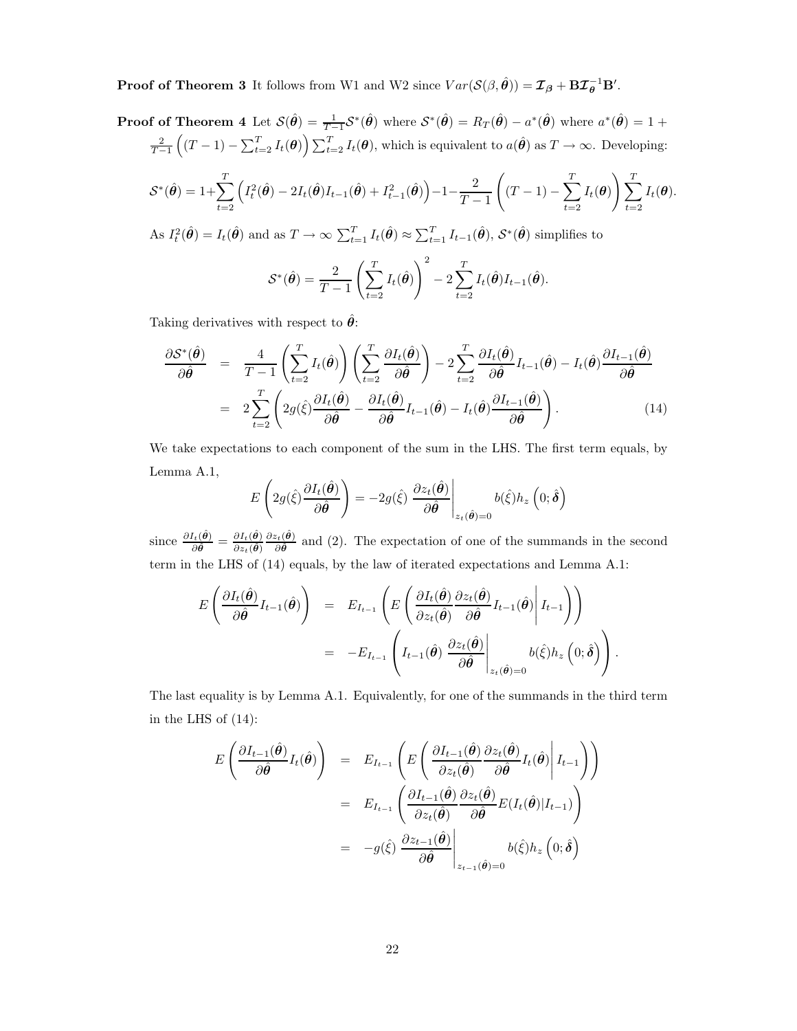**Proof of Theorem 3** It follows from W1 and W2 since $Var(\mathcal{S}(\beta, \hat{\boldsymbol{\theta}})) = \boldsymbol{\mathcal{I}_\beta} + \mathbf{B}\boldsymbol{\mathcal{I}_\theta}^{-1}\mathbf{B}'$.

**Proof of Theorem 4** Let $\mathcal{S}(\hat{\boldsymbol{\theta}}) = \frac{1}{T-1}\mathcal{S}^*(\hat{\boldsymbol{\theta}})$ where $\mathcal{S}^*(\hat{\boldsymbol{\theta}}) = R_T(\hat{\boldsymbol{\theta}}) - a^*(\hat{\boldsymbol{\theta}})$ where $a^*(\hat{\boldsymbol{\theta}}) = 1 + \frac{2}{T-1}\left((T-1) - \sum_{t=2}^T I_t(\boldsymbol{\theta})\right)\sum_{t=2}^T I_t(\boldsymbol{\theta})$, which is equivalent to $a(\hat{\boldsymbol{\theta}})$ as $T \to \infty$. Developing:

$$\mathcal{S}^*(\hat{\boldsymbol{\theta}}) = 1 + \sum_{t=2}^T \left(I_t^2(\hat{\boldsymbol{\theta}}) - 2I_t(\hat{\boldsymbol{\theta}})I_{t-1}(\hat{\boldsymbol{\theta}}) + I_{t-1}^2(\hat{\boldsymbol{\theta}})\right) - 1 - \frac{2}{T-1}\left((T-1) - \sum_{t=2}^T I_t(\boldsymbol{\theta})\right)\sum_{t=2}^T I_t(\boldsymbol{\theta}).$$

As $I_t^2(\hat{\boldsymbol{\theta}}) = I_t(\hat{\boldsymbol{\theta}})$ and as $T \to \infty$ $\sum_{t=1}^T I_t(\hat{\boldsymbol{\theta}}) \approx \sum_{t=1}^T I_{t-1}(\hat{\boldsymbol{\theta}})$, $\mathcal{S}^*(\hat{\boldsymbol{\theta}})$ simplifies to

$$\mathcal{S}^*(\hat{\boldsymbol{\theta}}) = \frac{2}{T-1}\left(\sum_{t=2}^T I_t(\hat{\boldsymbol{\theta}})\right)^2 - 2\sum_{t=2}^T I_t(\hat{\boldsymbol{\theta}})I_{t-1}(\hat{\boldsymbol{\theta}}).$$

Taking derivatives with respect to $\hat{\boldsymbol{\theta}}$:

$$\begin{aligned}
\frac{\partial \mathcal{S}^*(\hat{\boldsymbol{\theta}})}{\partial \hat{\boldsymbol{\theta}}} &= \frac{4}{T-1}\left(\sum_{t=2}^T I_t(\hat{\boldsymbol{\theta}})\right)\left(\sum_{t=2}^T \frac{\partial I_t(\hat{\boldsymbol{\theta}})}{\partial \hat{\boldsymbol{\theta}}}\right) - 2\sum_{t=2}^T \frac{\partial I_t(\hat{\boldsymbol{\theta}})}{\partial \hat{\boldsymbol{\theta}}} I_{t-1}(\hat{\boldsymbol{\theta}}) - I_t(\hat{\boldsymbol{\theta}})\frac{\partial I_{t-1}(\hat{\boldsymbol{\theta}})}{\partial \hat{\boldsymbol{\theta}}} \\
&= 2\sum_{t=2}^T \left(2g(\hat{\xi})\frac{\partial I_t(\hat{\boldsymbol{\theta}})}{\partial \hat{\boldsymbol{\theta}}} - \frac{\partial I_t(\hat{\boldsymbol{\theta}})}{\partial \hat{\boldsymbol{\theta}}} I_{t-1}(\hat{\boldsymbol{\theta}}) - I_t(\hat{\boldsymbol{\theta}})\frac{\partial I_{t-1}(\hat{\boldsymbol{\theta}})}{\partial \hat{\boldsymbol{\theta}}}\right). \qquad (14)
\end{aligned}$$

We take expectations to each component of the sum in the LHS. The first term equals, by Lemma A.1,

$$E\left(2g(\hat{\xi})\frac{\partial I_t(\hat{\boldsymbol{\theta}})}{\partial \hat{\boldsymbol{\theta}}}\right) = -2g(\hat{\xi})\left.\frac{\partial z_t(\hat{\boldsymbol{\theta}})}{\partial \hat{\boldsymbol{\theta}}}\right|_{z_t(\hat{\boldsymbol{\theta}})=0} b(\hat{\xi})h_z\left(0;\hat{\boldsymbol{\delta}}\right)$$

since $\frac{\partial I_t(\hat{\boldsymbol{\theta}})}{\partial \hat{\boldsymbol{\theta}}} = \frac{\partial I_t(\hat{\boldsymbol{\theta}})}{\partial z_t(\hat{\boldsymbol{\theta}})}\frac{\partial z_t(\hat{\boldsymbol{\theta}})}{\partial \hat{\boldsymbol{\theta}}}$ and (2). The expectation of one of the summands in the second term in the LHS of (14) equals, by the law of iterated expectations and Lemma A.1:

$$\begin{aligned}
E\left(\frac{\partial I_t(\hat{\boldsymbol{\theta}})}{\partial \hat{\boldsymbol{\theta}}} I_{t-1}(\hat{\boldsymbol{\theta}})\right) &= E_{I_{t-1}}\left(E\left(\left.\frac{\partial I_t(\hat{\boldsymbol{\theta}})}{\partial z_t(\hat{\boldsymbol{\theta}})}\frac{\partial z_t(\hat{\boldsymbol{\theta}})}{\partial \hat{\boldsymbol{\theta}}} I_{t-1}(\hat{\boldsymbol{\theta}})\right| I_{t-1}\right)\right) \\
&= -E_{I_{t-1}}\left(I_{t-1}(\hat{\boldsymbol{\theta}})\left.\frac{\partial z_t(\hat{\boldsymbol{\theta}})}{\partial \hat{\boldsymbol{\theta}}}\right|_{z_t(\hat{\boldsymbol{\theta}})=0} b(\hat{\xi})h_z\left(0;\hat{\boldsymbol{\delta}}\right)\right).
\end{aligned}$$

The last equality is by Lemma A.1. Equivalently, for one of the summands in the third term in the LHS of (14):

$$\begin{aligned}
E\left(\frac{\partial I_{t-1}(\hat{\boldsymbol{\theta}})}{\partial \hat{\boldsymbol{\theta}}} I_t(\hat{\boldsymbol{\theta}})\right) &= E_{I_{t-1}}\left(E\left(\left.\frac{\partial I_{t-1}(\hat{\boldsymbol{\theta}})}{\partial z_t(\hat{\boldsymbol{\theta}})}\frac{\partial z_t(\hat{\boldsymbol{\theta}})}{\partial \hat{\boldsymbol{\theta}}} I_t(\hat{\boldsymbol{\theta}})\right| I_{t-1}\right)\right) \\
&= E_{I_{t-1}}\left(\frac{\partial I_{t-1}(\hat{\boldsymbol{\theta}})}{\partial z_t(\hat{\boldsymbol{\theta}})}\frac{\partial z_t(\hat{\boldsymbol{\theta}})}{\partial \hat{\boldsymbol{\theta}}} E(I_t(\hat{\boldsymbol{\theta}})|I_{t-1})\right) \\
&= -g(\hat{\xi})\left.\frac{\partial z_{t-1}(\hat{\boldsymbol{\theta}})}{\partial \hat{\boldsymbol{\theta}}}\right|_{z_{t-1}(\hat{\boldsymbol{\theta}})=0} b(\hat{\xi})h_z\left(0;\hat{\boldsymbol{\delta}}\right)
\end{aligned}$$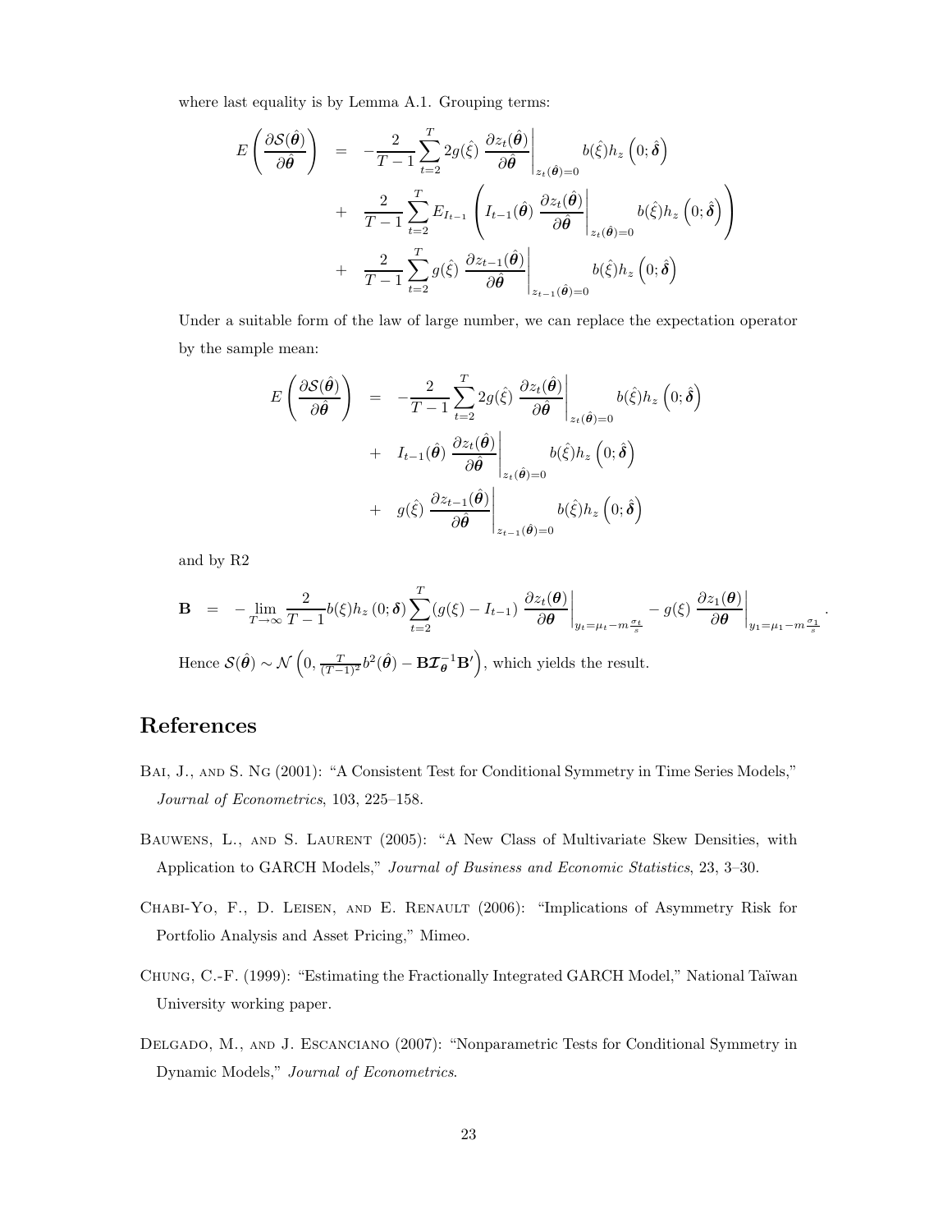where last equality is by Lemma A.1. Grouping terms:

$$
\begin{aligned}
E\left(\frac{\partial \mathcal{S}(\hat{\boldsymbol{\theta}})}{\partial \hat{\boldsymbol{\theta}}}\right) &= -\frac{2}{T-1}\sum_{t=2}^{T} 2g(\hat{\xi})\left.\frac{\partial z_t(\hat{\boldsymbol{\theta}})}{\partial \hat{\boldsymbol{\theta}}}\right|_{z_t(\hat{\boldsymbol{\theta}})=0} b(\hat{\xi}) h_z\left(0;\hat{\boldsymbol{\delta}}\right) \\
&+ \frac{2}{T-1}\sum_{t=2}^{T} E_{I_{t-1}}\left(I_{t-1}(\hat{\boldsymbol{\theta}})\left.\frac{\partial z_t(\hat{\boldsymbol{\theta}})}{\partial \hat{\boldsymbol{\theta}}}\right|_{z_t(\hat{\boldsymbol{\theta}})=0} b(\hat{\xi}) h_z\left(0;\hat{\boldsymbol{\delta}}\right)\right) \\
&+ \frac{2}{T-1}\sum_{t=2}^{T} g(\hat{\xi})\left.\frac{\partial z_{t-1}(\hat{\boldsymbol{\theta}})}{\partial \hat{\boldsymbol{\theta}}}\right|_{z_{t-1}(\hat{\boldsymbol{\theta}})=0} b(\hat{\xi}) h_z\left(0;\hat{\boldsymbol{\delta}}\right)
\end{aligned}
$$

Under a suitable form of the law of large number, we can replace the expectation operator by the sample mean:

$$
\begin{aligned}
E\left(\frac{\partial \mathcal{S}(\hat{\boldsymbol{\theta}})}{\partial \hat{\boldsymbol{\theta}}}\right) &= -\frac{2}{T-1}\sum_{t=2}^{T} 2g(\hat{\xi})\left.\frac{\partial z_t(\hat{\boldsymbol{\theta}})}{\partial \hat{\boldsymbol{\theta}}}\right|_{z_t(\hat{\boldsymbol{\theta}})=0} b(\hat{\xi}) h_z\left(0;\hat{\boldsymbol{\delta}}\right) \\
&+ I_{t-1}(\hat{\boldsymbol{\theta}})\left.\frac{\partial z_t(\hat{\boldsymbol{\theta}})}{\partial \hat{\boldsymbol{\theta}}}\right|_{z_t(\hat{\boldsymbol{\theta}})=0} b(\hat{\xi}) h_z\left(0;\hat{\boldsymbol{\delta}}\right) \\
&+ g(\hat{\xi})\left.\frac{\partial z_{t-1}(\hat{\boldsymbol{\theta}})}{\partial \hat{\boldsymbol{\theta}}}\right|_{z_{t-1}(\hat{\boldsymbol{\theta}})=0} b(\hat{\xi}) h_z\left(0;\hat{\boldsymbol{\delta}}\right)
\end{aligned}
$$

and by R2

$$
\mathbf{B} = -\lim_{T\to\infty}\frac{2}{T-1} b(\xi) h_z\left(0;\boldsymbol{\delta}\right)\sum_{t=2}^{T}\left(g(\xi)-I_{t-1}\right)\left.\frac{\partial z_t(\boldsymbol{\theta})}{\partial \boldsymbol{\theta}}\right|_{y_t=\mu_t-m\frac{\sigma_t}{s}} - g(\xi)\left.\frac{\partial z_1(\boldsymbol{\theta})}{\partial \boldsymbol{\theta}}\right|_{y_1=\mu_1-m\frac{\sigma_1}{s}}.
$$

Hence $\mathcal{S}(\hat{\boldsymbol{\theta}}) \sim \mathcal{N}\left(0, \frac{T}{(T-1)^2} b^2(\hat{\boldsymbol{\theta}}) - \mathbf{B}\boldsymbol{\mathcal{I}}_{\boldsymbol{\theta}}^{-1}\mathbf{B}'\right)$, which yields the result.

# References

Bai, J., and S. Ng (2001): "A Consistent Test for Conditional Symmetry in Time Series Models," *Journal of Econometrics*, 103, 225–158.

Bauwens, L., and S. Laurent (2005): "A New Class of Multivariate Skew Densities, with Application to GARCH Models," *Journal of Business and Economic Statistics*, 23, 3–30.

Chabi-Yo, F., D. Leisen, and E. Renault (2006): "Implications of Asymmetry Risk for Portfolio Analysis and Asset Pricing," Mimeo.

Chung, C.-F. (1999): "Estimating the Fractionally Integrated GARCH Model," National Taïwan University working paper.

Delgado, M., and J. Escanciano (2007): "Nonparametric Tests for Conditional Symmetry in Dynamic Models," *Journal of Econometrics*.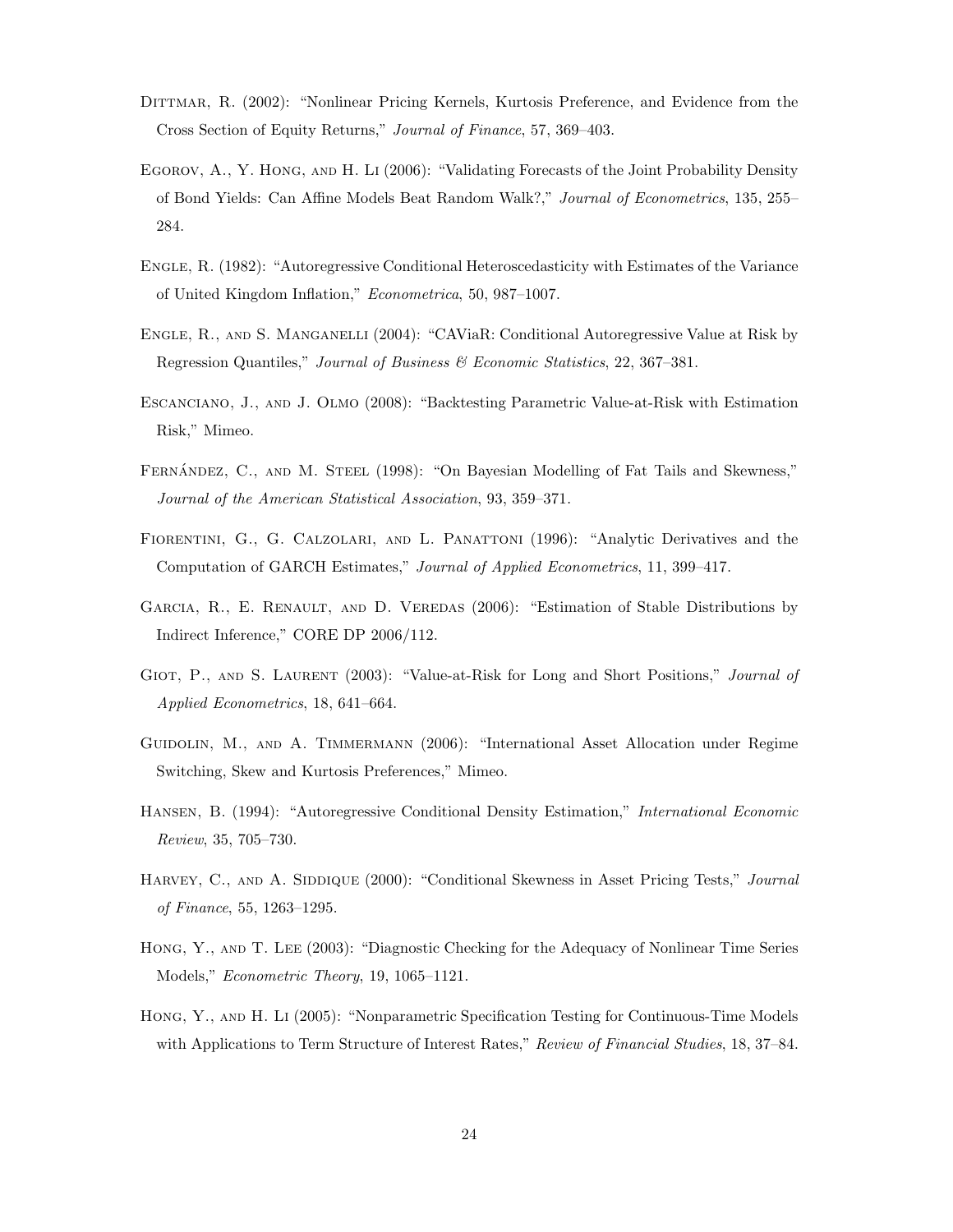Dittmar, R. (2002): "Nonlinear Pricing Kernels, Kurtosis Preference, and Evidence from the Cross Section of Equity Returns," *Journal of Finance*, 57, 369–403.

Egorov, A., Y. Hong, and H. Li (2006): "Validating Forecasts of the Joint Probability Density of Bond Yields: Can Affine Models Beat Random Walk?," *Journal of Econometrics*, 135, 255–284.

Engle, R. (1982): "Autoregressive Conditional Heteroscedasticity with Estimates of the Variance of United Kingdom Inflation," *Econometrica*, 50, 987–1007.

Engle, R., and S. Manganelli (2004): "CAViaR: Conditional Autoregressive Value at Risk by Regression Quantiles," *Journal of Business & Economic Statistics*, 22, 367–381.

Escanciano, J., and J. Olmo (2008): "Backtesting Parametric Value-at-Risk with Estimation Risk," Mimeo.

Fernández, C., and M. Steel (1998): "On Bayesian Modelling of Fat Tails and Skewness," *Journal of the American Statistical Association*, 93, 359–371.

Fiorentini, G., G. Calzolari, and L. Panattoni (1996): "Analytic Derivatives and the Computation of GARCH Estimates," *Journal of Applied Econometrics*, 11, 399–417.

Garcia, R., E. Renault, and D. Veredas (2006): "Estimation of Stable Distributions by Indirect Inference," CORE DP 2006/112.

Giot, P., and S. Laurent (2003): "Value-at-Risk for Long and Short Positions," *Journal of Applied Econometrics*, 18, 641–664.

Guidolin, M., and A. Timmermann (2006): "International Asset Allocation under Regime Switching, Skew and Kurtosis Preferences," Mimeo.

Hansen, B. (1994): "Autoregressive Conditional Density Estimation," *International Economic Review*, 35, 705–730.

Harvey, C., and A. Siddique (2000): "Conditional Skewness in Asset Pricing Tests," *Journal of Finance*, 55, 1263–1295.

Hong, Y., and T. Lee (2003): "Diagnostic Checking for the Adequacy of Nonlinear Time Series Models," *Econometric Theory*, 19, 1065–1121.

Hong, Y., and H. Li (2005): "Nonparametric Specification Testing for Continuous-Time Models with Applications to Term Structure of Interest Rates," *Review of Financial Studies*, 18, 37–84.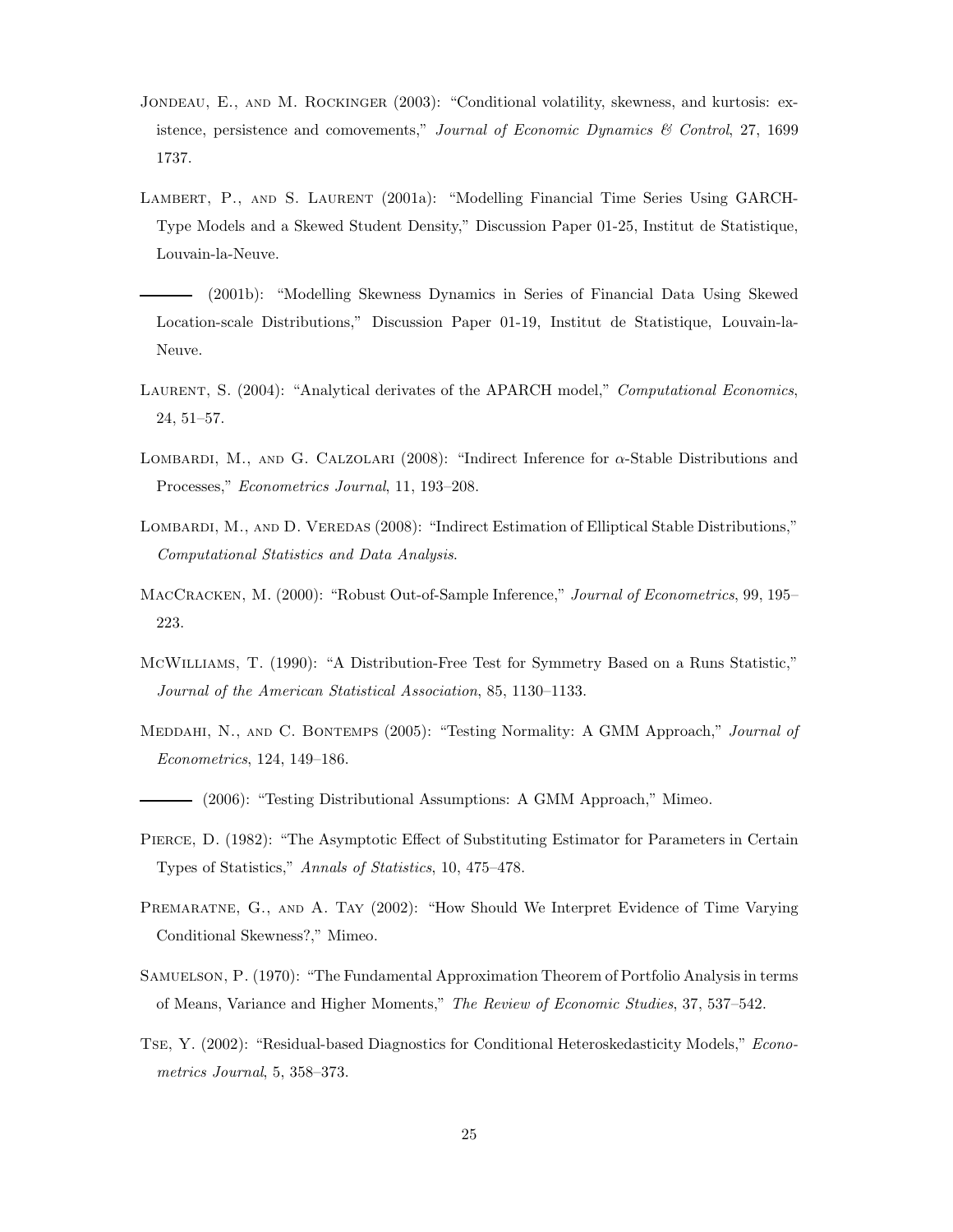Jondeau, E., and M. Rockinger (2003): "Conditional volatility, skewness, and kurtosis: existence, persistence and comovements," *Journal of Economic Dynamics & Control*, 27, 1699 1737.

Lambert, P., and S. Laurent (2001a): "Modelling Financial Time Series Using GARCH-Type Models and a Skewed Student Density," Discussion Paper 01-25, Institut de Statistique, Louvain-la-Neuve.

——— (2001b): "Modelling Skewness Dynamics in Series of Financial Data Using Skewed Location-scale Distributions," Discussion Paper 01-19, Institut de Statistique, Louvain-la-Neuve.

Laurent, S. (2004): "Analytical derivates of the APARCH model," *Computational Economics*, 24, 51–57.

Lombardi, M., and G. Calzolari (2008): "Indirect Inference for $\alpha$-Stable Distributions and Processes," *Econometrics Journal*, 11, 193–208.

Lombardi, M., and D. Veredas (2008): "Indirect Estimation of Elliptical Stable Distributions," *Computational Statistics and Data Analysis*.

MacCracken, M. (2000): "Robust Out-of-Sample Inference," *Journal of Econometrics*, 99, 195–223.

McWilliams, T. (1990): "A Distribution-Free Test for Symmetry Based on a Runs Statistic," *Journal of the American Statistical Association*, 85, 1130–1133.

Meddahi, N., and C. Bontemps (2005): "Testing Normality: A GMM Approach," *Journal of Econometrics*, 124, 149–186.

——— (2006): "Testing Distributional Assumptions: A GMM Approach," Mimeo.

Pierce, D. (1982): "The Asymptotic Effect of Substituting Estimator for Parameters in Certain Types of Statistics," *Annals of Statistics*, 10, 475–478.

Premaratne, G., and A. Tay (2002): "How Should We Interpret Evidence of Time Varying Conditional Skewness?," Mimeo.

Samuelson, P. (1970): "The Fundamental Approximation Theorem of Portfolio Analysis in terms of Means, Variance and Higher Moments," *The Review of Economic Studies*, 37, 537–542.

Tse, Y. (2002): "Residual-based Diagnostics for Conditional Heteroskedasticity Models," *Econometrics Journal*, 5, 358–373.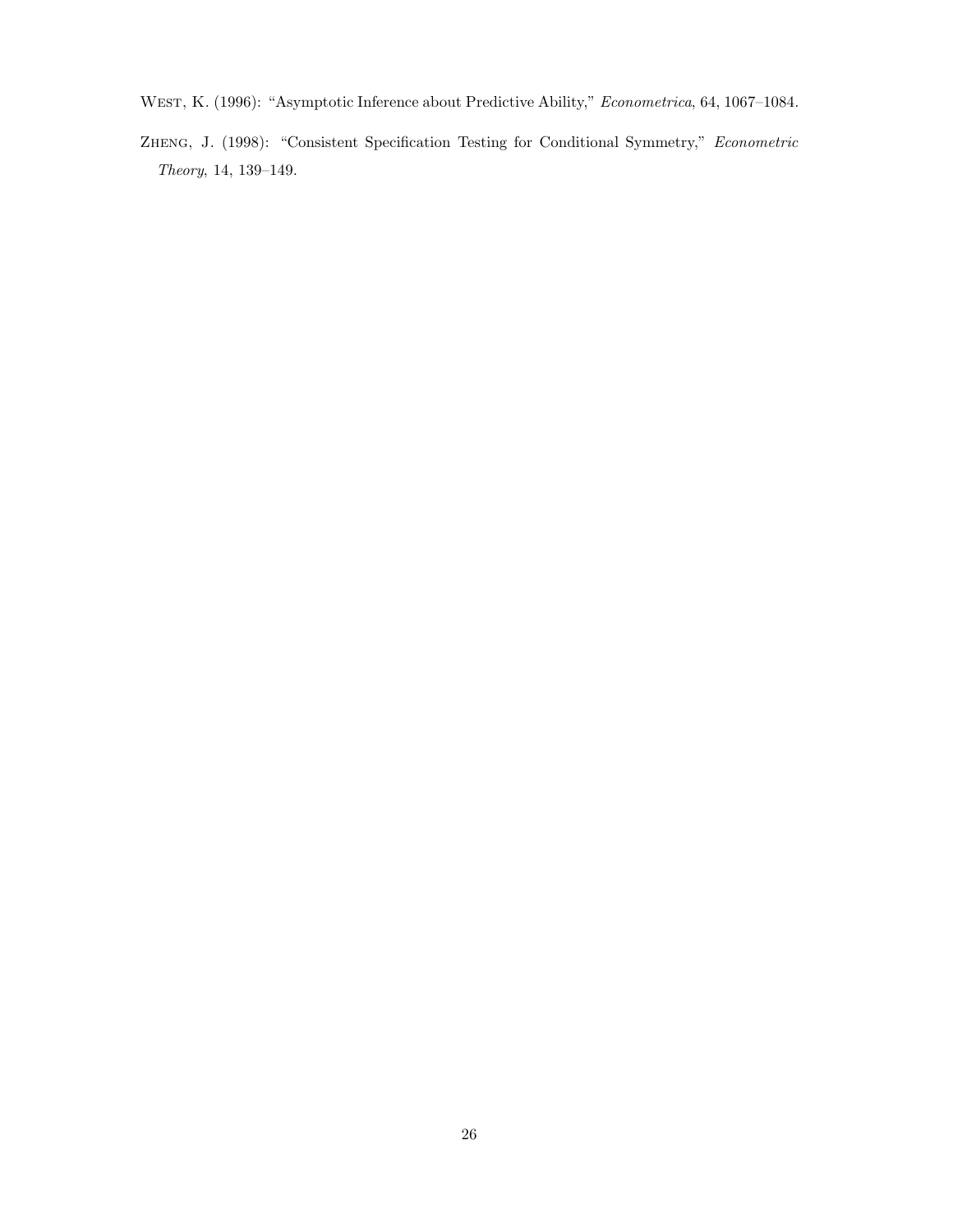West, K. (1996): "Asymptotic Inference about Predictive Ability," *Econometrica*, 64, 1067–1084.

Zheng, J. (1998): "Consistent Specification Testing for Conditional Symmetry," *Econometric Theory*, 14, 139–149.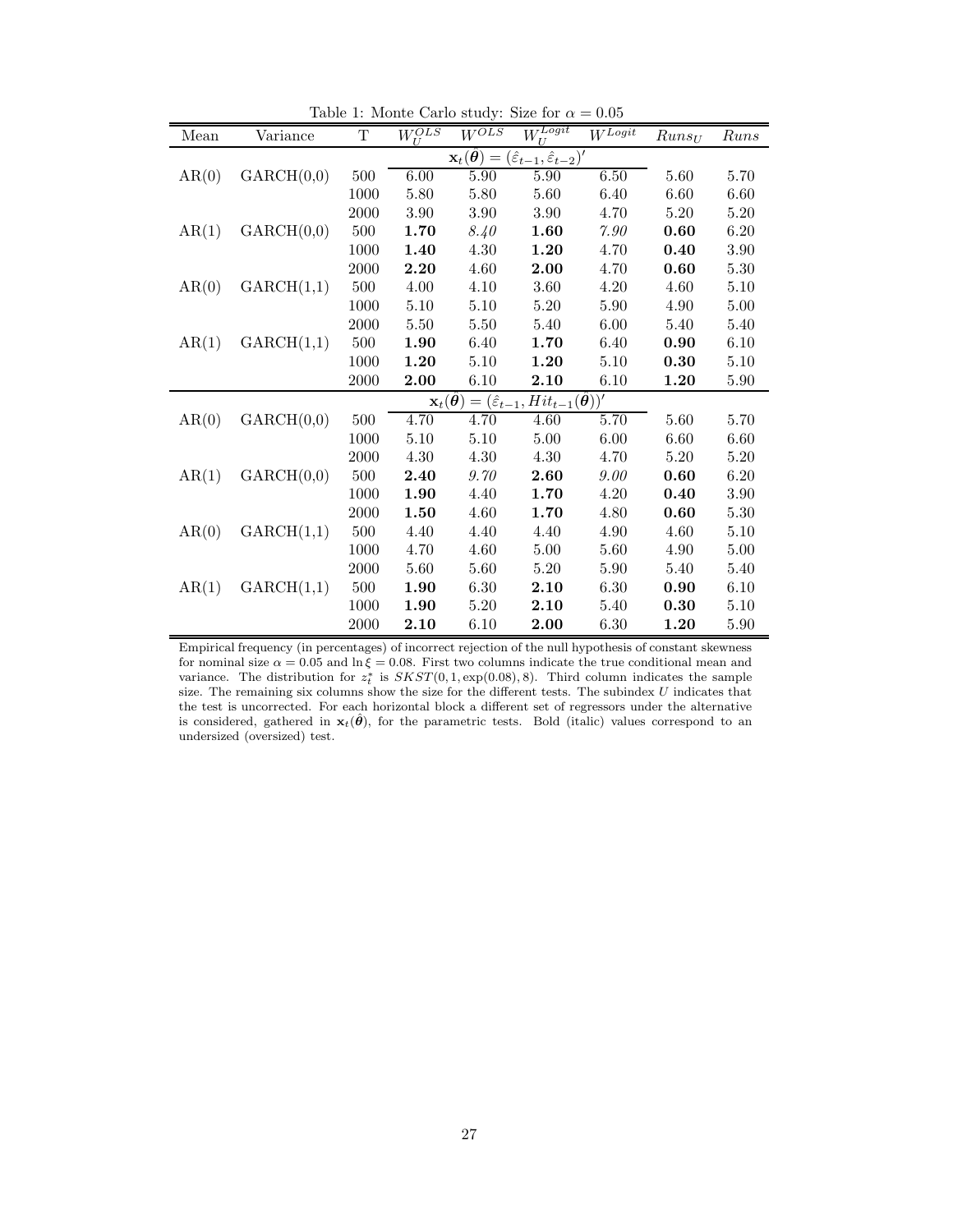Table 1: Monte Carlo study: Size for $\alpha = 0.05$

| Mean | Variance | T | $W_U^{OLS}$ | $W^{OLS}$ | $W_U^{Logit}$ | $W^{Logit}$ | $Runs_U$ | $Runs$ |
|---|---|---|---|---|---|---|---|---|
| | | | $\mathbf{x}_t(\hat{\boldsymbol{\theta}}) = (\hat{\varepsilon}_{t-1}, \hat{\varepsilon}_{t-2})'$ | | | | | |
| AR(0) | GARCH(0,0) | 500 | 6.00 | 5.90 | 5.90 | 6.50 | 5.60 | 5.70 |
| | | 1000 | 5.80 | 5.80 | 5.60 | 6.40 | 6.60 | 6.60 |
| | | 2000 | 3.90 | 3.90 | 3.90 | 4.70 | 5.20 | 5.20 |
| AR(1) | GARCH(0,0) | 500 | **1.70** | *8.40* | **1.60** | *7.90* | **0.60** | 6.20 |
| | | 1000 | **1.40** | 4.30 | **1.20** | 4.70 | **0.40** | 3.90 |
| | | 2000 | **2.20** | 4.60 | **2.00** | 4.70 | **0.60** | 5.30 |
| AR(0) | GARCH(1,1) | 500 | 4.00 | 4.10 | 3.60 | 4.20 | 4.60 | 5.10 |
| | | 1000 | 5.10 | 5.10 | 5.20 | 5.90 | 4.90 | 5.00 |
| | | 2000 | 5.50 | 5.50 | 5.40 | 6.00 | 5.40 | 5.40 |
| AR(1) | GARCH(1,1) | 500 | **1.90** | 6.40 | **1.70** | 6.40 | **0.90** | 6.10 |
| | | 1000 | **1.20** | 5.10 | **1.20** | 5.10 | **0.30** | 5.10 |
| | | 2000 | **2.00** | 6.10 | **2.10** | 6.10 | **1.20** | 5.90 |
| | | | $\mathbf{x}_t(\boldsymbol{\theta}) = (\hat{\varepsilon}_{t-1}, Hit_{t-1}(\boldsymbol{\theta}))'$ | | | | | |
| AR(0) | GARCH(0,0) | 500 | 4.70 | 4.70 | 4.60 | 5.70 | 5.60 | 5.70 |
| | | 1000 | 5.10 | 5.10 | 5.00 | 6.00 | 6.60 | 6.60 |
| | | 2000 | 4.30 | 4.30 | 4.30 | 4.70 | 5.20 | 5.20 |
| AR(1) | GARCH(0,0) | 500 | **2.40** | *9.70* | **2.60** | *9.00* | **0.60** | 6.20 |
| | | 1000 | **1.90** | 4.40 | **1.70** | 4.20 | **0.40** | 3.90 |
| | | 2000 | **1.50** | 4.60 | **1.70** | 4.80 | **0.60** | 5.30 |
| AR(0) | GARCH(1,1) | 500 | 4.40 | 4.40 | 4.40 | 4.90 | 4.60 | 5.10 |
| | | 1000 | 4.70 | 4.60 | 5.00 | 5.60 | 4.90 | 5.00 |
| | | 2000 | 5.60 | 5.60 | 5.20 | 5.90 | 5.40 | 5.40 |
| AR(1) | GARCH(1,1) | 500 | **1.90** | 6.30 | **2.10** | 6.30 | **0.90** | 6.10 |
| | | 1000 | **1.90** | 5.20 | **2.10** | 5.40 | **0.30** | 5.10 |
| | | 2000 | **2.10** | 6.10 | **2.00** | 6.30 | **1.20** | 5.90 |

Empirical frequency (in percentages) of incorrect rejection of the null hypothesis of constant skewness for nominal size $\alpha = 0.05$ and $\ln \xi = 0.08$. First two columns indicate the true conditional mean and variance. The distribution for $z_t^*$ is $SKST(0, 1, \exp(0.08), 8)$. Third column indicates the sample size. The remaining six columns show the size for the different tests. The subindex $U$ indicates that the test is uncorrected. For each horizontal block a different set of regressors under the alternative is considered, gathered in $\mathbf{x}_t(\hat{\boldsymbol{\theta}})$, for the parametric tests. Bold (italic) values correspond to an undersized (oversized) test.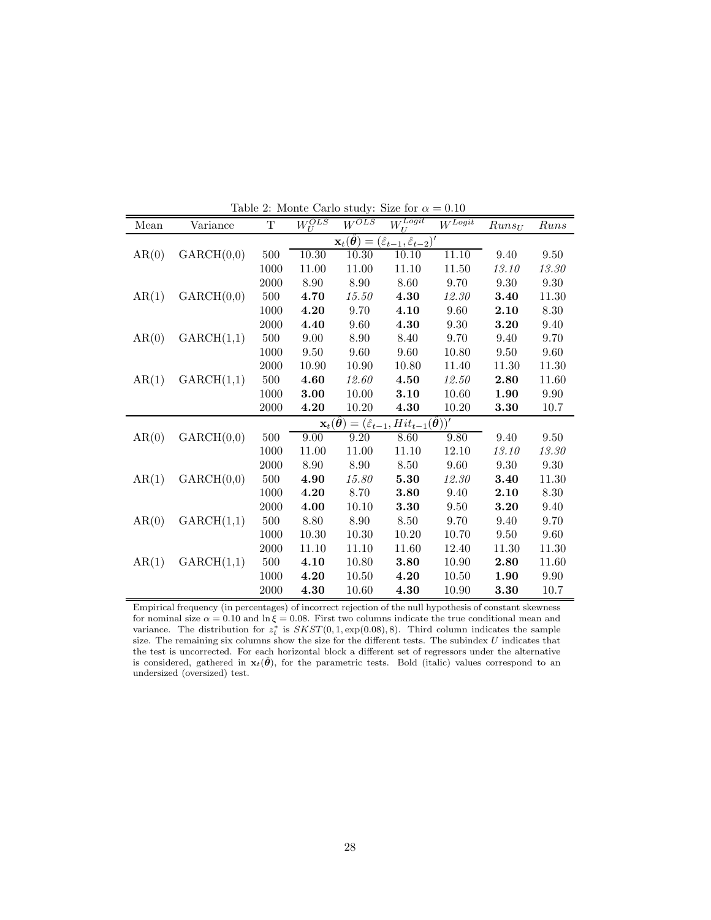Table 2: Monte Carlo study: Size for $\alpha = 0.10$

| Mean | Variance | T | $W_U^{OLS}$ | $W^{OLS}$ | $W_U^{Logit}$ | $W^{Logit}$ | $Runs_U$ | $Runs$ |
|---|---|---|---|---|---|---|---|---|
| | | | $\mathbf{x}_t(\hat{\boldsymbol{\theta}}) = (\hat{\varepsilon}_{t-1}, \hat{\varepsilon}_{t-2})'$ | | | | | |
| AR(0) | GARCH(0,0) | 500 | 10.30 | 10.30 | 10.10 | 11.10 | 9.40 | 9.50 |
| | | 1000 | 11.00 | 11.00 | 11.10 | 11.50 | *13.10* | *13.30* |
| | | 2000 | 8.90 | 8.90 | 8.60 | 9.70 | 9.30 | 9.30 |
| AR(1) | GARCH(0,0) | 500 | **4.70** | *15.50* | **4.30** | *12.30* | **3.40** | 11.30 |
| | | 1000 | **4.20** | 9.70 | **4.10** | 9.60 | **2.10** | 8.30 |
| | | 2000 | **4.40** | 9.60 | **4.30** | 9.30 | **3.20** | 9.40 |
| AR(0) | GARCH(1,1) | 500 | 9.00 | 8.90 | 8.40 | 9.70 | 9.40 | 9.70 |
| | | 1000 | 9.50 | 9.60 | 9.60 | 10.80 | 9.50 | 9.60 |
| | | 2000 | 10.90 | 10.90 | 10.80 | 11.40 | 11.30 | 11.30 |
| AR(1) | GARCH(1,1) | 500 | **4.60** | *12.60* | **4.50** | *12.50* | **2.80** | 11.60 |
| | | 1000 | **3.00** | 10.00 | **3.10** | 10.60 | **1.90** | 9.90 |
| | | 2000 | **4.20** | 10.20 | **4.30** | 10.20 | **3.30** | 10.7 |
| | | | $\mathbf{x}_t(\hat{\boldsymbol{\theta}}) = (\hat{\varepsilon}_{t-1}, Hit_{t-1}(\hat{\boldsymbol{\theta}}))'$ | | | | | |
| AR(0) | GARCH(0,0) | 500 | 9.00 | 9.20 | 8.60 | 9.80 | 9.40 | 9.50 |
| | | 1000 | 11.00 | 11.00 | 11.10 | 12.10 | *13.10* | *13.30* |
| | | 2000 | 8.90 | 8.90 | 8.50 | 9.60 | 9.30 | 9.30 |
| AR(1) | GARCH(0,0) | 500 | **4.90** | *15.80* | **5.30** | *12.30* | **3.40** | 11.30 |
| | | 1000 | **4.20** | 8.70 | **3.80** | 9.40 | **2.10** | 8.30 |
| | | 2000 | **4.00** | 10.10 | **3.30** | 9.50 | **3.20** | 9.40 |
| AR(0) | GARCH(1,1) | 500 | 8.80 | 8.90 | 8.50 | 9.70 | 9.40 | 9.70 |
| | | 1000 | 10.30 | 10.30 | 10.20 | 10.70 | 9.50 | 9.60 |
| | | 2000 | 11.10 | 11.10 | 11.60 | 12.40 | 11.30 | 11.30 |
| AR(1) | GARCH(1,1) | 500 | **4.10** | 10.80 | **3.80** | 10.90 | **2.80** | 11.60 |
| | | 1000 | **4.20** | 10.50 | **4.20** | 10.50 | **1.90** | 9.90 |
| | | 2000 | **4.30** | 10.60 | **4.30** | 10.90 | **3.30** | 10.7 |

Empirical frequency (in percentages) of incorrect rejection of the null hypothesis of constant skewness for nominal size $\alpha = 0.10$ and $\ln \xi = 0.08$. First two columns indicate the true conditional mean and variance. The distribution for $z_t^*$ is $SKST(0, 1, \exp(0.08), 8)$. Third column indicates the sample size. The remaining six columns show the size for the different tests. The subindex $U$ indicates that the test is uncorrected. For each horizontal block a different set of regressors under the alternative is considered, gathered in $\mathbf{x}_t(\hat{\boldsymbol{\theta}})$, for the parametric tests. Bold (italic) values correspond to an undersized (oversized) test.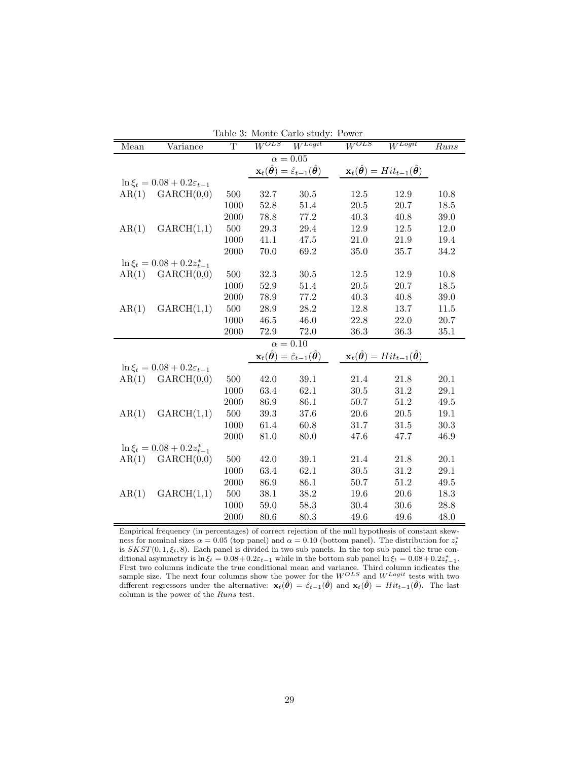Table 3: Monte Carlo study: Power

| Mean | Variance | T | $W^{OLS}$ | $W^{Logit}$ | $W^{OLS}$ | $W^{Logit}$ | *Runs* |
|---|---|---|---|---|---|---|---|
| | | | $\alpha = 0.05$ | | | | |
| | | | $\mathbf{x}_t(\hat{\boldsymbol{\theta}}) = \hat{\varepsilon}_{t-1}(\hat{\boldsymbol{\theta}})$ | | $\mathbf{x}_t(\hat{\boldsymbol{\theta}}) = Hit_{t-1}(\hat{\boldsymbol{\theta}})$ | | |
| $\ln \xi_t = 0.08 + 0.2\varepsilon_{t-1}$ | | | | | | | |
| AR(1) | GARCH(0,0) | 500 | 32.7 | 30.5 | 12.5 | 12.9 | 10.8 |
| | | 1000 | 52.8 | 51.4 | 20.5 | 20.7 | 18.5 |
| | | 2000 | 78.8 | 77.2 | 40.3 | 40.8 | 39.0 |
| AR(1) | GARCH(1,1) | 500 | 29.3 | 29.4 | 12.9 | 12.5 | 12.0 |
| | | 1000 | 41.1 | 47.5 | 21.0 | 21.9 | 19.4 |
| | | 2000 | 70.0 | 69.2 | 35.0 | 35.7 | 34.2 |
| $\ln \xi_t = 0.08 + 0.2z^*_{t-1}$ | | | | | | | |
| AR(1) | GARCH(0,0) | 500 | 32.3 | 30.5 | 12.5 | 12.9 | 10.8 |
| | | 1000 | 52.9 | 51.4 | 20.5 | 20.7 | 18.5 |
| | | 2000 | 78.9 | 77.2 | 40.3 | 40.8 | 39.0 |
| AR(1) | GARCH(1,1) | 500 | 28.9 | 28.2 | 12.8 | 13.7 | 11.5 |
| | | 1000 | 46.5 | 46.0 | 22.8 | 22.0 | 20.7 |
| | | 2000 | 72.9 | 72.0 | 36.3 | 36.3 | 35.1 |
| | | | $\alpha = 0.10$ | | | | |
| | | | $\mathbf{x}_t(\hat{\boldsymbol{\theta}}) = \hat{\varepsilon}_{t-1}(\hat{\boldsymbol{\theta}})$ | | $\mathbf{x}_t(\hat{\boldsymbol{\theta}}) = Hit_{t-1}(\hat{\boldsymbol{\theta}})$ | | |
| $\ln \xi_t = 0.08 + 0.2\varepsilon_{t-1}$ | | | | | | | |
| AR(1) | GARCH(0,0) | 500 | 42.0 | 39.1 | 21.4 | 21.8 | 20.1 |
| | | 1000 | 63.4 | 62.1 | 30.5 | 31.2 | 29.1 |
| | | 2000 | 86.9 | 86.1 | 50.7 | 51.2 | 49.5 |
| AR(1) | GARCH(1,1) | 500 | 39.3 | 37.6 | 20.6 | 20.5 | 19.1 |
| | | 1000 | 61.4 | 60.8 | 31.7 | 31.5 | 30.3 |
| | | 2000 | 81.0 | 80.0 | 47.6 | 47.7 | 46.9 |
| $\ln \xi_t = 0.08 + 0.2z^*_{t-1}$ | | | | | | | |
| AR(1) | GARCH(0,0) | 500 | 42.0 | 39.1 | 21.4 | 21.8 | 20.1 |
| | | 1000 | 63.4 | 62.1 | 30.5 | 31.2 | 29.1 |
| | | 2000 | 86.9 | 86.1 | 50.7 | 51.2 | 49.5 |
| AR(1) | GARCH(1,1) | 500 | 38.1 | 38.2 | 19.6 | 20.6 | 18.3 |
| | | 1000 | 59.0 | 58.3 | 30.4 | 30.6 | 28.8 |
| | | 2000 | 80.6 | 80.3 | 49.6 | 49.6 | 48.0 |

Empirical frequency (in percentages) of correct rejection of the null hypothesis of constant skewness for nominal sizes $\alpha = 0.05$ (top panel) and $\alpha = 0.10$ (bottom panel). The distribution for $z^*_t$ is $SKST(0, 1, \xi_t, 8)$. Each panel is divided in two sub panels. In the top sub panel the true conditional asymmetry is $\ln \xi_t = 0.08 + 0.2\varepsilon_{t-1}$ while in the bottom sub panel $\ln \xi_t = 0.08 + 0.2z^*_{t-1}$. First two columns indicate the true conditional mean and variance. Third column indicates the sample size. The next four columns show the power for the $W^{OLS}$ and $W^{Logit}$ tests with two different regressors under the alternative: $\mathbf{x}_t(\hat{\boldsymbol{\theta}}) = \hat{\varepsilon}_{t-1}(\hat{\boldsymbol{\theta}})$ and $\mathbf{x}_t(\hat{\boldsymbol{\theta}}) = Hit_{t-1}(\hat{\boldsymbol{\theta}})$. The last column is the power of the *Runs* test.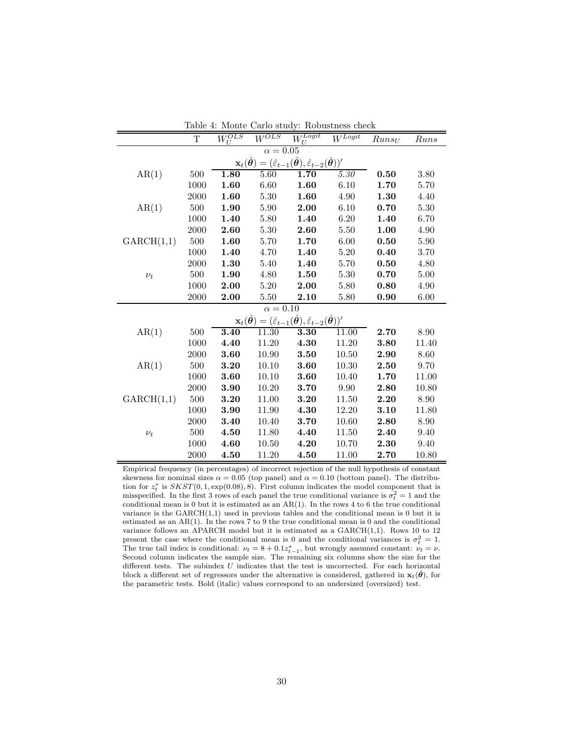Table 4: Monte Carlo study: Robustness check

| | T | $W_U^{OLS}$ | $W^{OLS}$ | $W_U^{Logit}$ | $W^{Logit}$ | $Runs_U$ | $Runs$ |
|---|---|---|---|---|---|---|---|
| | | | $\alpha = 0.05$ | | | | |
| | | $\mathbf{x}_t(\hat{\boldsymbol{\theta}}) = (\hat{\varepsilon}_{t-1}(\hat{\boldsymbol{\theta}}), \hat{\varepsilon}_{t-2}(\hat{\boldsymbol{\theta}}))'$ | | | | | |
| AR(1) | 500 | **1.80** | 5.60 | **1.70** | *5.30* | **0.50** | 3.80 |
| | 1000 | **1.60** | 6.60 | **1.60** | 6.10 | **1.70** | 5.70 |
| | 2000 | **1.60** | 5.30 | **1.60** | 4.90 | **1.30** | 4.40 |
| AR(1) | 500 | **1.90** | 5.90 | **2.00** | 6.10 | **0.70** | 5.30 |
| | 1000 | **1.40** | 5.80 | **1.40** | 6.20 | **1.40** | 6.70 |
| | 2000 | **2.60** | 5.30 | **2.60** | 5.50 | **1.00** | 4.90 |
| GARCH(1,1) | 500 | **1.60** | 5.70 | **1.70** | 6.00 | **0.50** | 5.90 |
| | 1000 | **1.40** | 4.70 | **1.40** | 5.20 | **0.40** | 3.70 |
| | 2000 | **1.30** | 5.40 | **1.40** | 5.70 | **0.50** | 4.80 |
| $\nu_t$ | 500 | **1.90** | 4.80 | **1.50** | 5.30 | **0.70** | 5.00 |
| | 1000 | **2.00** | 5.20 | **2.00** | 5.80 | **0.80** | 4.90 |
| | 2000 | **2.00** | 5.50 | **2.10** | 5.80 | **0.90** | 6.00 |
| | | | $\alpha = 0.10$ | | | | |
| | | $\mathbf{x}_t(\hat{\boldsymbol{\theta}}) = (\hat{\varepsilon}_{t-1}(\hat{\boldsymbol{\theta}}), \hat{\varepsilon}_{t-2}(\hat{\boldsymbol{\theta}}))'$ | | | | | |
| AR(1) | 500 | **3.40** | 11.30 | **3.30** | 11.00 | **2.70** | 8.90 |
| | 1000 | **4.40** | 11.20 | **4.30** | 11.20 | **3.80** | 11.40 |
| | 2000 | **3.60** | 10.90 | **3.50** | 10.50 | **2.90** | 8.60 |
| AR(1) | 500 | **3.20** | 10.10 | **3.60** | 10.30 | **2.50** | 9.70 |
| | 1000 | **3.60** | 10.10 | **3.60** | 10.40 | **1.70** | 11.00 |
| | 2000 | **3.90** | 10.20 | **3.70** | 9.90 | **2.80** | 10.80 |
| GARCH(1,1) | 500 | **3.20** | 11.00 | **3.20** | 11.50 | **2.20** | 8.90 |
| | 1000 | **3.90** | 11.90 | **4.30** | 12.20 | **3.10** | 11.80 |
| | 2000 | **3.40** | 10.40 | **3.70** | 10.60 | **2.80** | 8.90 |
| $\nu_t$ | 500 | **4.50** | 11.80 | **4.40** | 11.50 | **2.40** | 9.40 |
| | 1000 | **4.60** | 10.50 | **4.20** | 10.70 | **2.30** | 9.40 |
| | 2000 | **4.50** | 11.20 | **4.50** | 11.00 | **2.70** | 10.80 |

Empirical frequency (in percentages) of incorrect rejection of the null hypothesis of constant skewness for nominal sizes $\alpha = 0.05$ (top panel) and $\alpha = 0.10$ (bottom panel). The distribution for $z_t^*$ is $SKST(0, 1, \exp(0.08), 8)$. First column indicates the model component that is misspecified. In the first 3 rows of each panel the true conditional variance is $\sigma_t^2 = 1$ and the conditional mean is 0 but it is estimated as an AR(1). In the rows 4 to 6 the true conditional variance is the GARCH(1,1) used in previous tables and the conditional mean is 0 but it is estimated as an AR(1). In the rows 7 to 9 the true conditional mean is 0 and the conditional variance follows an APARCH model but it is estimated as a GARCH(1,1). Rows 10 to 12 present the case where the conditional mean is 0 and the conditional variances is $\sigma_t^2 = 1$. The true tail index is conditional: $\nu_t = 8 + 0.1z_{t-1}^*$, but wrongly assumed constant: $\nu_t = \nu$. Second column indicates the sample size. The remaining six columns show the size for the different tests. The subindex $U$ indicates that the test is uncorrected. For each horizontal block a different set of regressors under the alternative is considered, gathered in $\mathbf{x}_t(\hat{\boldsymbol{\theta}})$, for the parametric tests. Bold (italic) values correspond to an undersized (oversized) test.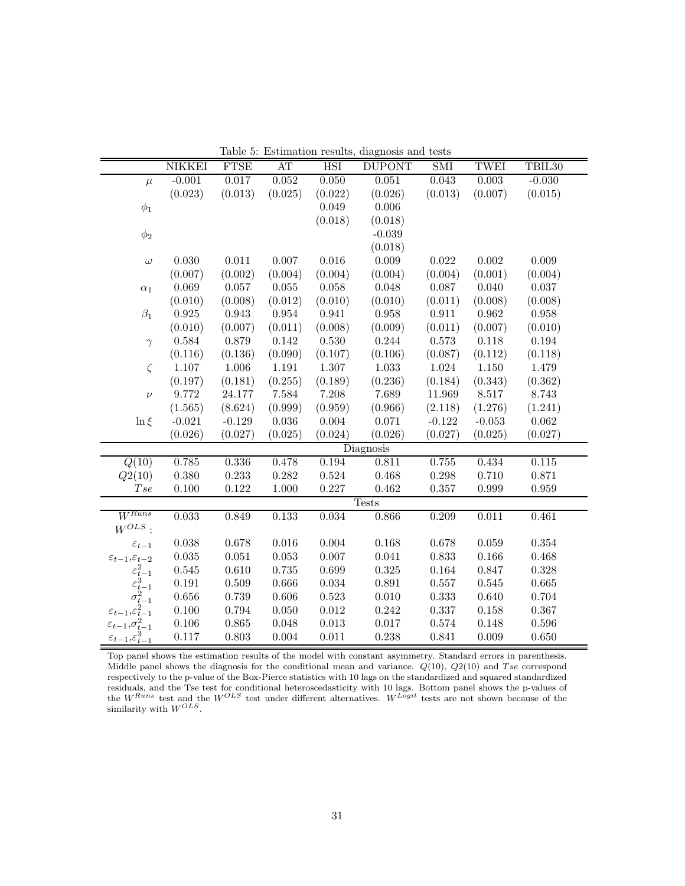Table 5: Estimation results, diagnosis and tests

| | NIKKEI | FTSE | AT | HSI | DUPONT | SMI | TWEI | TBIL30 |
|---|---|---|---|---|---|---|---|---|
| $\mu$ | -0.001 | 0.017 | 0.052 | 0.050 | 0.051 | 0.043 | 0.003 | -0.030 |
| | (0.023) | (0.013) | (0.025) | (0.022) | (0.026) | (0.013) | (0.007) | (0.015) |
| $\phi_1$ | | | | 0.049 | 0.006 | | | |
| | | | | (0.018) | (0.018) | | | |
| $\phi_2$ | | | | | -0.039 | | | |
| | | | | | (0.018) | | | |
| $\omega$ | 0.030 | 0.011 | 0.007 | 0.016 | 0.009 | 0.022 | 0.002 | 0.009 |
| | (0.007) | (0.002) | (0.004) | (0.004) | (0.004) | (0.004) | (0.001) | (0.004) |
| $\alpha_1$ | 0.069 | 0.057 | 0.055 | 0.058 | 0.048 | 0.087 | 0.040 | 0.037 |
| | (0.010) | (0.008) | (0.012) | (0.010) | (0.010) | (0.011) | (0.008) | (0.008) |
| $\beta_1$ | 0.925 | 0.943 | 0.954 | 0.941 | 0.958 | 0.911 | 0.962 | 0.958 |
| | (0.010) | (0.007) | (0.011) | (0.008) | (0.009) | (0.011) | (0.007) | (0.010) |
| $\gamma$ | 0.584 | 0.879 | 0.142 | 0.530 | 0.244 | 0.573 | 0.118 | 0.194 |
| | (0.116) | (0.136) | (0.090) | (0.107) | (0.106) | (0.087) | (0.112) | (0.118) |
| $\zeta$ | 1.107 | 1.006 | 1.191 | 1.307 | 1.033 | 1.024 | 1.150 | 1.479 |
| | (0.197) | (0.181) | (0.255) | (0.189) | (0.236) | (0.184) | (0.343) | (0.362) |
| $\nu$ | 9.772 | 24.177 | 7.584 | 7.208 | 7.689 | 11.969 | 8.517 | 8.743 |
| | (1.565) | (8.624) | (0.999) | (0.959) | (0.966) | (2.118) | (1.276) | (1.241) |
| $\ln \xi$ | -0.021 | -0.129 | 0.036 | 0.004 | 0.071 | -0.122 | -0.053 | 0.062 |
| | (0.026) | (0.027) | (0.025) | (0.024) | (0.026) | (0.027) | (0.025) | (0.027) |
| | | | | | Diagnosis | | | |
| $Q(10)$ | 0.785 | 0.336 | 0.478 | 0.194 | 0.811 | 0.755 | 0.434 | 0.115 |
| $Q2(10)$ | 0.380 | 0.233 | 0.282 | 0.524 | 0.468 | 0.298 | 0.710 | 0.871 |
| $Tse$ | 0.100 | 0.122 | 1.000 | 0.227 | 0.462 | 0.357 | 0.999 | 0.959 |
| | | | | | Tests | | | |
| $W^{Runs}$ | 0.033 | 0.849 | 0.133 | 0.034 | 0.866 | 0.209 | 0.011 | 0.461 |
| $W^{OLS}$ : | | | | | | | | |
| $\varepsilon_{t-1}$ | 0.038 | 0.678 | 0.016 | 0.004 | 0.168 | 0.678 | 0.059 | 0.354 |
| $\varepsilon_{t-1}$,$\varepsilon_{t-2}$ | 0.035 | 0.051 | 0.053 | 0.007 | 0.041 | 0.833 | 0.166 | 0.468 |
| $\varepsilon_{t-1}^2$ | 0.545 | 0.610 | 0.735 | 0.699 | 0.325 | 0.164 | 0.847 | 0.328 |
| $\varepsilon_{t-1}^3$ | 0.191 | 0.509 | 0.666 | 0.034 | 0.891 | 0.557 | 0.545 | 0.665 |
| $\sigma_{t-1}^2$ | 0.656 | 0.739 | 0.606 | 0.523 | 0.010 | 0.333 | 0.640 | 0.704 |
| $\varepsilon_{t-1}$,$\varepsilon_{t-1}^2$ | 0.100 | 0.794 | 0.050 | 0.012 | 0.242 | 0.337 | 0.158 | 0.367 |
| $\varepsilon_{t-1}$,$\sigma_{t-1}^2$ | 0.106 | 0.865 | 0.048 | 0.013 | 0.017 | 0.574 | 0.148 | 0.596 |
| $\varepsilon_{t-1}$,$\varepsilon_{t-1}^3$ | 0.117 | 0.803 | 0.004 | 0.011 | 0.238 | 0.841 | 0.009 | 0.650 |

Top panel shows the estimation results of the model with constant asymmetry. Standard errors in parenthesis. Middle panel shows the diagnosis for the conditional mean and variance. $Q(10)$, $Q2(10)$ and $Tse$ correspond respectively to the p-value of the Box-Pierce statistics with 10 lags on the standardized and squared standardized residuals, and the Tse test for conditional heteroscedasticity with 10 lags. Bottom panel shows the p-values of the $W^{Runs}$ test and the $W^{OLS}$ test under different alternatives. $W^{Logit}$ tests are not shown because of the similarity with $W^{OLS}$.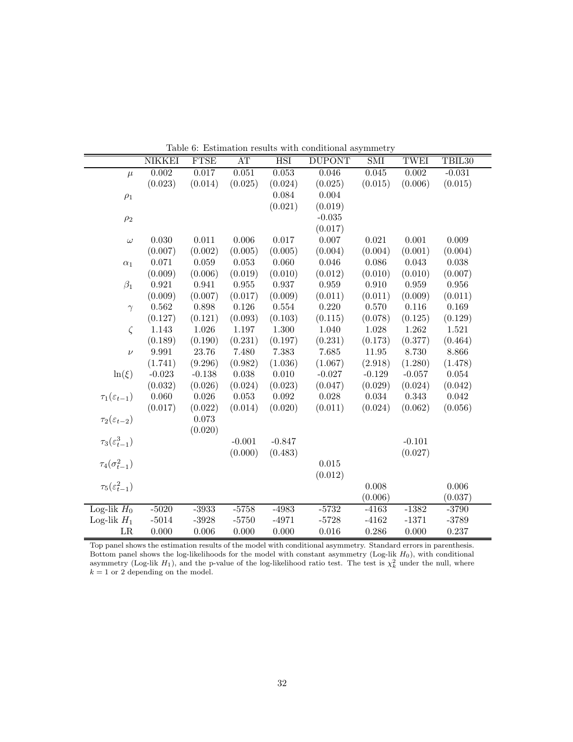Table 6: Estimation results with conditional asymmetry

| | NIKKEI | FTSE | AT | HSI | DUPONT | SMI | TWEI | TBIL30 |
|---|---|---|---|---|---|---|---|---|
| $\mu$ | 0.002 | 0.017 | 0.051 | 0.053 | 0.046 | 0.045 | 0.002 | -0.031 |
| | (0.023) | (0.014) | (0.025) | (0.024) | (0.025) | (0.015) | (0.006) | (0.015) |
| $\rho_1$ | | | | 0.084 | 0.004 | | | |
| | | | | (0.021) | (0.019) | | | |
| $\rho_2$ | | | | | -0.035 | | | |
| | | | | | (0.017) | | | |
| $\omega$ | 0.030 | 0.011 | 0.006 | 0.017 | 0.007 | 0.021 | 0.001 | 0.009 |
| | (0.007) | (0.002) | (0.005) | (0.005) | (0.004) | (0.004) | (0.001) | (0.004) |
| $\alpha_1$ | 0.071 | 0.059 | 0.053 | 0.060 | 0.046 | 0.086 | 0.043 | 0.038 |
| | (0.009) | (0.006) | (0.019) | (0.010) | (0.012) | (0.010) | (0.010) | (0.007) |
| $\beta_1$ | 0.921 | 0.941 | 0.955 | 0.937 | 0.959 | 0.910 | 0.959 | 0.956 |
| | (0.009) | (0.007) | (0.017) | (0.009) | (0.011) | (0.011) | (0.009) | (0.011) |
| $\gamma$ | 0.562 | 0.898 | 0.126 | 0.554 | 0.220 | 0.570 | 0.116 | 0.169 |
| | (0.127) | (0.121) | (0.093) | (0.103) | (0.115) | (0.078) | (0.125) | (0.129) |
| $\zeta$ | 1.143 | 1.026 | 1.197 | 1.300 | 1.040 | 1.028 | 1.262 | 1.521 |
| | (0.189) | (0.190) | (0.231) | (0.197) | (0.231) | (0.173) | (0.377) | (0.464) |
| $\nu$ | 9.991 | 23.76 | 7.480 | 7.383 | 7.685 | 11.95 | 8.730 | 8.866 |
| | (1.741) | (9.296) | (0.982) | (1.036) | (1.067) | (2.918) | (1.280) | (1.478) |
| $\ln(\xi)$ | -0.023 | -0.138 | 0.038 | 0.010 | -0.027 | -0.129 | -0.057 | 0.054 |
| | (0.032) | (0.026) | (0.024) | (0.023) | (0.047) | (0.029) | (0.024) | (0.042) |
| $\tau_1(\varepsilon_{t-1})$ | 0.060 | 0.026 | 0.053 | 0.092 | 0.028 | 0.034 | 0.343 | 0.042 |
| | (0.017) | (0.022) | (0.014) | (0.020) | (0.011) | (0.024) | (0.062) | (0.056) |
| $\tau_2(\varepsilon_{t-2})$ | | 0.073 | | | | | | |
| | | (0.020) | | | | | | |
| $\tau_3(\varepsilon^3_{t-1})$ | | | -0.001 | -0.847 | | | -0.101 | |
| | | | (0.000) | (0.483) | | | (0.027) | |
| $\tau_4(\sigma^2_{t-1})$ | | | | | 0.015 | | | |
| | | | | | (0.012) | | | |
| $\tau_5(\varepsilon^2_{t-1})$ | | | | | | 0.008 | | 0.006 |
| | | | | | | (0.006) | | (0.037) |
| Log-lik $H_0$ | -5020 | -3933 | -5758 | -4983 | -5732 | -4163 | -1382 | -3790 |
| Log-lik $H_1$ | -5014 | -3928 | -5750 | -4971 | -5728 | -4162 | -1371 | -3789 |
| LR | 0.000 | 0.006 | 0.000 | 0.000 | 0.016 | 0.286 | 0.000 | 0.237 |

Top panel shows the estimation results of the model with conditional asymmetry. Standard errors in parenthesis. Bottom panel shows the log-likelihoods for the model with constant asymmetry (Log-lik $H_0$), with conditional asymmetry (Log-lik $H_1$), and the p-value of the log-likelihood ratio test. The test is $\chi^2_k$ under the null, where $k = 1$ or 2 depending on the model.